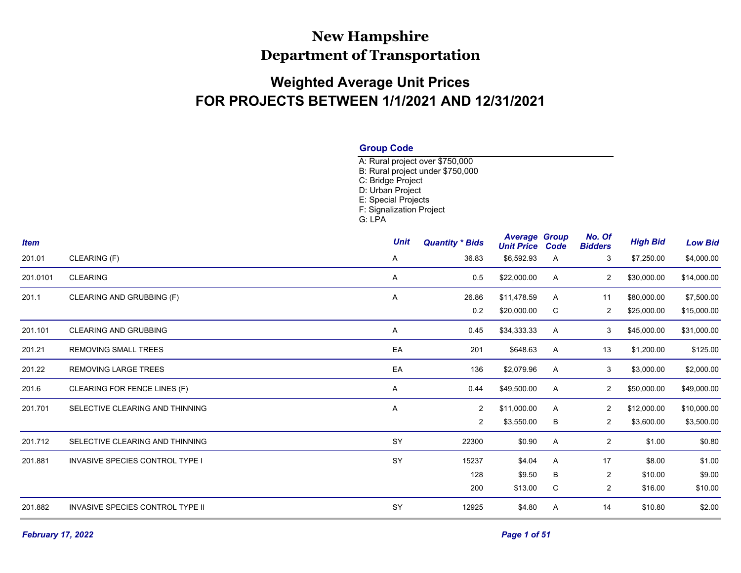# New Hampshire
# Department of Transportation

## Weighted Average Unit Prices
## FOR PROJECTS BETWEEN 1/1/2021 AND 12/31/2021

### Group Code

A: Rural project over $750,000
B: Rural project under $750,000
C: Bridge Project
D: Urban Project
E: Special Projects
F: Signalization Project
G: LPA

| Item | | Unit | Quantity * Bids | Average Unit Price | Group Code | No. Of Bidders | High Bid | Low Bid |
|---|---|---|---|---|---|---|---|---|
| 201.01 | CLEARING (F) | A | 36.83 | $6,592.93 | A | 3 | $7,250.00 | $4,000.00 |
| 201.0101 | CLEARING | A | 0.5 | $22,000.00 | A | 2 | $30,000.00 | $14,000.00 |
| 201.1 | CLEARING AND GRUBBING (F) | A | 26.86 | $11,478.59 | A | 11 | $80,000.00 | $7,500.00 |
| | | | 0.2 | $20,000.00 | C | 2 | $25,000.00 | $15,000.00 |
| 201.101 | CLEARING AND GRUBBING | A | 0.45 | $34,333.33 | A | 3 | $45,000.00 | $31,000.00 |
| 201.21 | REMOVING SMALL TREES | EA | 201 | $648.63 | A | 13 | $1,200.00 | $125.00 |
| 201.22 | REMOVING LARGE TREES | EA | 136 | $2,079.96 | A | 3 | $3,000.00 | $2,000.00 |
| 201.6 | CLEARING FOR FENCE LINES (F) | A | 0.44 | $49,500.00 | A | 2 | $50,000.00 | $49,000.00 |
| 201.701 | SELECTIVE CLEARING AND THINNING | A | 2 | $11,000.00 | A | 2 | $12,000.00 | $10,000.00 |
| | | | 2 | $3,550.00 | B | 2 | $3,600.00 | $3,500.00 |
| 201.712 | SELECTIVE CLEARING AND THINNING | SY | 22300 | $0.90 | A | 2 | $1.00 | $0.80 |
| 201.881 | INVASIVE SPECIES CONTROL TYPE I | SY | 15237 | $4.04 | A | 17 | $8.00 | $1.00 |
| | | | 128 | $9.50 | B | 2 | $10.00 | $9.00 |
| | | | 200 | $13.00 | C | 2 | $16.00 | $10.00 |
| 201.882 | INVASIVE SPECIES CONTROL TYPE II | SY | 12925 | $4.80 | A | 14 | $10.80 | $2.00 |

*February 17, 2022*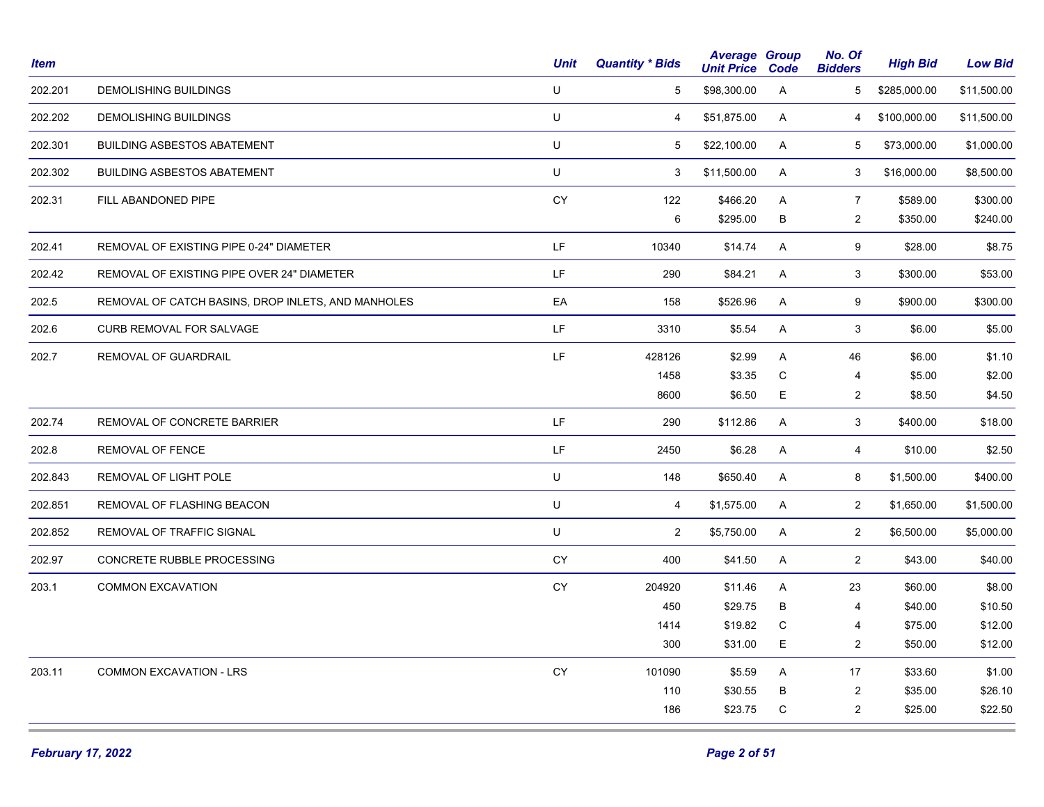| Item | | Unit | Quantity * Bids | Average Unit Price | Group Code | No. Of Bidders | High Bid | Low Bid |
|---|---|---|---|---|---|---|---|---|
| 202.201 | DEMOLISHING BUILDINGS | U | 5 | $98,300.00 | A | 5 | $285,000.00 | $11,500.00 |
| 202.202 | DEMOLISHING BUILDINGS | U | 4 | $51,875.00 | A | 4 | $100,000.00 | $11,500.00 |
| 202.301 | BUILDING ASBESTOS ABATEMENT | U | 5 | $22,100.00 | A | 5 | $73,000.00 | $1,000.00 |
| 202.302 | BUILDING ASBESTOS ABATEMENT | U | 3 | $11,500.00 | A | 3 | $16,000.00 | $8,500.00 |
| 202.31 | FILL ABANDONED PIPE | CY | 122 | $466.20 | A | 7 | $589.00 | $300.00 |
| | | | 6 | $295.00 | B | 2 | $350.00 | $240.00 |
| 202.41 | REMOVAL OF EXISTING PIPE 0-24" DIAMETER | LF | 10340 | $14.74 | A | 9 | $28.00 | $8.75 |
| 202.42 | REMOVAL OF EXISTING PIPE OVER 24" DIAMETER | LF | 290 | $84.21 | A | 3 | $300.00 | $53.00 |
| 202.5 | REMOVAL OF CATCH BASINS, DROP INLETS, AND MANHOLES | EA | 158 | $526.96 | A | 9 | $900.00 | $300.00 |
| 202.6 | CURB REMOVAL FOR SALVAGE | LF | 3310 | $5.54 | A | 3 | $6.00 | $5.00 |
| 202.7 | REMOVAL OF GUARDRAIL | LF | 428126 | $2.99 | A | 46 | $6.00 | $1.10 |
| | | | 1458 | $3.35 | C | 4 | $5.00 | $2.00 |
| | | | 8600 | $6.50 | E | 2 | $8.50 | $4.50 |
| 202.74 | REMOVAL OF CONCRETE BARRIER | LF | 290 | $112.86 | A | 3 | $400.00 | $18.00 |
| 202.8 | REMOVAL OF FENCE | LF | 2450 | $6.28 | A | 4 | $10.00 | $2.50 |
| 202.843 | REMOVAL OF LIGHT POLE | U | 148 | $650.40 | A | 8 | $1,500.00 | $400.00 |
| 202.851 | REMOVAL OF FLASHING BEACON | U | 4 | $1,575.00 | A | 2 | $1,650.00 | $1,500.00 |
| 202.852 | REMOVAL OF TRAFFIC SIGNAL | U | 2 | $5,750.00 | A | 2 | $6,500.00 | $5,000.00 |
| 202.97 | CONCRETE RUBBLE PROCESSING | CY | 400 | $41.50 | A | 2 | $43.00 | $40.00 |
| 203.1 | COMMON EXCAVATION | CY | 204920 | $11.46 | A | 23 | $60.00 | $8.00 |
| | | | 450 | $29.75 | B | 4 | $40.00 | $10.50 |
| | | | 1414 | $19.82 | C | 4 | $75.00 | $12.00 |
| | | | 300 | $31.00 | E | 2 | $50.00 | $12.00 |
| 203.11 | COMMON EXCAVATION - LRS | CY | 101090 | $5.59 | A | 17 | $33.60 | $1.00 |
| | | | 110 | $30.55 | B | 2 | $35.00 | $26.10 |
| | | | 186 | $23.75 | C | 2 | $25.00 | $22.50 |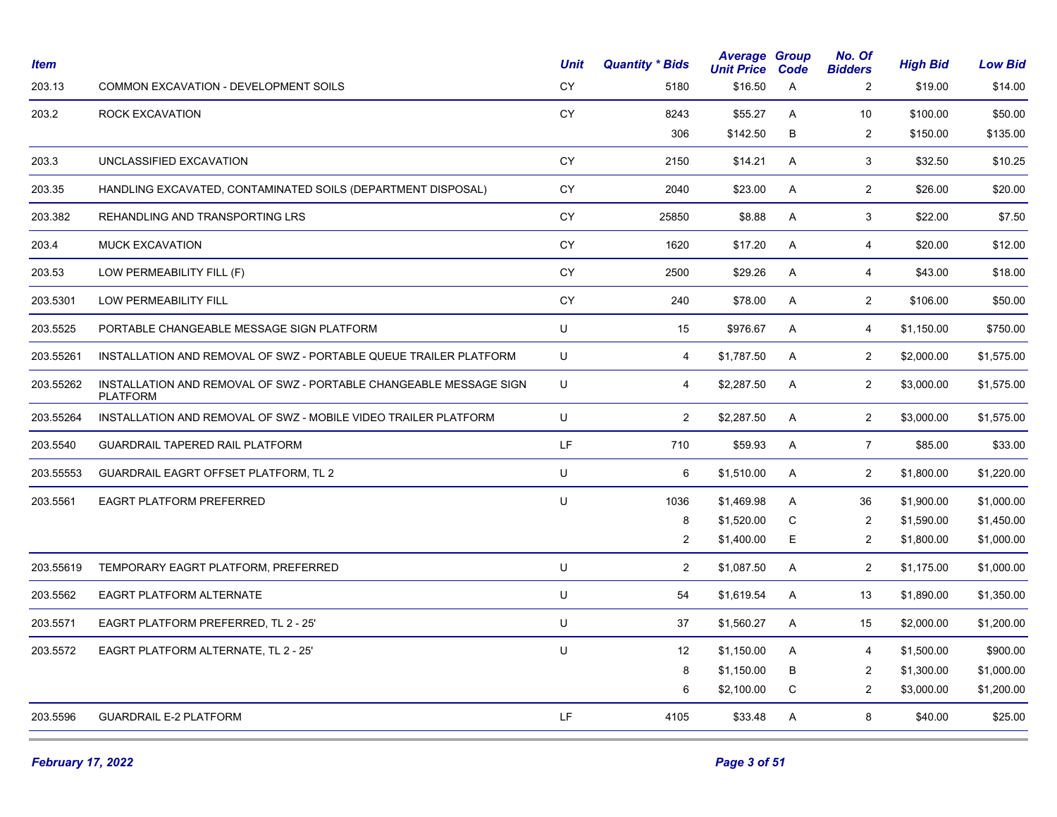| Item | | Unit | Quantity * Bids | Average Unit Price | Group Code | No. Of Bidders | High Bid | Low Bid |
|---|---|---|---|---|---|---|---|---|
| 203.13 | COMMON EXCAVATION - DEVELOPMENT SOILS | CY | 5180 | $16.50 | A | 2 | $19.00 | $14.00 |
| 203.2 | ROCK EXCAVATION | CY | 8243 | $55.27 | A | 10 | $100.00 | $50.00 |
| | | | 306 | $142.50 | B | 2 | $150.00 | $135.00 |
| 203.3 | UNCLASSIFIED EXCAVATION | CY | 2150 | $14.21 | A | 3 | $32.50 | $10.25 |
| 203.35 | HANDLING EXCAVATED, CONTAMINATED SOILS (DEPARTMENT DISPOSAL) | CY | 2040 | $23.00 | A | 2 | $26.00 | $20.00 |
| 203.382 | REHANDLING AND TRANSPORTING LRS | CY | 25850 | $8.88 | A | 3 | $22.00 | $7.50 |
| 203.4 | MUCK EXCAVATION | CY | 1620 | $17.20 | A | 4 | $20.00 | $12.00 |
| 203.53 | LOW PERMEABILITY FILL (F) | CY | 2500 | $29.26 | A | 4 | $43.00 | $18.00 |
| 203.5301 | LOW PERMEABILITY FILL | CY | 240 | $78.00 | A | 2 | $106.00 | $50.00 |
| 203.5525 | PORTABLE CHANGEABLE MESSAGE SIGN PLATFORM | U | 15 | $976.67 | A | 4 | $1,150.00 | $750.00 |
| 203.55261 | INSTALLATION AND REMOVAL OF SWZ - PORTABLE QUEUE TRAILER PLATFORM | U | 4 | $1,787.50 | A | 2 | $2,000.00 | $1,575.00 |
| 203.55262 | INSTALLATION AND REMOVAL OF SWZ - PORTABLE CHANGEABLE MESSAGE SIGN PLATFORM | U | 4 | $2,287.50 | A | 2 | $3,000.00 | $1,575.00 |
| 203.55264 | INSTALLATION AND REMOVAL OF SWZ - MOBILE VIDEO TRAILER PLATFORM | U | 2 | $2,287.50 | A | 2 | $3,000.00 | $1,575.00 |
| 203.5540 | GUARDRAIL TAPERED RAIL PLATFORM | LF | 710 | $59.93 | A | 7 | $85.00 | $33.00 |
| 203.55553 | GUARDRAIL EAGRT OFFSET PLATFORM, TL 2 | U | 6 | $1,510.00 | A | 2 | $1,800.00 | $1,220.00 |
| 203.5561 | EAGRT PLATFORM PREFERRED | U | 1036 | $1,469.98 | A | 36 | $1,900.00 | $1,000.00 |
| | | | 8 | $1,520.00 | C | 2 | $1,590.00 | $1,450.00 |
| | | | 2 | $1,400.00 | E | 2 | $1,800.00 | $1,000.00 |
| 203.55619 | TEMPORARY EAGRT PLATFORM, PREFERRED | U | 2 | $1,087.50 | A | 2 | $1,175.00 | $1,000.00 |
| 203.5562 | EAGRT PLATFORM ALTERNATE | U | 54 | $1,619.54 | A | 13 | $1,890.00 | $1,350.00 |
| 203.5571 | EAGRT PLATFORM PREFERRED, TL 2 - 25' | U | 37 | $1,560.27 | A | 15 | $2,000.00 | $1,200.00 |
| 203.5572 | EAGRT PLATFORM ALTERNATE, TL 2 - 25' | U | 12 | $1,150.00 | A | 4 | $1,500.00 | $900.00 |
| | | | 8 | $1,150.00 | B | 2 | $1,300.00 | $1,000.00 |
| | | | 6 | $2,100.00 | C | 2 | $3,000.00 | $1,200.00 |
| 203.5596 | GUARDRAIL E-2 PLATFORM | LF | 4105 | $33.48 | A | 8 | $40.00 | $25.00 |

*February 17, 2022*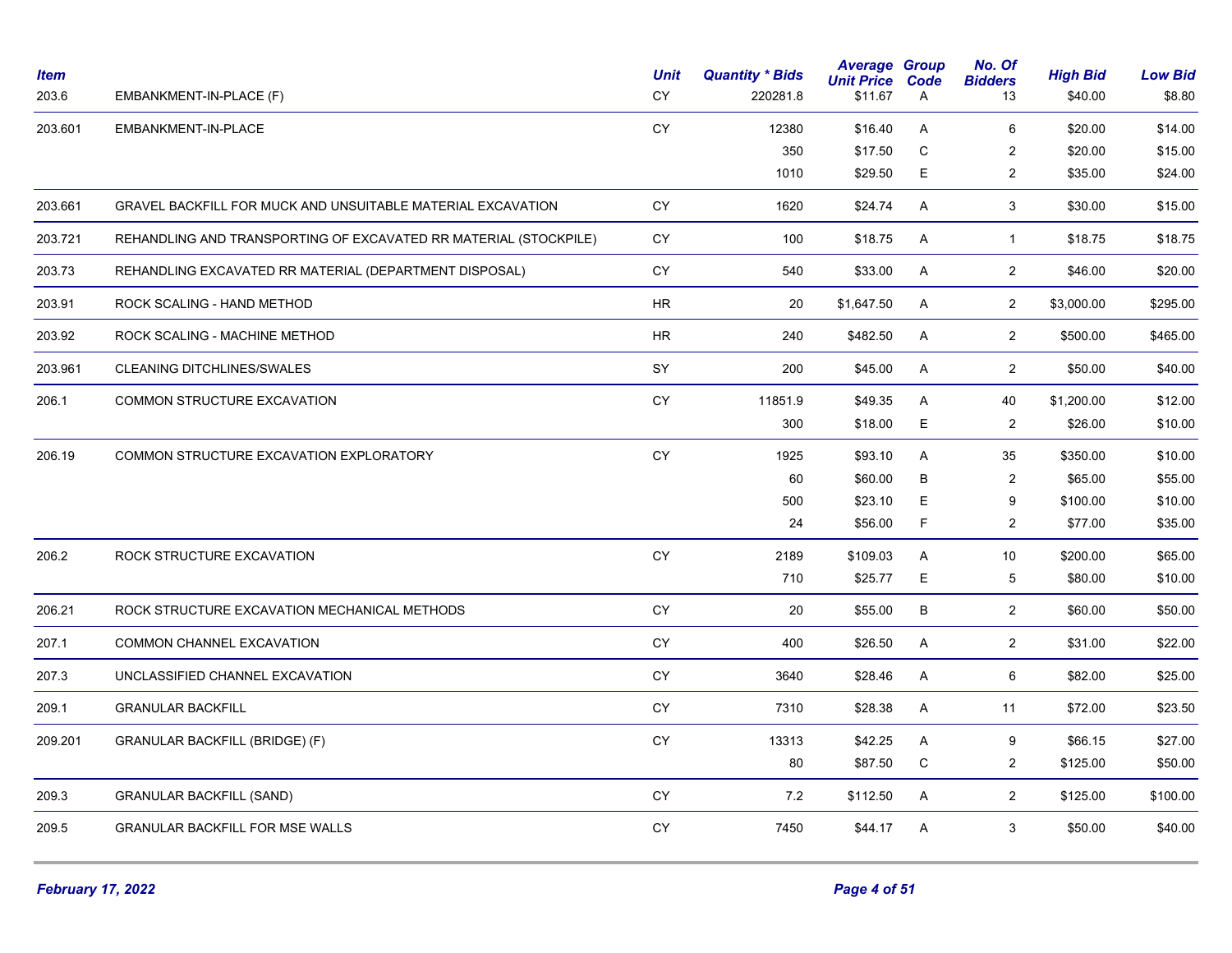| Item | | Unit | Quantity * Bids | Average Unit Price | Group Code | No. Of Bidders | High Bid | Low Bid |
|---|---|---|---|---|---|---|---|---|
| 203.6 | EMBANKMENT-IN-PLACE (F) | CY | 220281.8 | $11.67 | A | 13 | $40.00 | $8.80 |
| 203.601 | EMBANKMENT-IN-PLACE | CY | 12380 | $16.40 | A | 6 | $20.00 | $14.00 |
| | | | 350 | $17.50 | C | 2 | $20.00 | $15.00 |
| | | | 1010 | $29.50 | E | 2 | $35.00 | $24.00 |
| 203.661 | GRAVEL BACKFILL FOR MUCK AND UNSUITABLE MATERIAL EXCAVATION | CY | 1620 | $24.74 | A | 3 | $30.00 | $15.00 |
| 203.721 | REHANDLING AND TRANSPORTING OF EXCAVATED RR MATERIAL (STOCKPILE) | CY | 100 | $18.75 | A | 1 | $18.75 | $18.75 |
| 203.73 | REHANDLING EXCAVATED RR MATERIAL (DEPARTMENT DISPOSAL) | CY | 540 | $33.00 | A | 2 | $46.00 | $20.00 |
| 203.91 | ROCK SCALING - HAND METHOD | HR | 20 | $1,647.50 | A | 2 | $3,000.00 | $295.00 |
| 203.92 | ROCK SCALING - MACHINE METHOD | HR | 240 | $482.50 | A | 2 | $500.00 | $465.00 |
| 203.961 | CLEANING DITCHLINES/SWALES | SY | 200 | $45.00 | A | 2 | $50.00 | $40.00 |
| 206.1 | COMMON STRUCTURE EXCAVATION | CY | 11851.9 | $49.35 | A | 40 | $1,200.00 | $12.00 |
| | | | 300 | $18.00 | E | 2 | $26.00 | $10.00 |
| 206.19 | COMMON STRUCTURE EXCAVATION EXPLORATORY | CY | 1925 | $93.10 | A | 35 | $350.00 | $10.00 |
| | | | 60 | $60.00 | B | 2 | $65.00 | $55.00 |
| | | | 500 | $23.10 | E | 9 | $100.00 | $10.00 |
| | | | 24 | $56.00 | F | 2 | $77.00 | $35.00 |
| 206.2 | ROCK STRUCTURE EXCAVATION | CY | 2189 | $109.03 | A | 10 | $200.00 | $65.00 |
| | | | 710 | $25.77 | E | 5 | $80.00 | $10.00 |
| 206.21 | ROCK STRUCTURE EXCAVATION MECHANICAL METHODS | CY | 20 | $55.00 | B | 2 | $60.00 | $50.00 |
| 207.1 | COMMON CHANNEL EXCAVATION | CY | 400 | $26.50 | A | 2 | $31.00 | $22.00 |
| 207.3 | UNCLASSIFIED CHANNEL EXCAVATION | CY | 3640 | $28.46 | A | 6 | $82.00 | $25.00 |
| 209.1 | GRANULAR BACKFILL | CY | 7310 | $28.38 | A | 11 | $72.00 | $23.50 |
| 209.201 | GRANULAR BACKFILL (BRIDGE) (F) | CY | 13313 | $42.25 | A | 9 | $66.15 | $27.00 |
| | | | 80 | $87.50 | C | 2 | $125.00 | $50.00 |
| 209.3 | GRANULAR BACKFILL (SAND) | CY | 7.2 | $112.50 | A | 2 | $125.00 | $100.00 |
| 209.5 | GRANULAR BACKFILL FOR MSE WALLS | CY | 7450 | $44.17 | A | 3 | $50.00 | $40.00 |

*February 17, 2022*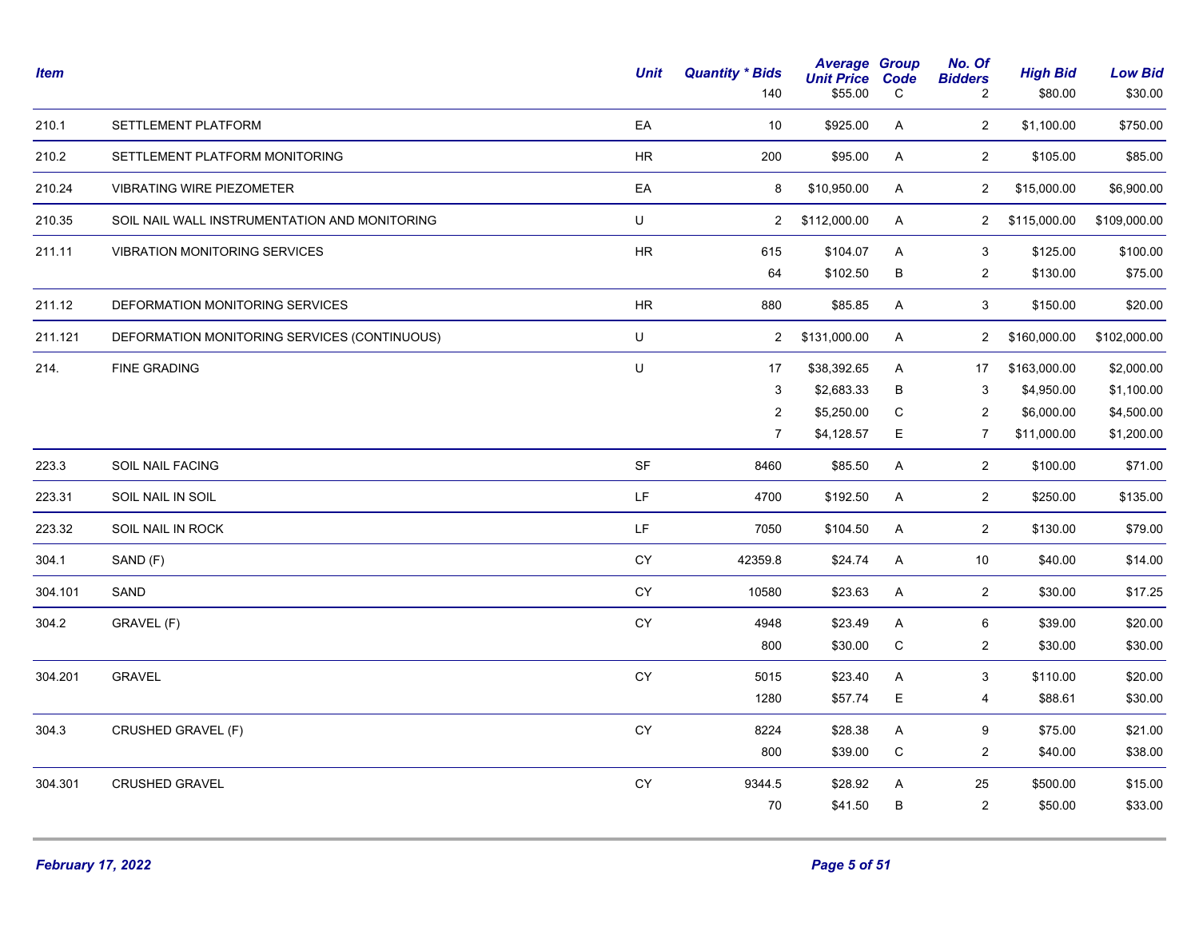| Item | | Unit | Quantity * Bids | Average Unit Price | Group Code | No. Of Bidders | High Bid | Low Bid |
|---|---|---|---|---|---|---|---|---|
| | | | 140 | $55.00 | C | 2 | $80.00 | $30.00 |
| 210.1 | SETTLEMENT PLATFORM | EA | 10 | $925.00 | A | 2 | $1,100.00 | $750.00 |
| 210.2 | SETTLEMENT PLATFORM MONITORING | HR | 200 | $95.00 | A | 2 | $105.00 | $85.00 |
| 210.24 | VIBRATING WIRE PIEZOMETER | EA | 8 | $10,950.00 | A | 2 | $15,000.00 | $6,900.00 |
| 210.35 | SOIL NAIL WALL INSTRUMENTATION AND MONITORING | U | 2 | $112,000.00 | A | 2 | $115,000.00 | $109,000.00 |
| 211.11 | VIBRATION MONITORING SERVICES | HR | 615 | $104.07 | A | 3 | $125.00 | $100.00 |
| | | | 64 | $102.50 | B | 2 | $130.00 | $75.00 |
| 211.12 | DEFORMATION MONITORING SERVICES | HR | 880 | $85.85 | A | 3 | $150.00 | $20.00 |
| 211.121 | DEFORMATION MONITORING SERVICES (CONTINUOUS) | U | 2 | $131,000.00 | A | 2 | $160,000.00 | $102,000.00 |
| 214. | FINE GRADING | U | 17 | $38,392.65 | A | 17 | $163,000.00 | $2,000.00 |
| | | | 3 | $2,683.33 | B | 3 | $4,950.00 | $1,100.00 |
| | | | 2 | $5,250.00 | C | 2 | $6,000.00 | $4,500.00 |
| | | | 7 | $4,128.57 | E | 7 | $11,000.00 | $1,200.00 |
| 223.3 | SOIL NAIL FACING | SF | 8460 | $85.50 | A | 2 | $100.00 | $71.00 |
| 223.31 | SOIL NAIL IN SOIL | LF | 4700 | $192.50 | A | 2 | $250.00 | $135.00 |
| 223.32 | SOIL NAIL IN ROCK | LF | 7050 | $104.50 | A | 2 | $130.00 | $79.00 |
| 304.1 | SAND (F) | CY | 42359.8 | $24.74 | A | 10 | $40.00 | $14.00 |
| 304.101 | SAND | CY | 10580 | $23.63 | A | 2 | $30.00 | $17.25 |
| 304.2 | GRAVEL (F) | CY | 4948 | $23.49 | A | 6 | $39.00 | $20.00 |
| | | | 800 | $30.00 | C | 2 | $30.00 | $30.00 |
| 304.201 | GRAVEL | CY | 5015 | $23.40 | A | 3 | $110.00 | $20.00 |
| | | | 1280 | $57.74 | E | 4 | $88.61 | $30.00 |
| 304.3 | CRUSHED GRAVEL (F) | CY | 8224 | $28.38 | A | 9 | $75.00 | $21.00 |
| | | | 800 | $39.00 | C | 2 | $40.00 | $38.00 |
| 304.301 | CRUSHED GRAVEL | CY | 9344.5 | $28.92 | A | 25 | $500.00 | $15.00 |
| | | | 70 | $41.50 | B | 2 | $50.00 | $33.00 |

February 17, 2022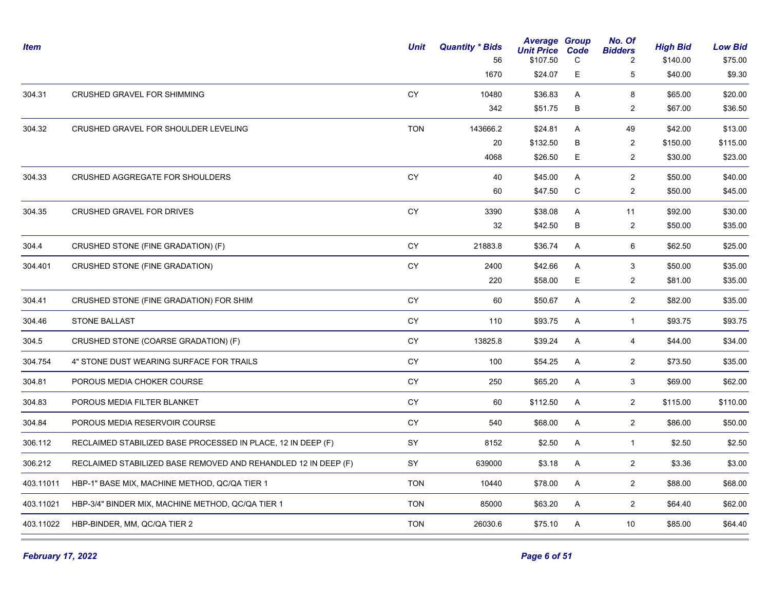| Item | | Unit | Quantity * Bids | Average Unit Price | Group Code | No. Of Bidders | High Bid | Low Bid |
|---|---|---|---|---|---|---|---|---|
| | | | 56 | $107.50 | C | 2 | $140.00 | $75.00 |
| | | | 1670 | $24.07 | E | 5 | $40.00 | $9.30 |
| 304.31 | CRUSHED GRAVEL FOR SHIMMING | CY | 10480 | $36.83 | A | 8 | $65.00 | $20.00 |
| | | | 342 | $51.75 | B | 2 | $67.00 | $36.50 |
| 304.32 | CRUSHED GRAVEL FOR SHOULDER LEVELING | TON | 143666.2 | $24.81 | A | 49 | $42.00 | $13.00 |
| | | | 20 | $132.50 | B | 2 | $150.00 | $115.00 |
| | | | 4068 | $26.50 | E | 2 | $30.00 | $23.00 |
| 304.33 | CRUSHED AGGREGATE FOR SHOULDERS | CY | 40 | $45.00 | A | 2 | $50.00 | $40.00 |
| | | | 60 | $47.50 | C | 2 | $50.00 | $45.00 |
| 304.35 | CRUSHED GRAVEL FOR DRIVES | CY | 3390 | $38.08 | A | 11 | $92.00 | $30.00 |
| | | | 32 | $42.50 | B | 2 | $50.00 | $35.00 |
| 304.4 | CRUSHED STONE (FINE GRADATION) (F) | CY | 21883.8 | $36.74 | A | 6 | $62.50 | $25.00 |
| 304.401 | CRUSHED STONE (FINE GRADATION) | CY | 2400 | $42.66 | A | 3 | $50.00 | $35.00 |
| | | | 220 | $58.00 | E | 2 | $81.00 | $35.00 |
| 304.41 | CRUSHED STONE (FINE GRADATION) FOR SHIM | CY | 60 | $50.67 | A | 2 | $82.00 | $35.00 |
| 304.46 | STONE BALLAST | CY | 110 | $93.75 | A | 1 | $93.75 | $93.75 |
| 304.5 | CRUSHED STONE (COARSE GRADATION) (F) | CY | 13825.8 | $39.24 | A | 4 | $44.00 | $34.00 |
| 304.754 | 4" STONE DUST WEARING SURFACE FOR TRAILS | CY | 100 | $54.25 | A | 2 | $73.50 | $35.00 |
| 304.81 | POROUS MEDIA CHOKER COURSE | CY | 250 | $65.20 | A | 3 | $69.00 | $62.00 |
| 304.83 | POROUS MEDIA FILTER BLANKET | CY | 60 | $112.50 | A | 2 | $115.00 | $110.00 |
| 304.84 | POROUS MEDIA RESERVOIR COURSE | CY | 540 | $68.00 | A | 2 | $86.00 | $50.00 |
| 306.112 | RECLAIMED STABILIZED BASE PROCESSED IN PLACE, 12 IN DEEP (F) | SY | 8152 | $2.50 | A | 1 | $2.50 | $2.50 |
| 306.212 | RECLAIMED STABILIZED BASE REMOVED AND REHANDLED 12 IN DEEP (F) | SY | 639000 | $3.18 | A | 2 | $3.36 | $3.00 |
| 403.11011 | HBP-1" BASE MIX, MACHINE METHOD, QC/QA TIER 1 | TON | 10440 | $78.00 | A | 2 | $88.00 | $68.00 |
| 403.11021 | HBP-3/4" BINDER MIX, MACHINE METHOD, QC/QA TIER 1 | TON | 85000 | $63.20 | A | 2 | $64.40 | $62.00 |
| 403.11022 | HBP-BINDER, MM, QC/QA TIER 2 | TON | 26030.6 | $75.10 | A | 10 | $85.00 | $64.40 |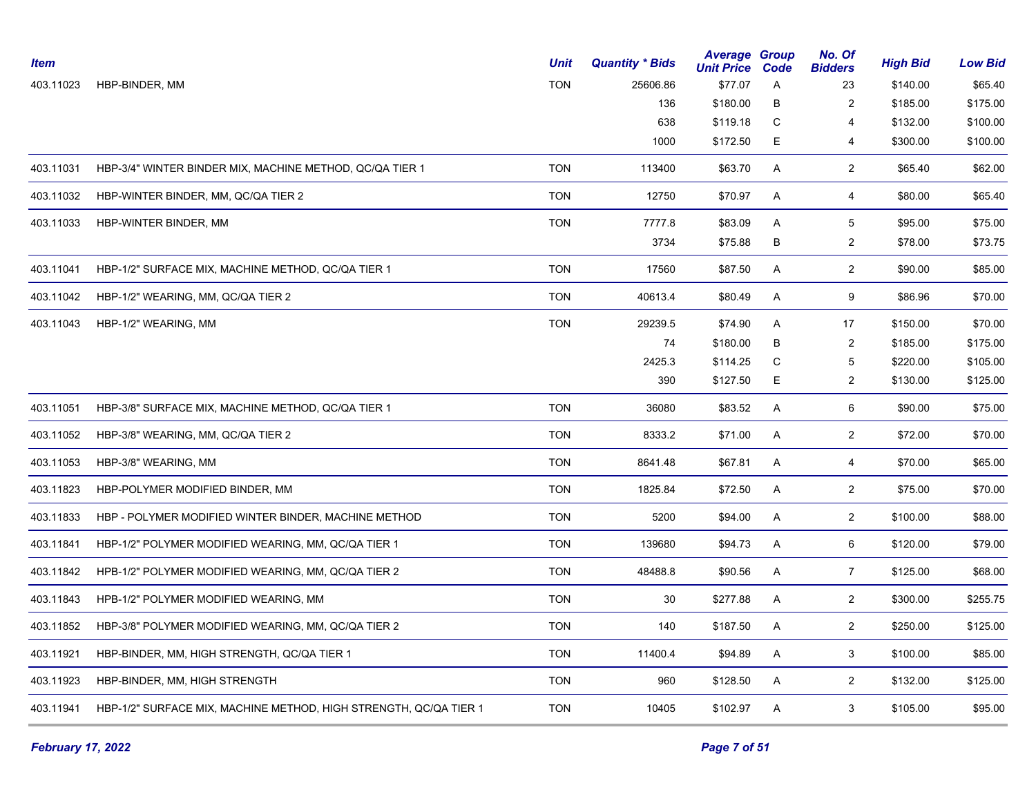| Item | | Unit | Quantity * Bids | Average Unit Price | Group Code | No. Of Bidders | High Bid | Low Bid |
|---|---|---|---|---|---|---|---|---|
| 403.11023 | HBP-BINDER, MM | TON | 25606.86 | $77.07 | A | 23 | $140.00 | $65.40 |
| | | | 136 | $180.00 | B | 2 | $185.00 | $175.00 |
| | | | 638 | $119.18 | C | 4 | $132.00 | $100.00 |
| | | | 1000 | $172.50 | E | 4 | $300.00 | $100.00 |
| 403.11031 | HBP-3/4" WINTER BINDER MIX, MACHINE METHOD, QC/QA TIER 1 | TON | 113400 | $63.70 | A | 2 | $65.40 | $62.00 |
| 403.11032 | HBP-WINTER BINDER, MM, QC/QA TIER 2 | TON | 12750 | $70.97 | A | 4 | $80.00 | $65.40 |
| 403.11033 | HBP-WINTER BINDER, MM | TON | 7777.8 | $83.09 | A | 5 | $95.00 | $75.00 |
| | | | 3734 | $75.88 | B | 2 | $78.00 | $73.75 |
| 403.11041 | HBP-1/2" SURFACE MIX, MACHINE METHOD, QC/QA TIER 1 | TON | 17560 | $87.50 | A | 2 | $90.00 | $85.00 |
| 403.11042 | HBP-1/2" WEARING, MM, QC/QA TIER 2 | TON | 40613.4 | $80.49 | A | 9 | $86.96 | $70.00 |
| 403.11043 | HBP-1/2" WEARING, MM | TON | 29239.5 | $74.90 | A | 17 | $150.00 | $70.00 |
| | | | 74 | $180.00 | B | 2 | $185.00 | $175.00 |
| | | | 2425.3 | $114.25 | C | 5 | $220.00 | $105.00 |
| | | | 390 | $127.50 | E | 2 | $130.00 | $125.00 |
| 403.11051 | HBP-3/8" SURFACE MIX, MACHINE METHOD, QC/QA TIER 1 | TON | 36080 | $83.52 | A | 6 | $90.00 | $75.00 |
| 403.11052 | HBP-3/8" WEARING, MM, QC/QA TIER 2 | TON | 8333.2 | $71.00 | A | 2 | $72.00 | $70.00 |
| 403.11053 | HBP-3/8" WEARING, MM | TON | 8641.48 | $67.81 | A | 4 | $70.00 | $65.00 |
| 403.11823 | HBP-POLYMER MODIFIED BINDER, MM | TON | 1825.84 | $72.50 | A | 2 | $75.00 | $70.00 |
| 403.11833 | HBP - POLYMER MODIFIED WINTER BINDER, MACHINE METHOD | TON | 5200 | $94.00 | A | 2 | $100.00 | $88.00 |
| 403.11841 | HBP-1/2" POLYMER MODIFIED WEARING, MM, QC/QA TIER 1 | TON | 139680 | $94.73 | A | 6 | $120.00 | $79.00 |
| 403.11842 | HPB-1/2" POLYMER MODIFIED WEARING, MM, QC/QA TIER 2 | TON | 48488.8 | $90.56 | A | 7 | $125.00 | $68.00 |
| 403.11843 | HPB-1/2" POLYMER MODIFIED WEARING, MM | TON | 30 | $277.88 | A | 2 | $300.00 | $255.75 |
| 403.11852 | HBP-3/8" POLYMER MODIFIED WEARING, MM, QC/QA TIER 2 | TON | 140 | $187.50 | A | 2 | $250.00 | $125.00 |
| 403.11921 | HBP-BINDER, MM, HIGH STRENGTH, QC/QA TIER 1 | TON | 11400.4 | $94.89 | A | 3 | $100.00 | $85.00 |
| 403.11923 | HBP-BINDER, MM, HIGH STRENGTH | TON | 960 | $128.50 | A | 2 | $132.00 | $125.00 |
| 403.11941 | HBP-1/2" SURFACE MIX, MACHINE METHOD, HIGH STRENGTH, QC/QA TIER 1 | TON | 10405 | $102.97 | A | 3 | $105.00 | $95.00 |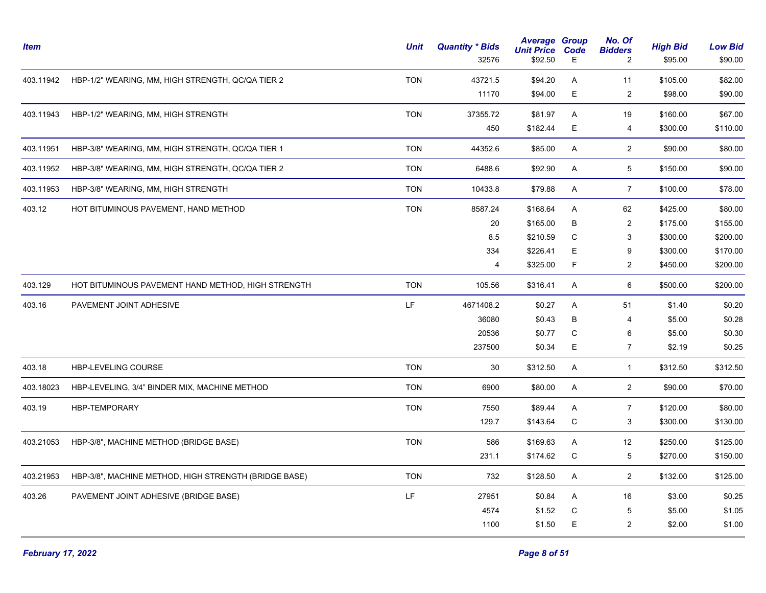| Item | | Unit | Quantity * Bids | Average Unit Price | Group Code | No. Of Bidders | High Bid | Low Bid |
|---|---|---|---|---|---|---|---|---|
| | | | 32576 | $92.50 | E | 2 | $95.00 | $90.00 |
| 403.11942 | HBP-1/2" WEARING, MM, HIGH STRENGTH, QC/QA TIER 2 | TON | 43721.5 | $94.20 | A | 11 | $105.00 | $82.00 |
| | | | 11170 | $94.00 | E | 2 | $98.00 | $90.00 |
| 403.11943 | HBP-1/2" WEARING, MM, HIGH STRENGTH | TON | 37355.72 | $81.97 | A | 19 | $160.00 | $67.00 |
| | | | 450 | $182.44 | E | 4 | $300.00 | $110.00 |
| 403.11951 | HBP-3/8" WEARING, MM, HIGH STRENGTH, QC/QA TIER 1 | TON | 44352.6 | $85.00 | A | 2 | $90.00 | $80.00 |
| 403.11952 | HBP-3/8" WEARING, MM, HIGH STRENGTH, QC/QA TIER 2 | TON | 6488.6 | $92.90 | A | 5 | $150.00 | $90.00 |
| 403.11953 | HBP-3/8" WEARING, MM, HIGH STRENGTH | TON | 10433.8 | $79.88 | A | 7 | $100.00 | $78.00 |
| 403.12 | HOT BITUMINOUS PAVEMENT, HAND METHOD | TON | 8587.24 | $168.64 | A | 62 | $425.00 | $80.00 |
| | | | 20 | $165.00 | B | 2 | $175.00 | $155.00 |
| | | | 8.5 | $210.59 | C | 3 | $300.00 | $200.00 |
| | | | 334 | $226.41 | E | 9 | $300.00 | $170.00 |
| | | | 4 | $325.00 | F | 2 | $450.00 | $200.00 |
| 403.129 | HOT BITUMINOUS PAVEMENT HAND METHOD, HIGH STRENGTH | TON | 105.56 | $316.41 | A | 6 | $500.00 | $200.00 |
| 403.16 | PAVEMENT JOINT ADHESIVE | LF | 4671408.2 | $0.27 | A | 51 | $1.40 | $0.20 |
| | | | 36080 | $0.43 | B | 4 | $5.00 | $0.28 |
| | | | 20536 | $0.77 | C | 6 | $5.00 | $0.30 |
| | | | 237500 | $0.34 | E | 7 | $2.19 | $0.25 |
| 403.18 | HBP-LEVELING COURSE | TON | 30 | $312.50 | A | 1 | $312.50 | $312.50 |
| 403.18023 | HBP-LEVELING, 3/4" BINDER MIX, MACHINE METHOD | TON | 6900 | $80.00 | A | 2 | $90.00 | $70.00 |
| 403.19 | HBP-TEMPORARY | TON | 7550 | $89.44 | A | 7 | $120.00 | $80.00 |
| | | | 129.7 | $143.64 | C | 3 | $300.00 | $130.00 |
| 403.21053 | HBP-3/8", MACHINE METHOD (BRIDGE BASE) | TON | 586 | $169.63 | A | 12 | $250.00 | $125.00 |
| | | | 231.1 | $174.62 | C | 5 | $270.00 | $150.00 |
| 403.21953 | HBP-3/8", MACHINE METHOD, HIGH STRENGTH (BRIDGE BASE) | TON | 732 | $128.50 | A | 2 | $132.00 | $125.00 |
| 403.26 | PAVEMENT JOINT ADHESIVE (BRIDGE BASE) | LF | 27951 | $0.84 | A | 16 | $3.00 | $0.25 |
| | | | 4574 | $1.52 | C | 5 | $5.00 | $1.05 |
| | | | 1100 | $1.50 | E | 2 | $2.00 | $1.00 |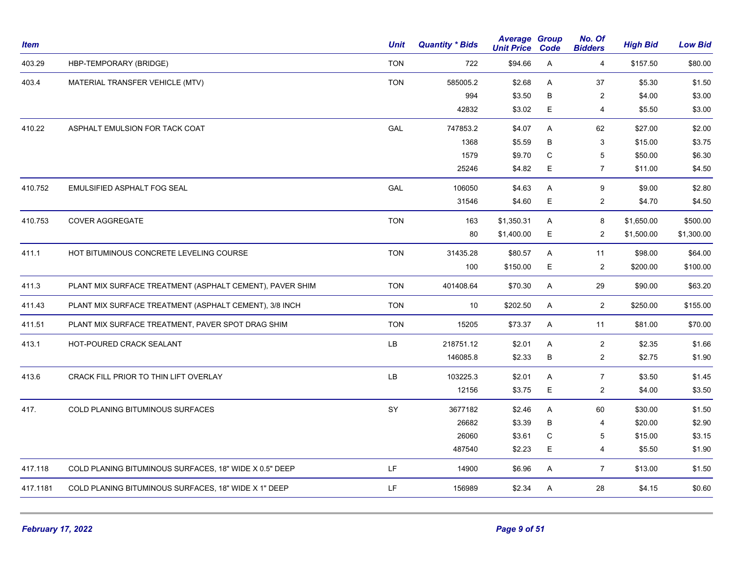| Item | | Unit | Quantity * Bids | Average Unit Price | Group Code | No. Of Bidders | High Bid | Low Bid |
|---|---|---|---|---|---|---|---|---|
| 403.29 | HBP-TEMPORARY (BRIDGE) | TON | 722 | $94.66 | A | 4 | $157.50 | $80.00 |
| 403.4 | MATERIAL TRANSFER VEHICLE (MTV) | TON | 585005.2 | $2.68 | A | 37 | $5.30 | $1.50 |
| | | | 994 | $3.50 | B | 2 | $4.00 | $3.00 |
| | | | 42832 | $3.02 | E | 4 | $5.50 | $3.00 |
| 410.22 | ASPHALT EMULSION FOR TACK COAT | GAL | 747853.2 | $4.07 | A | 62 | $27.00 | $2.00 |
| | | | 1368 | $5.59 | B | 3 | $15.00 | $3.75 |
| | | | 1579 | $9.70 | C | 5 | $50.00 | $6.30 |
| | | | 25246 | $4.82 | E | 7 | $11.00 | $4.50 |
| 410.752 | EMULSIFIED ASPHALT FOG SEAL | GAL | 106050 | $4.63 | A | 9 | $9.00 | $2.80 |
| | | | 31546 | $4.60 | E | 2 | $4.70 | $4.50 |
| 410.753 | COVER AGGREGATE | TON | 163 | $1,350.31 | A | 8 | $1,650.00 | $500.00 |
| | | | 80 | $1,400.00 | E | 2 | $1,500.00 | $1,300.00 |
| 411.1 | HOT BITUMINOUS CONCRETE LEVELING COURSE | TON | 31435.28 | $80.57 | A | 11 | $98.00 | $64.00 |
| | | | 100 | $150.00 | E | 2 | $200.00 | $100.00 |
| 411.3 | PLANT MIX SURFACE TREATMENT (ASPHALT CEMENT), PAVER SHIM | TON | 401408.64 | $70.30 | A | 29 | $90.00 | $63.20 |
| 411.43 | PLANT MIX SURFACE TREATMENT (ASPHALT CEMENT), 3/8 INCH | TON | 10 | $202.50 | A | 2 | $250.00 | $155.00 |
| 411.51 | PLANT MIX SURFACE TREATMENT, PAVER SPOT DRAG SHIM | TON | 15205 | $73.37 | A | 11 | $81.00 | $70.00 |
| 413.1 | HOT-POURED CRACK SEALANT | LB | 218751.12 | $2.01 | A | 2 | $2.35 | $1.66 |
| | | | 146085.8 | $2.33 | B | 2 | $2.75 | $1.90 |
| 413.6 | CRACK FILL PRIOR TO THIN LIFT OVERLAY | LB | 103225.3 | $2.01 | A | 7 | $3.50 | $1.45 |
| | | | 12156 | $3.75 | E | 2 | $4.00 | $3.50 |
| 417. | COLD PLANING BITUMINOUS SURFACES | SY | 3677182 | $2.46 | A | 60 | $30.00 | $1.50 |
| | | | 26682 | $3.39 | B | 4 | $20.00 | $2.90 |
| | | | 26060 | $3.61 | C | 5 | $15.00 | $3.15 |
| | | | 487540 | $2.23 | E | 4 | $5.50 | $1.90 |
| 417.118 | COLD PLANING BITUMINOUS SURFACES, 18" WIDE X 0.5" DEEP | LF | 14900 | $6.96 | A | 7 | $13.00 | $1.50 |
| 417.1181 | COLD PLANING BITUMINOUS SURFACES, 18" WIDE X 1" DEEP | LF | 156989 | $2.34 | A | 28 | $4.15 | $0.60 |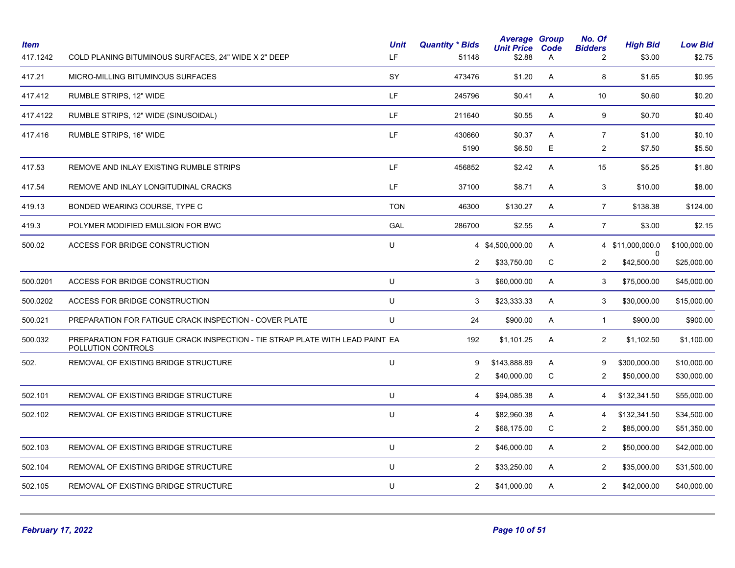| Item | | Unit | Quantity * Bids | Average Unit Price | Group Code | No. Of Bidders | High Bid | Low Bid |
|---|---|---|---|---|---|---|---|---|
| 417.1242 | COLD PLANING BITUMINOUS SURFACES, 24" WIDE X 2" DEEP | LF | 51148 | $2.88 | A | 2 | $3.00 | $2.75 |
| 417.21 | MICRO-MILLING BITUMINOUS SURFACES | SY | 473476 | $1.20 | A | 8 | $1.65 | $0.95 |
| 417.412 | RUMBLE STRIPS, 12" WIDE | LF | 245796 | $0.41 | A | 10 | $0.60 | $0.20 |
| 417.4122 | RUMBLE STRIPS, 12" WIDE (SINUSOIDAL) | LF | 211640 | $0.55 | A | 9 | $0.70 | $0.40 |
| 417.416 | RUMBLE STRIPS, 16" WIDE | LF | 430660 | $0.37 | A | 7 | $1.00 | $0.10 |
| | | | 5190 | $6.50 | E | 2 | $7.50 | $5.50 |
| 417.53 | REMOVE AND INLAY EXISTING RUMBLE STRIPS | LF | 456852 | $2.42 | A | 15 | $5.25 | $1.80 |
| 417.54 | REMOVE AND INLAY LONGITUDINAL CRACKS | LF | 37100 | $8.71 | A | 3 | $10.00 | $8.00 |
| 419.13 | BONDED WEARING COURSE, TYPE C | TON | 46300 | $130.27 | A | 7 | $138.38 | $124.00 |
| 419.3 | POLYMER MODIFIED EMULSION FOR BWC | GAL | 286700 | $2.55 | A | 7 | $3.00 | $2.15 |
| 500.02 | ACCESS FOR BRIDGE CONSTRUCTION | U | 4 | $4,500,000.00 | A | 4 | $11,000,000.00 | $100,000.00 |
| | | | 2 | $33,750.00 | C | 2 | $42,500.00 | $25,000.00 |
| 500.0201 | ACCESS FOR BRIDGE CONSTRUCTION | U | 3 | $60,000.00 | A | 3 | $75,000.00 | $45,000.00 |
| 500.0202 | ACCESS FOR BRIDGE CONSTRUCTION | U | 3 | $23,333.33 | A | 3 | $30,000.00 | $15,000.00 |
| 500.021 | PREPARATION FOR FATIGUE CRACK INSPECTION - COVER PLATE | U | 24 | $900.00 | A | 1 | $900.00 | $900.00 |
| 500.032 | PREPARATION FOR FATIGUE CRACK INSPECTION - TIE STRAP PLATE WITH LEAD PAINT POLLUTION CONTROLS | EA | 192 | $1,101.25 | A | 2 | $1,102.50 | $1,100.00 |
| 502. | REMOVAL OF EXISTING BRIDGE STRUCTURE | U | 9 | $143,888.89 | A | 9 | $300,000.00 | $10,000.00 |
| | | | 2 | $40,000.00 | C | 2 | $50,000.00 | $30,000.00 |
| 502.101 | REMOVAL OF EXISTING BRIDGE STRUCTURE | U | 4 | $94,085.38 | A | 4 | $132,341.50 | $55,000.00 |
| 502.102 | REMOVAL OF EXISTING BRIDGE STRUCTURE | U | 4 | $82,960.38 | A | 4 | $132,341.50 | $34,500.00 |
| | | | 2 | $68,175.00 | C | 2 | $85,000.00 | $51,350.00 |
| 502.103 | REMOVAL OF EXISTING BRIDGE STRUCTURE | U | 2 | $46,000.00 | A | 2 | $50,000.00 | $42,000.00 |
| 502.104 | REMOVAL OF EXISTING BRIDGE STRUCTURE | U | 2 | $33,250.00 | A | 2 | $35,000.00 | $31,500.00 |
| 502.105 | REMOVAL OF EXISTING BRIDGE STRUCTURE | U | 2 | $41,000.00 | A | 2 | $42,000.00 | $40,000.00 |

*February 17, 2022*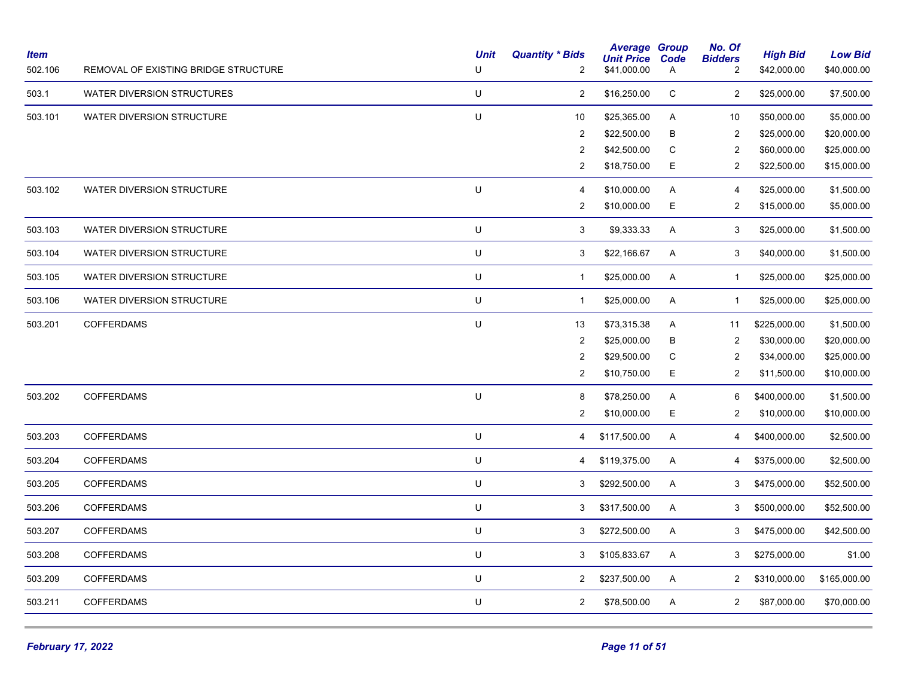| Item | | Unit | Quantity * Bids | Average Unit Price | Group Code | No. Of Bidders | High Bid | Low Bid |
|---|---|---|---|---|---|---|---|---|
| 502.106 | REMOVAL OF EXISTING BRIDGE STRUCTURE | U | 2 | $41,000.00 | A | 2 | $42,000.00 | $40,000.00 |
| 503.1 | WATER DIVERSION STRUCTURES | U | 2 | $16,250.00 | C | 2 | $25,000.00 | $7,500.00 |
| 503.101 | WATER DIVERSION STRUCTURE | U | 10 | $25,365.00 | A | 10 | $50,000.00 | $5,000.00 |
| | | | 2 | $22,500.00 | B | 2 | $25,000.00 | $20,000.00 |
| | | | 2 | $42,500.00 | C | 2 | $60,000.00 | $25,000.00 |
| | | | 2 | $18,750.00 | E | 2 | $22,500.00 | $15,000.00 |
| 503.102 | WATER DIVERSION STRUCTURE | U | 4 | $10,000.00 | A | 4 | $25,000.00 | $1,500.00 |
| | | | 2 | $10,000.00 | E | 2 | $15,000.00 | $5,000.00 |
| 503.103 | WATER DIVERSION STRUCTURE | U | 3 | $9,333.33 | A | 3 | $25,000.00 | $1,500.00 |
| 503.104 | WATER DIVERSION STRUCTURE | U | 3 | $22,166.67 | A | 3 | $40,000.00 | $1,500.00 |
| 503.105 | WATER DIVERSION STRUCTURE | U | 1 | $25,000.00 | A | 1 | $25,000.00 | $25,000.00 |
| 503.106 | WATER DIVERSION STRUCTURE | U | 1 | $25,000.00 | A | 1 | $25,000.00 | $25,000.00 |
| 503.201 | COFFERDAMS | U | 13 | $73,315.38 | A | 11 | $225,000.00 | $1,500.00 |
| | | | 2 | $25,000.00 | B | 2 | $30,000.00 | $20,000.00 |
| | | | 2 | $29,500.00 | C | 2 | $34,000.00 | $25,000.00 |
| | | | 2 | $10,750.00 | E | 2 | $11,500.00 | $10,000.00 |
| 503.202 | COFFERDAMS | U | 8 | $78,250.00 | A | 6 | $400,000.00 | $1,500.00 |
| | | | 2 | $10,000.00 | E | 2 | $10,000.00 | $10,000.00 |
| 503.203 | COFFERDAMS | U | 4 | $117,500.00 | A | 4 | $400,000.00 | $2,500.00 |
| 503.204 | COFFERDAMS | U | 4 | $119,375.00 | A | 4 | $375,000.00 | $2,500.00 |
| 503.205 | COFFERDAMS | U | 3 | $292,500.00 | A | 3 | $475,000.00 | $52,500.00 |
| 503.206 | COFFERDAMS | U | 3 | $317,500.00 | A | 3 | $500,000.00 | $52,500.00 |
| 503.207 | COFFERDAMS | U | 3 | $272,500.00 | A | 3 | $475,000.00 | $42,500.00 |
| 503.208 | COFFERDAMS | U | 3 | $105,833.67 | A | 3 | $275,000.00 | $1.00 |
| 503.209 | COFFERDAMS | U | 2 | $237,500.00 | A | 2 | $310,000.00 | $165,000.00 |
| 503.211 | COFFERDAMS | U | 2 | $78,500.00 | A | 2 | $87,000.00 | $70,000.00 |

*February 17, 2022*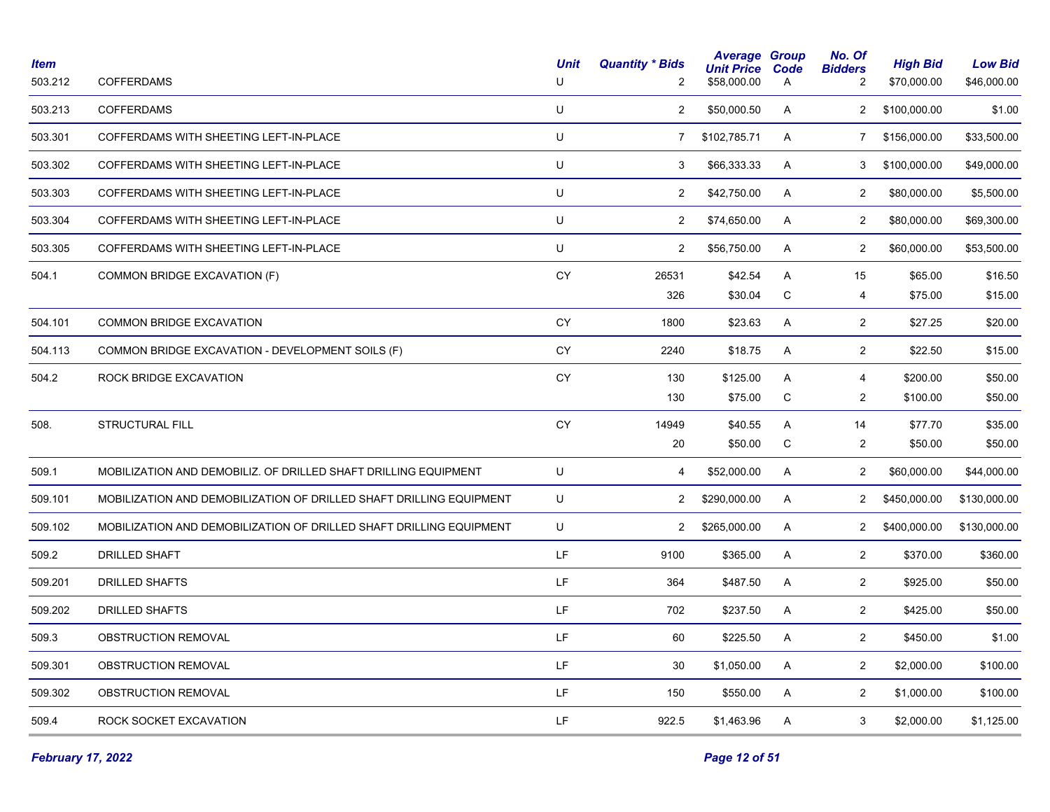| Item | | Unit | Quantity * Bids | Average Unit Price | Group Code | No. Of Bidders | High Bid | Low Bid |
|---|---|---|---|---|---|---|---|---|
| 503.212 | COFFERDAMS | U | 2 | $58,000.00 | A | 2 | $70,000.00 | $46,000.00 |
| 503.213 | COFFERDAMS | U | 2 | $50,000.50 | A | 2 | $100,000.00 | $1.00 |
| 503.301 | COFFERDAMS WITH SHEETING LEFT-IN-PLACE | U | 7 | $102,785.71 | A | 7 | $156,000.00 | $33,500.00 |
| 503.302 | COFFERDAMS WITH SHEETING LEFT-IN-PLACE | U | 3 | $66,333.33 | A | 3 | $100,000.00 | $49,000.00 |
| 503.303 | COFFERDAMS WITH SHEETING LEFT-IN-PLACE | U | 2 | $42,750.00 | A | 2 | $80,000.00 | $5,500.00 |
| 503.304 | COFFERDAMS WITH SHEETING LEFT-IN-PLACE | U | 2 | $74,650.00 | A | 2 | $80,000.00 | $69,300.00 |
| 503.305 | COFFERDAMS WITH SHEETING LEFT-IN-PLACE | U | 2 | $56,750.00 | A | 2 | $60,000.00 | $53,500.00 |
| 504.1 | COMMON BRIDGE EXCAVATION (F) | CY | 26531 | $42.54 | A | 15 | $65.00 | $16.50 |
| | | | 326 | $30.04 | C | 4 | $75.00 | $15.00 |
| 504.101 | COMMON BRIDGE EXCAVATION | CY | 1800 | $23.63 | A | 2 | $27.25 | $20.00 |
| 504.113 | COMMON BRIDGE EXCAVATION - DEVELOPMENT SOILS (F) | CY | 2240 | $18.75 | A | 2 | $22.50 | $15.00 |
| 504.2 | ROCK BRIDGE EXCAVATION | CY | 130 | $125.00 | A | 4 | $200.00 | $50.00 |
| | | | 130 | $75.00 | C | 2 | $100.00 | $50.00 |
| 508. | STRUCTURAL FILL | CY | 14949 | $40.55 | A | 14 | $77.70 | $35.00 |
| | | | 20 | $50.00 | C | 2 | $50.00 | $50.00 |
| 509.1 | MOBILIZATION AND DEMOBILIZ. OF DRILLED SHAFT DRILLING EQUIPMENT | U | 4 | $52,000.00 | A | 2 | $60,000.00 | $44,000.00 |
| 509.101 | MOBILIZATION AND DEMOBILIZATION OF DRILLED SHAFT DRILLING EQUIPMENT | U | 2 | $290,000.00 | A | 2 | $450,000.00 | $130,000.00 |
| 509.102 | MOBILIZATION AND DEMOBILIZATION OF DRILLED SHAFT DRILLING EQUIPMENT | U | 2 | $265,000.00 | A | 2 | $400,000.00 | $130,000.00 |
| 509.2 | DRILLED SHAFT | LF | 9100 | $365.00 | A | 2 | $370.00 | $360.00 |
| 509.201 | DRILLED SHAFTS | LF | 364 | $487.50 | A | 2 | $925.00 | $50.00 |
| 509.202 | DRILLED SHAFTS | LF | 702 | $237.50 | A | 2 | $425.00 | $50.00 |
| 509.3 | OBSTRUCTION REMOVAL | LF | 60 | $225.50 | A | 2 | $450.00 | $1.00 |
| 509.301 | OBSTRUCTION REMOVAL | LF | 30 | $1,050.00 | A | 2 | $2,000.00 | $100.00 |
| 509.302 | OBSTRUCTION REMOVAL | LF | 150 | $550.00 | A | 2 | $1,000.00 | $100.00 |
| 509.4 | ROCK SOCKET EXCAVATION | LF | 922.5 | $1,463.96 | A | 3 | $2,000.00 | $1,125.00 |

*February 17, 2022*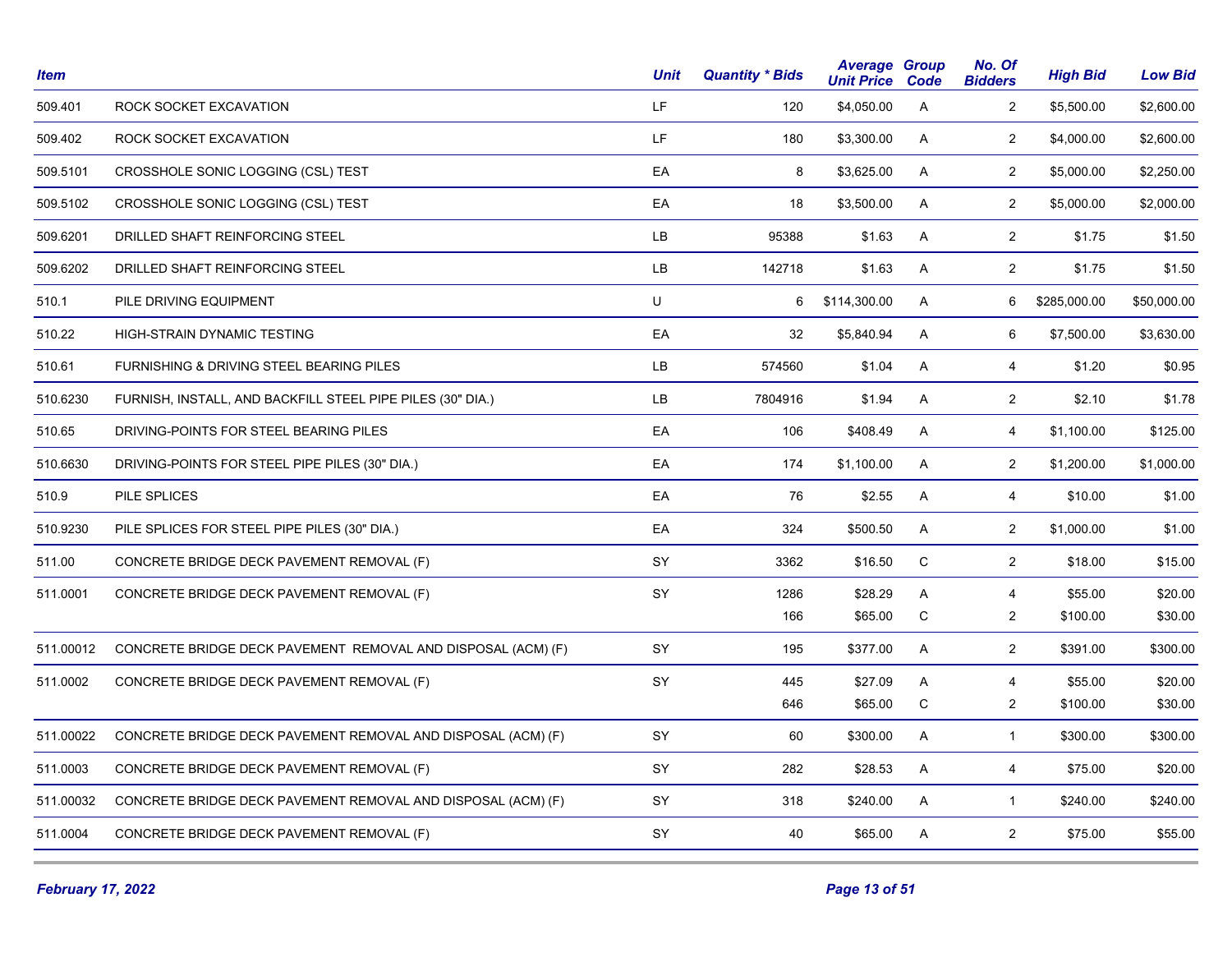| Item | | Unit | Quantity * Bids | Average Unit Price | Group Code | No. Of Bidders | High Bid | Low Bid |
|---|---|---|---|---|---|---|---|---|
| 509.401 | ROCK SOCKET EXCAVATION | LF | 120 | $4,050.00 | A | 2 | $5,500.00 | $2,600.00 |
| 509.402 | ROCK SOCKET EXCAVATION | LF | 180 | $3,300.00 | A | 2 | $4,000.00 | $2,600.00 |
| 509.5101 | CROSSHOLE SONIC LOGGING (CSL) TEST | EA | 8 | $3,625.00 | A | 2 | $5,000.00 | $2,250.00 |
| 509.5102 | CROSSHOLE SONIC LOGGING (CSL) TEST | EA | 18 | $3,500.00 | A | 2 | $5,000.00 | $2,000.00 |
| 509.6201 | DRILLED SHAFT REINFORCING STEEL | LB | 95388 | $1.63 | A | 2 | $1.75 | $1.50 |
| 509.6202 | DRILLED SHAFT REINFORCING STEEL | LB | 142718 | $1.63 | A | 2 | $1.75 | $1.50 |
| 510.1 | PILE DRIVING EQUIPMENT | U | 6 | $114,300.00 | A | 6 | $285,000.00 | $50,000.00 |
| 510.22 | HIGH-STRAIN DYNAMIC TESTING | EA | 32 | $5,840.94 | A | 6 | $7,500.00 | $3,630.00 |
| 510.61 | FURNISHING & DRIVING STEEL BEARING PILES | LB | 574560 | $1.04 | A | 4 | $1.20 | $0.95 |
| 510.6230 | FURNISH, INSTALL, AND BACKFILL STEEL PIPE PILES (30" DIA.) | LB | 7804916 | $1.94 | A | 2 | $2.10 | $1.78 |
| 510.65 | DRIVING-POINTS FOR STEEL BEARING PILES | EA | 106 | $408.49 | A | 4 | $1,100.00 | $125.00 |
| 510.6630 | DRIVING-POINTS FOR STEEL PIPE PILES (30" DIA.) | EA | 174 | $1,100.00 | A | 2 | $1,200.00 | $1,000.00 |
| 510.9 | PILE SPLICES | EA | 76 | $2.55 | A | 4 | $10.00 | $1.00 |
| 510.9230 | PILE SPLICES FOR STEEL PIPE PILES (30" DIA.) | EA | 324 | $500.50 | A | 2 | $1,000.00 | $1.00 |
| 511.00 | CONCRETE BRIDGE DECK PAVEMENT REMOVAL (F) | SY | 3362 | $16.50 | C | 2 | $18.00 | $15.00 |
| 511.0001 | CONCRETE BRIDGE DECK PAVEMENT REMOVAL (F) | SY | 1286 | $28.29 | A | 4 | $55.00 | $20.00 |
| | | | 166 | $65.00 | C | 2 | $100.00 | $30.00 |
| 511.00012 | CONCRETE BRIDGE DECK PAVEMENT REMOVAL AND DISPOSAL (ACM) (F) | SY | 195 | $377.00 | A | 2 | $391.00 | $300.00 |
| 511.0002 | CONCRETE BRIDGE DECK PAVEMENT REMOVAL (F) | SY | 445 | $27.09 | A | 4 | $55.00 | $20.00 |
| | | | 646 | $65.00 | C | 2 | $100.00 | $30.00 |
| 511.00022 | CONCRETE BRIDGE DECK PAVEMENT REMOVAL AND DISPOSAL (ACM) (F) | SY | 60 | $300.00 | A | 1 | $300.00 | $300.00 |
| 511.0003 | CONCRETE BRIDGE DECK PAVEMENT REMOVAL (F) | SY | 282 | $28.53 | A | 4 | $75.00 | $20.00 |
| 511.00032 | CONCRETE BRIDGE DECK PAVEMENT REMOVAL AND DISPOSAL (ACM) (F) | SY | 318 | $240.00 | A | 1 | $240.00 | $240.00 |
| 511.0004 | CONCRETE BRIDGE DECK PAVEMENT REMOVAL (F) | SY | 40 | $65.00 | A | 2 | $75.00 | $55.00 |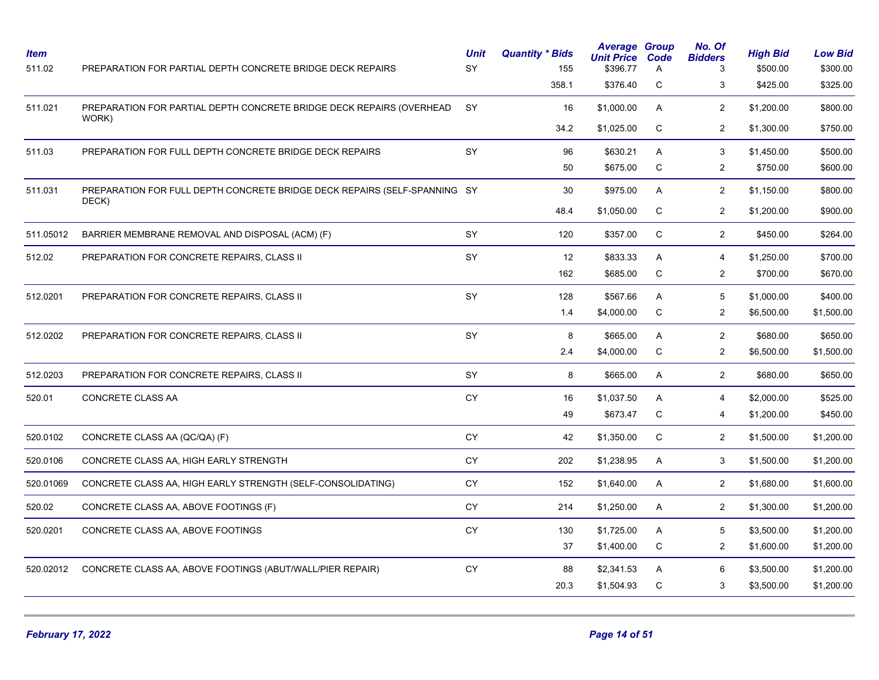| Item | | Unit | Quantity * Bids | Average Unit Price | Group Code | No. Of Bidders | High Bid | Low Bid |
|---|---|---|---|---|---|---|---|---|
| 511.02 | PREPARATION FOR PARTIAL DEPTH CONCRETE BRIDGE DECK REPAIRS | SY | 155 | $396.77 | A | 3 | $500.00 | $300.00 |
| | | | 358.1 | $376.40 | C | 3 | $425.00 | $325.00 |
| 511.021 | PREPARATION FOR PARTIAL DEPTH CONCRETE BRIDGE DECK REPAIRS (OVERHEAD WORK) | SY | 16 | $1,000.00 | A | 2 | $1,200.00 | $800.00 |
| | | | 34.2 | $1,025.00 | C | 2 | $1,300.00 | $750.00 |
| 511.03 | PREPARATION FOR FULL DEPTH CONCRETE BRIDGE DECK REPAIRS | SY | 96 | $630.21 | A | 3 | $1,450.00 | $500.00 |
| | | | 50 | $675.00 | C | 2 | $750.00 | $600.00 |
| 511.031 | PREPARATION FOR FULL DEPTH CONCRETE BRIDGE DECK REPAIRS (SELF-SPANNING DECK) | SY | 30 | $975.00 | A | 2 | $1,150.00 | $800.00 |
| | | | 48.4 | $1,050.00 | C | 2 | $1,200.00 | $900.00 |
| 511.05012 | BARRIER MEMBRANE REMOVAL AND DISPOSAL (ACM) (F) | SY | 120 | $357.00 | C | 2 | $450.00 | $264.00 |
| 512.02 | PREPARATION FOR CONCRETE REPAIRS, CLASS II | SY | 12 | $833.33 | A | 4 | $1,250.00 | $700.00 |
| | | | 162 | $685.00 | C | 2 | $700.00 | $670.00 |
| 512.0201 | PREPARATION FOR CONCRETE REPAIRS, CLASS II | SY | 128 | $567.66 | A | 5 | $1,000.00 | $400.00 |
| | | | 1.4 | $4,000.00 | C | 2 | $6,500.00 | $1,500.00 |
| 512.0202 | PREPARATION FOR CONCRETE REPAIRS, CLASS II | SY | 8 | $665.00 | A | 2 | $680.00 | $650.00 |
| | | | 2.4 | $4,000.00 | C | 2 | $6,500.00 | $1,500.00 |
| 512.0203 | PREPARATION FOR CONCRETE REPAIRS, CLASS II | SY | 8 | $665.00 | A | 2 | $680.00 | $650.00 |
| 520.01 | CONCRETE CLASS AA | CY | 16 | $1,037.50 | A | 4 | $2,000.00 | $525.00 |
| | | | 49 | $673.47 | C | 4 | $1,200.00 | $450.00 |
| 520.0102 | CONCRETE CLASS AA (QC/QA) (F) | CY | 42 | $1,350.00 | C | 2 | $1,500.00 | $1,200.00 |
| 520.0106 | CONCRETE CLASS AA, HIGH EARLY STRENGTH | CY | 202 | $1,238.95 | A | 3 | $1,500.00 | $1,200.00 |
| 520.01069 | CONCRETE CLASS AA, HIGH EARLY STRENGTH (SELF-CONSOLIDATING) | CY | 152 | $1,640.00 | A | 2 | $1,680.00 | $1,600.00 |
| 520.02 | CONCRETE CLASS AA, ABOVE FOOTINGS (F) | CY | 214 | $1,250.00 | A | 2 | $1,300.00 | $1,200.00 |
| 520.0201 | CONCRETE CLASS AA, ABOVE FOOTINGS | CY | 130 | $1,725.00 | A | 5 | $3,500.00 | $1,200.00 |
| | | | 37 | $1,400.00 | C | 2 | $1,600.00 | $1,200.00 |
| 520.02012 | CONCRETE CLASS AA, ABOVE FOOTINGS (ABUT/WALL/PIER REPAIR) | CY | 88 | $2,341.53 | A | 6 | $3,500.00 | $1,200.00 |
| | | | 20.3 | $1,504.93 | C | 3 | $3,500.00 | $1,200.00 |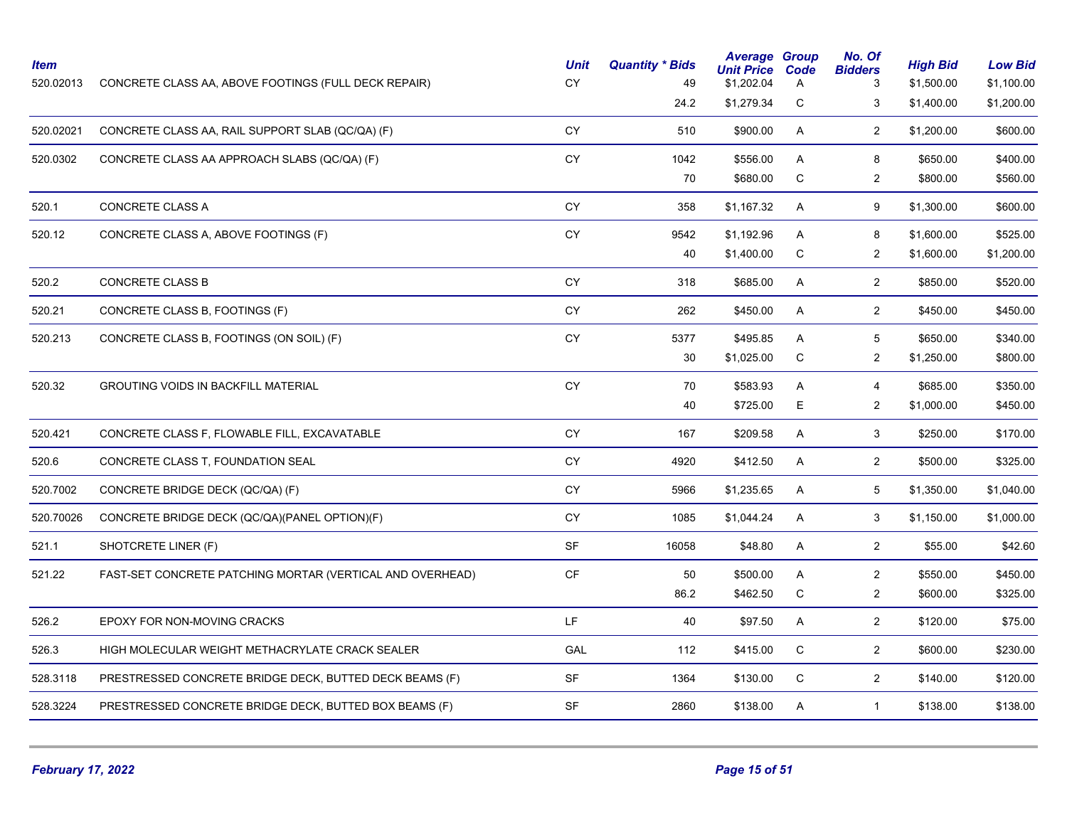| Item | | Unit | Quantity * Bids | Average Unit Price | Group Code | No. Of Bidders | High Bid | Low Bid |
|---|---|---|---|---|---|---|---|---|
| 520.02013 | CONCRETE CLASS AA, ABOVE FOOTINGS (FULL DECK REPAIR) | CY | 49 | $1,202.04 | A | 3 | $1,500.00 | $1,100.00 |
| | | | 24.2 | $1,279.34 | C | 3 | $1,400.00 | $1,200.00 |
| 520.02021 | CONCRETE CLASS AA, RAIL SUPPORT SLAB (QC/QA) (F) | CY | 510 | $900.00 | A | 2 | $1,200.00 | $600.00 |
| 520.0302 | CONCRETE CLASS AA APPROACH SLABS (QC/QA) (F) | CY | 1042 | $556.00 | A | 8 | $650.00 | $400.00 |
| | | | 70 | $680.00 | C | 2 | $800.00 | $560.00 |
| 520.1 | CONCRETE CLASS A | CY | 358 | $1,167.32 | A | 9 | $1,300.00 | $600.00 |
| 520.12 | CONCRETE CLASS A, ABOVE FOOTINGS (F) | CY | 9542 | $1,192.96 | A | 8 | $1,600.00 | $525.00 |
| | | | 40 | $1,400.00 | C | 2 | $1,600.00 | $1,200.00 |
| 520.2 | CONCRETE CLASS B | CY | 318 | $685.00 | A | 2 | $850.00 | $520.00 |
| 520.21 | CONCRETE CLASS B, FOOTINGS (F) | CY | 262 | $450.00 | A | 2 | $450.00 | $450.00 |
| 520.213 | CONCRETE CLASS B, FOOTINGS (ON SOIL) (F) | CY | 5377 | $495.85 | A | 5 | $650.00 | $340.00 |
| | | | 30 | $1,025.00 | C | 2 | $1,250.00 | $800.00 |
| 520.32 | GROUTING VOIDS IN BACKFILL MATERIAL | CY | 70 | $583.93 | A | 4 | $685.00 | $350.00 |
| | | | 40 | $725.00 | E | 2 | $1,000.00 | $450.00 |
| 520.421 | CONCRETE CLASS F, FLOWABLE FILL, EXCAVATABLE | CY | 167 | $209.58 | A | 3 | $250.00 | $170.00 |
| 520.6 | CONCRETE CLASS T, FOUNDATION SEAL | CY | 4920 | $412.50 | A | 2 | $500.00 | $325.00 |
| 520.7002 | CONCRETE BRIDGE DECK (QC/QA) (F) | CY | 5966 | $1,235.65 | A | 5 | $1,350.00 | $1,040.00 |
| 520.70026 | CONCRETE BRIDGE DECK (QC/QA)(PANEL OPTION)(F) | CY | 1085 | $1,044.24 | A | 3 | $1,150.00 | $1,000.00 |
| 521.1 | SHOTCRETE LINER (F) | SF | 16058 | $48.80 | A | 2 | $55.00 | $42.60 |
| 521.22 | FAST-SET CONCRETE PATCHING MORTAR (VERTICAL AND OVERHEAD) | CF | 50 | $500.00 | A | 2 | $550.00 | $450.00 |
| | | | 86.2 | $462.50 | C | 2 | $600.00 | $325.00 |
| 526.2 | EPOXY FOR NON-MOVING CRACKS | LF | 40 | $97.50 | A | 2 | $120.00 | $75.00 |
| 526.3 | HIGH MOLECULAR WEIGHT METHACRYLATE CRACK SEALER | GAL | 112 | $415.00 | C | 2 | $600.00 | $230.00 |
| 528.3118 | PRESTRESSED CONCRETE BRIDGE DECK, BUTTED DECK BEAMS (F) | SF | 1364 | $130.00 | C | 2 | $140.00 | $120.00 |
| 528.3224 | PRESTRESSED CONCRETE BRIDGE DECK, BUTTED BOX BEAMS (F) | SF | 2860 | $138.00 | A | 1 | $138.00 | $138.00 |

*February 17, 2022*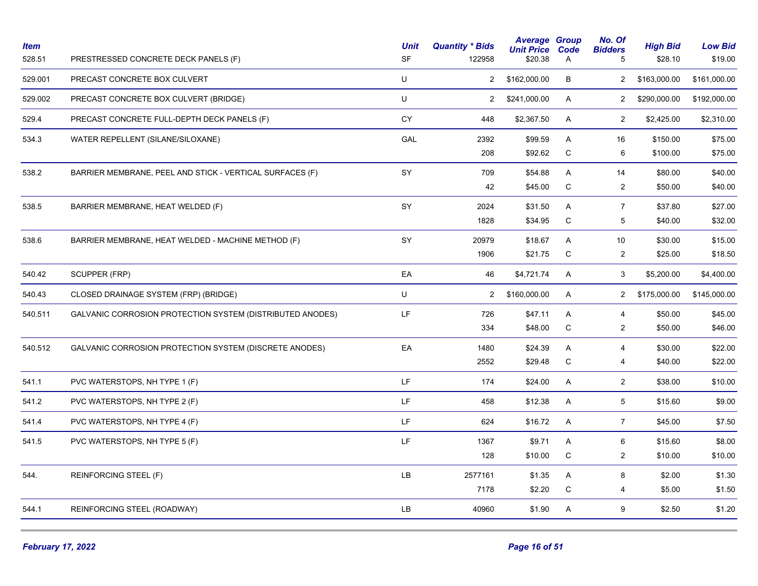| Item | | Unit | Quantity * Bids | Average Unit Price | Group Code | No. Of Bidders | High Bid | Low Bid |
|---|---|---|---|---|---|---|---|---|
| 528.51 | PRESTRESSED CONCRETE DECK PANELS (F) | SF | 122958 | $20.38 | A | 5 | $28.10 | $19.00 |
| 529.001 | PRECAST CONCRETE BOX CULVERT | U | 2 | $162,000.00 | B | 2 | $163,000.00 | $161,000.00 |
| 529.002 | PRECAST CONCRETE BOX CULVERT (BRIDGE) | U | 2 | $241,000.00 | A | 2 | $290,000.00 | $192,000.00 |
| 529.4 | PRECAST CONCRETE FULL-DEPTH DECK PANELS (F) | CY | 448 | $2,367.50 | A | 2 | $2,425.00 | $2,310.00 |
| 534.3 | WATER REPELLENT (SILANE/SILOXANE) | GAL | 2392 | $99.59 | A | 16 | $150.00 | $75.00 |
| | | | 208 | $92.62 | C | 6 | $100.00 | $75.00 |
| 538.2 | BARRIER MEMBRANE, PEEL AND STICK - VERTICAL SURFACES (F) | SY | 709 | $54.88 | A | 14 | $80.00 | $40.00 |
| | | | 42 | $45.00 | C | 2 | $50.00 | $40.00 |
| 538.5 | BARRIER MEMBRANE, HEAT WELDED (F) | SY | 2024 | $31.50 | A | 7 | $37.80 | $27.00 |
| | | | 1828 | $34.95 | C | 5 | $40.00 | $32.00 |
| 538.6 | BARRIER MEMBRANE, HEAT WELDED - MACHINE METHOD (F) | SY | 20979 | $18.67 | A | 10 | $30.00 | $15.00 |
| | | | 1906 | $21.75 | C | 2 | $25.00 | $18.50 |
| 540.42 | SCUPPER (FRP) | EA | 46 | $4,721.74 | A | 3 | $5,200.00 | $4,400.00 |
| 540.43 | CLOSED DRAINAGE SYSTEM (FRP) (BRIDGE) | U | 2 | $160,000.00 | A | 2 | $175,000.00 | $145,000.00 |
| 540.511 | GALVANIC CORROSION PROTECTION SYSTEM (DISTRIBUTED ANODES) | LF | 726 | $47.11 | A | 4 | $50.00 | $45.00 |
| | | | 334 | $48.00 | C | 2 | $50.00 | $46.00 |
| 540.512 | GALVANIC CORROSION PROTECTION SYSTEM (DISCRETE ANODES) | EA | 1480 | $24.39 | A | 4 | $30.00 | $22.00 |
| | | | 2552 | $29.48 | C | 4 | $40.00 | $22.00 |
| 541.1 | PVC WATERSTOPS, NH TYPE 1 (F) | LF | 174 | $24.00 | A | 2 | $38.00 | $10.00 |
| 541.2 | PVC WATERSTOPS, NH TYPE 2 (F) | LF | 458 | $12.38 | A | 5 | $15.60 | $9.00 |
| 541.4 | PVC WATERSTOPS, NH TYPE 4 (F) | LF | 624 | $16.72 | A | 7 | $45.00 | $7.50 |
| 541.5 | PVC WATERSTOPS, NH TYPE 5 (F) | LF | 1367 | $9.71 | A | 6 | $15.60 | $8.00 |
| | | | 128 | $10.00 | C | 2 | $10.00 | $10.00 |
| 544. | REINFORCING STEEL (F) | LB | 2577161 | $1.35 | A | 8 | $2.00 | $1.30 |
| | | | 7178 | $2.20 | C | 4 | $5.00 | $1.50 |
| 544.1 | REINFORCING STEEL (ROADWAY) | LB | 40960 | $1.90 | A | 9 | $2.50 | $1.20 |

*February 17, 2022*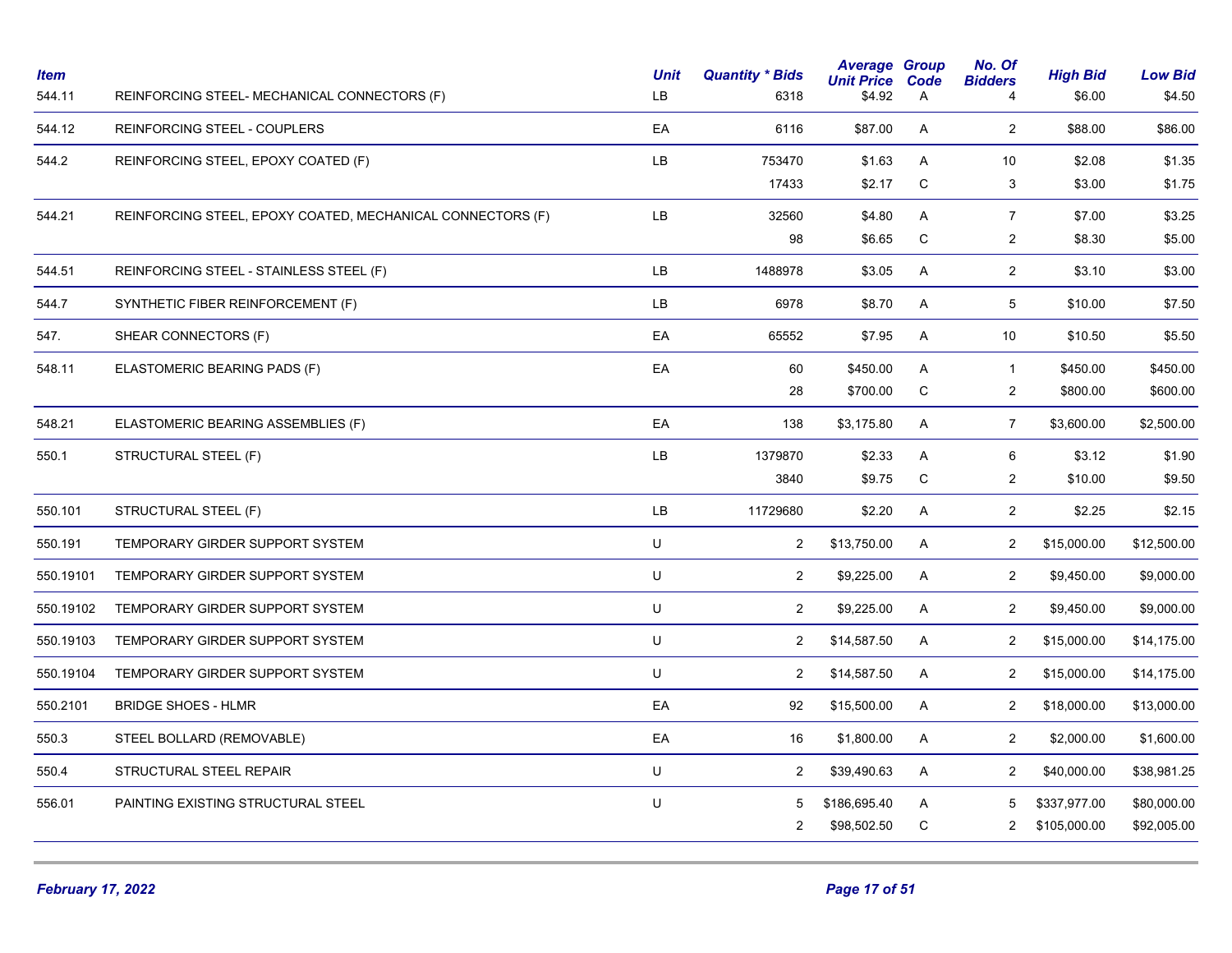| Item | | Unit | Quantity * Bids | Average Unit Price | Group Code | No. Of Bidders | High Bid | Low Bid |
|---|---|---|---|---|---|---|---|---|
| 544.11 | REINFORCING STEEL- MECHANICAL CONNECTORS (F) | LB | 6318 | $4.92 | A | 4 | $6.00 | $4.50 |
| 544.12 | REINFORCING STEEL - COUPLERS | EA | 6116 | $87.00 | A | 2 | $88.00 | $86.00 |
| 544.2 | REINFORCING STEEL, EPOXY COATED (F) | LB | 753470 | $1.63 | A | 10 | $2.08 | $1.35 |
| | | | 17433 | $2.17 | C | 3 | $3.00 | $1.75 |
| 544.21 | REINFORCING STEEL, EPOXY COATED, MECHANICAL CONNECTORS (F) | LB | 32560 | $4.80 | A | 7 | $7.00 | $3.25 |
| | | | 98 | $6.65 | C | 2 | $8.30 | $5.00 |
| 544.51 | REINFORCING STEEL - STAINLESS STEEL (F) | LB | 1488978 | $3.05 | A | 2 | $3.10 | $3.00 |
| 544.7 | SYNTHETIC FIBER REINFORCEMENT (F) | LB | 6978 | $8.70 | A | 5 | $10.00 | $7.50 |
| 547. | SHEAR CONNECTORS (F) | EA | 65552 | $7.95 | A | 10 | $10.50 | $5.50 |
| 548.11 | ELASTOMERIC BEARING PADS (F) | EA | 60 | $450.00 | A | 1 | $450.00 | $450.00 |
| | | | 28 | $700.00 | C | 2 | $800.00 | $600.00 |
| 548.21 | ELASTOMERIC BEARING ASSEMBLIES (F) | EA | 138 | $3,175.80 | A | 7 | $3,600.00 | $2,500.00 |
| 550.1 | STRUCTURAL STEEL (F) | LB | 1379870 | $2.33 | A | 6 | $3.12 | $1.90 |
| | | | 3840 | $9.75 | C | 2 | $10.00 | $9.50 |
| 550.101 | STRUCTURAL STEEL (F) | LB | 11729680 | $2.20 | A | 2 | $2.25 | $2.15 |
| 550.191 | TEMPORARY GIRDER SUPPORT SYSTEM | U | 2 | $13,750.00 | A | 2 | $15,000.00 | $12,500.00 |
| 550.19101 | TEMPORARY GIRDER SUPPORT SYSTEM | U | 2 | $9,225.00 | A | 2 | $9,450.00 | $9,000.00 |
| 550.19102 | TEMPORARY GIRDER SUPPORT SYSTEM | U | 2 | $9,225.00 | A | 2 | $9,450.00 | $9,000.00 |
| 550.19103 | TEMPORARY GIRDER SUPPORT SYSTEM | U | 2 | $14,587.50 | A | 2 | $15,000.00 | $14,175.00 |
| 550.19104 | TEMPORARY GIRDER SUPPORT SYSTEM | U | 2 | $14,587.50 | A | 2 | $15,000.00 | $14,175.00 |
| 550.2101 | BRIDGE SHOES - HLMR | EA | 92 | $15,500.00 | A | 2 | $18,000.00 | $13,000.00 |
| 550.3 | STEEL BOLLARD (REMOVABLE) | EA | 16 | $1,800.00 | A | 2 | $2,000.00 | $1,600.00 |
| 550.4 | STRUCTURAL STEEL REPAIR | U | 2 | $39,490.63 | A | 2 | $40,000.00 | $38,981.25 |
| 556.01 | PAINTING EXISTING STRUCTURAL STEEL | U | 5 | $186,695.40 | A | 5 | $337,977.00 | $80,000.00 |
| | | | 2 | $98,502.50 | C | 2 | $105,000.00 | $92,005.00 |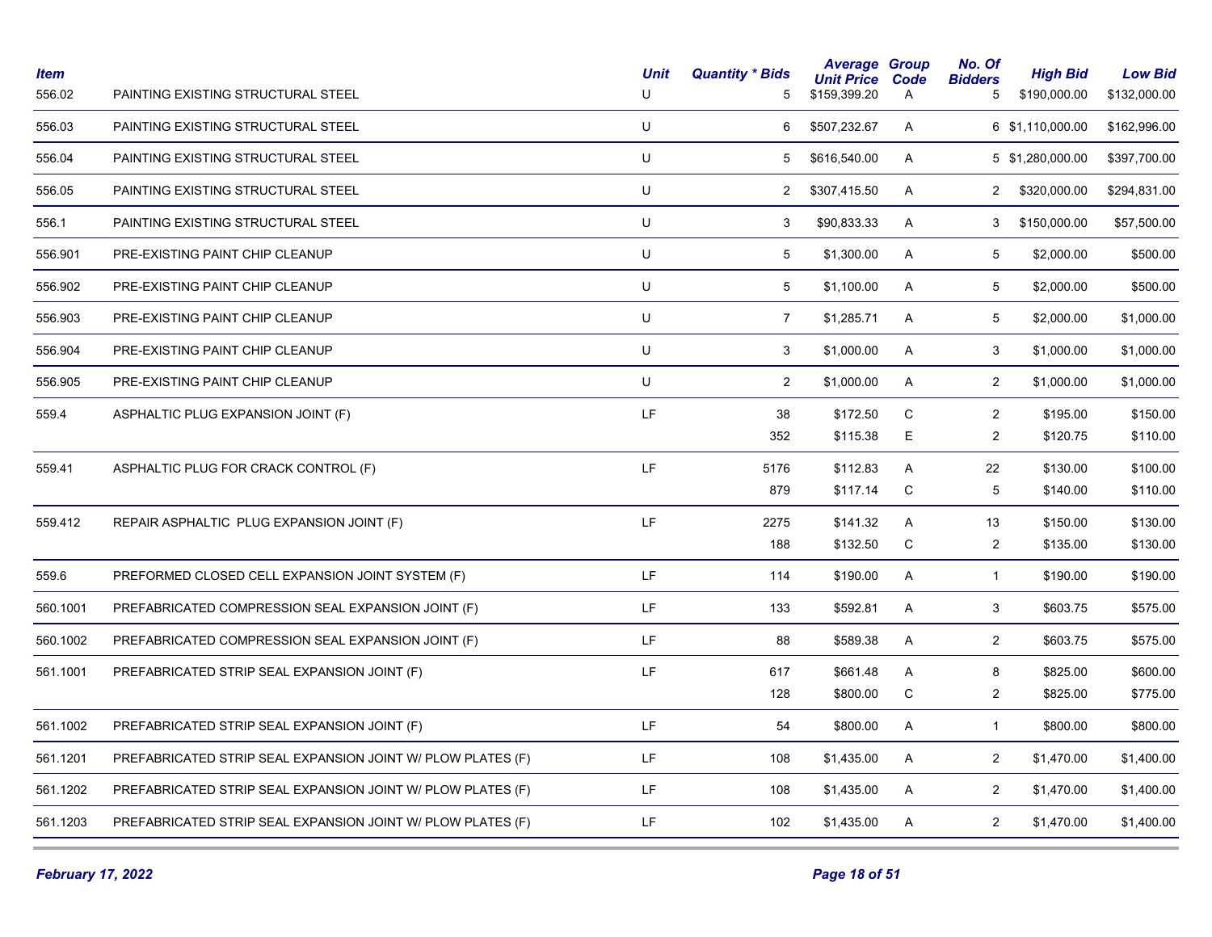| Item | | Unit | Quantity * Bids | Average Unit Price | Group Code | No. Of Bidders | High Bid | Low Bid |
|---|---|---|---|---|---|---|---|---|
| 556.02 | PAINTING EXISTING STRUCTURAL STEEL | U | 5 | $159,399.20 | A | 5 | $190,000.00 | $132,000.00 |
| 556.03 | PAINTING EXISTING STRUCTURAL STEEL | U | 6 | $507,232.67 | A | 6 | $1,110,000.00 | $162,996.00 |
| 556.04 | PAINTING EXISTING STRUCTURAL STEEL | U | 5 | $616,540.00 | A | 5 | $1,280,000.00 | $397,700.00 |
| 556.05 | PAINTING EXISTING STRUCTURAL STEEL | U | 2 | $307,415.50 | A | 2 | $320,000.00 | $294,831.00 |
| 556.1 | PAINTING EXISTING STRUCTURAL STEEL | U | 3 | $90,833.33 | A | 3 | $150,000.00 | $57,500.00 |
| 556.901 | PRE-EXISTING PAINT CHIP CLEANUP | U | 5 | $1,300.00 | A | 5 | $2,000.00 | $500.00 |
| 556.902 | PRE-EXISTING PAINT CHIP CLEANUP | U | 5 | $1,100.00 | A | 5 | $2,000.00 | $500.00 |
| 556.903 | PRE-EXISTING PAINT CHIP CLEANUP | U | 7 | $1,285.71 | A | 5 | $2,000.00 | $1,000.00 |
| 556.904 | PRE-EXISTING PAINT CHIP CLEANUP | U | 3 | $1,000.00 | A | 3 | $1,000.00 | $1,000.00 |
| 556.905 | PRE-EXISTING PAINT CHIP CLEANUP | U | 2 | $1,000.00 | A | 2 | $1,000.00 | $1,000.00 |
| 559.4 | ASPHALTIC PLUG EXPANSION JOINT (F) | LF | 38 | $172.50 | C | 2 | $195.00 | $150.00 |
| | | | 352 | $115.38 | E | 2 | $120.75 | $110.00 |
| 559.41 | ASPHALTIC PLUG FOR CRACK CONTROL (F) | LF | 5176 | $112.83 | A | 22 | $130.00 | $100.00 |
| | | | 879 | $117.14 | C | 5 | $140.00 | $110.00 |
| 559.412 | REPAIR ASPHALTIC PLUG EXPANSION JOINT (F) | LF | 2275 | $141.32 | A | 13 | $150.00 | $130.00 |
| | | | 188 | $132.50 | C | 2 | $135.00 | $130.00 |
| 559.6 | PREFORMED CLOSED CELL EXPANSION JOINT SYSTEM (F) | LF | 114 | $190.00 | A | 1 | $190.00 | $190.00 |
| 560.1001 | PREFABRICATED COMPRESSION SEAL EXPANSION JOINT (F) | LF | 133 | $592.81 | A | 3 | $603.75 | $575.00 |
| 560.1002 | PREFABRICATED COMPRESSION SEAL EXPANSION JOINT (F) | LF | 88 | $589.38 | A | 2 | $603.75 | $575.00 |
| 561.1001 | PREFABRICATED STRIP SEAL EXPANSION JOINT (F) | LF | 617 | $661.48 | A | 8 | $825.00 | $600.00 |
| | | | 128 | $800.00 | C | 2 | $825.00 | $775.00 |
| 561.1002 | PREFABRICATED STRIP SEAL EXPANSION JOINT (F) | LF | 54 | $800.00 | A | 1 | $800.00 | $800.00 |
| 561.1201 | PREFABRICATED STRIP SEAL EXPANSION JOINT W/ PLOW PLATES (F) | LF | 108 | $1,435.00 | A | 2 | $1,470.00 | $1,400.00 |
| 561.1202 | PREFABRICATED STRIP SEAL EXPANSION JOINT W/ PLOW PLATES (F) | LF | 108 | $1,435.00 | A | 2 | $1,470.00 | $1,400.00 |
| 561.1203 | PREFABRICATED STRIP SEAL EXPANSION JOINT W/ PLOW PLATES (F) | LF | 102 | $1,435.00 | A | 2 | $1,470.00 | $1,400.00 |

*February 17, 2022*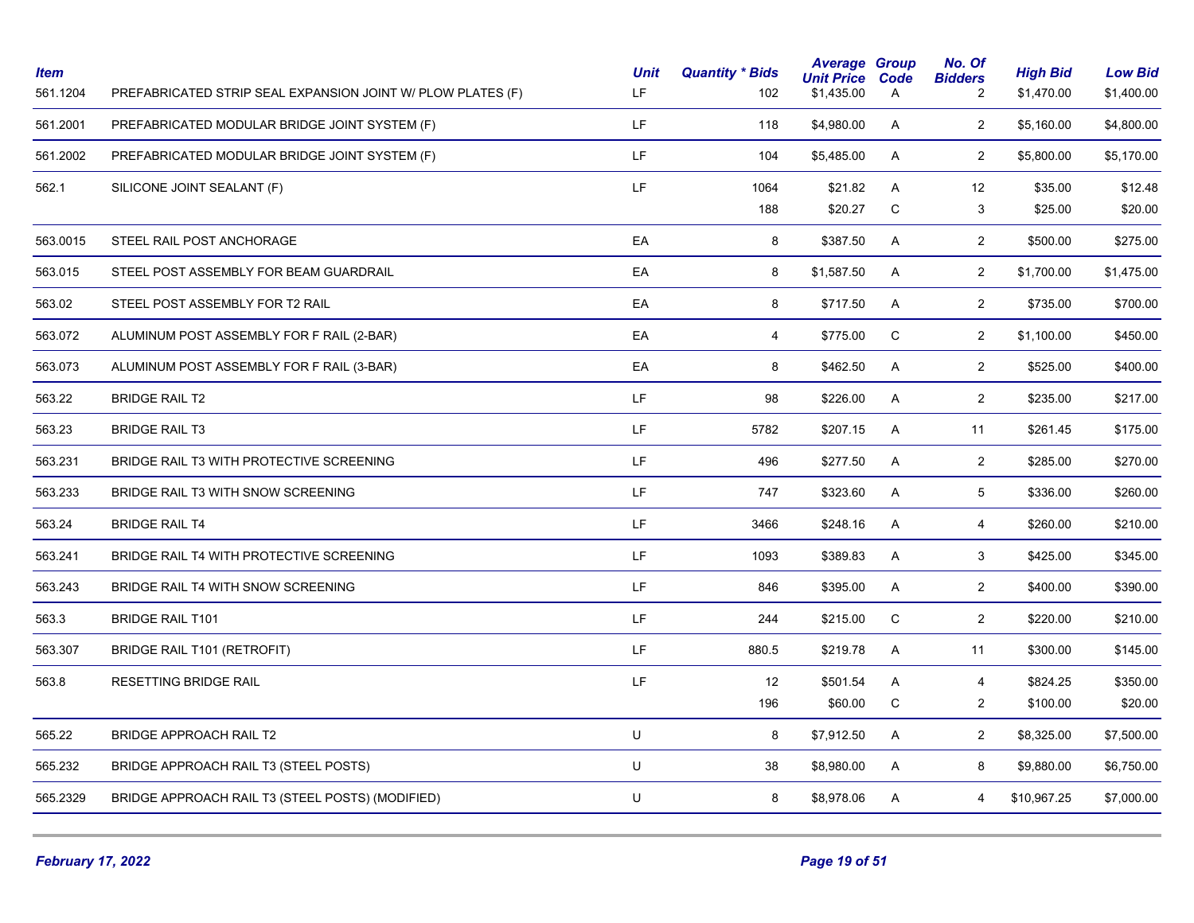| Item | | Unit | Quantity * Bids | Average Unit Price | Group Code | No. Of Bidders | High Bid | Low Bid |
|---|---|---|---|---|---|---|---|---|
| 561.1204 | PREFABRICATED STRIP SEAL EXPANSION JOINT W/ PLOW PLATES (F) | LF | 102 | $1,435.00 | A | 2 | $1,470.00 | $1,400.00 |
| 561.2001 | PREFABRICATED MODULAR BRIDGE JOINT SYSTEM (F) | LF | 118 | $4,980.00 | A | 2 | $5,160.00 | $4,800.00 |
| 561.2002 | PREFABRICATED MODULAR BRIDGE JOINT SYSTEM (F) | LF | 104 | $5,485.00 | A | 2 | $5,800.00 | $5,170.00 |
| 562.1 | SILICONE JOINT SEALANT (F) | LF | 1064 | $21.82 | A | 12 | $35.00 | $12.48 |
| | | | 188 | $20.27 | C | 3 | $25.00 | $20.00 |
| 563.0015 | STEEL RAIL POST ANCHORAGE | EA | 8 | $387.50 | A | 2 | $500.00 | $275.00 |
| 563.015 | STEEL POST ASSEMBLY FOR BEAM GUARDRAIL | EA | 8 | $1,587.50 | A | 2 | $1,700.00 | $1,475.00 |
| 563.02 | STEEL POST ASSEMBLY FOR T2 RAIL | EA | 8 | $717.50 | A | 2 | $735.00 | $700.00 |
| 563.072 | ALUMINUM POST ASSEMBLY FOR F RAIL (2-BAR) | EA | 4 | $775.00 | C | 2 | $1,100.00 | $450.00 |
| 563.073 | ALUMINUM POST ASSEMBLY FOR F RAIL (3-BAR) | EA | 8 | $462.50 | A | 2 | $525.00 | $400.00 |
| 563.22 | BRIDGE RAIL T2 | LF | 98 | $226.00 | A | 2 | $235.00 | $217.00 |
| 563.23 | BRIDGE RAIL T3 | LF | 5782 | $207.15 | A | 11 | $261.45 | $175.00 |
| 563.231 | BRIDGE RAIL T3 WITH PROTECTIVE SCREENING | LF | 496 | $277.50 | A | 2 | $285.00 | $270.00 |
| 563.233 | BRIDGE RAIL T3 WITH SNOW SCREENING | LF | 747 | $323.60 | A | 5 | $336.00 | $260.00 |
| 563.24 | BRIDGE RAIL T4 | LF | 3466 | $248.16 | A | 4 | $260.00 | $210.00 |
| 563.241 | BRIDGE RAIL T4 WITH PROTECTIVE SCREENING | LF | 1093 | $389.83 | A | 3 | $425.00 | $345.00 |
| 563.243 | BRIDGE RAIL T4 WITH SNOW SCREENING | LF | 846 | $395.00 | A | 2 | $400.00 | $390.00 |
| 563.3 | BRIDGE RAIL T101 | LF | 244 | $215.00 | C | 2 | $220.00 | $210.00 |
| 563.307 | BRIDGE RAIL T101 (RETROFIT) | LF | 880.5 | $219.78 | A | 11 | $300.00 | $145.00 |
| 563.8 | RESETTING BRIDGE RAIL | LF | 12 | $501.54 | A | 4 | $824.25 | $350.00 |
| | | | 196 | $60.00 | C | 2 | $100.00 | $20.00 |
| 565.22 | BRIDGE APPROACH RAIL T2 | U | 8 | $7,912.50 | A | 2 | $8,325.00 | $7,500.00 |
| 565.232 | BRIDGE APPROACH RAIL T3 (STEEL POSTS) | U | 38 | $8,980.00 | A | 8 | $9,880.00 | $6,750.00 |
| 565.2329 | BRIDGE APPROACH RAIL T3 (STEEL POSTS) (MODIFIED) | U | 8 | $8,978.06 | A | 4 | $10,967.25 | $7,000.00 |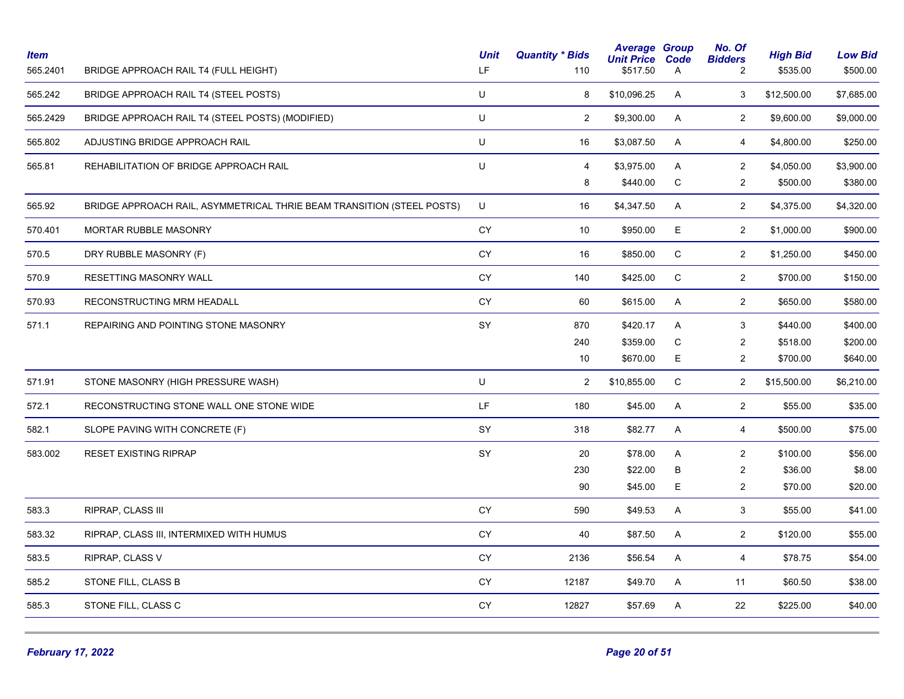| Item | | Unit | Quantity * Bids | Average Unit Price | Group Code | No. Of Bidders | High Bid | Low Bid |
|---|---|---|---|---|---|---|---|---|
| 565.2401 | BRIDGE APPROACH RAIL T4 (FULL HEIGHT) | LF | 110 | $517.50 | A | 2 | $535.00 | $500.00 |
| 565.242 | BRIDGE APPROACH RAIL T4 (STEEL POSTS) | U | 8 | $10,096.25 | A | 3 | $12,500.00 | $7,685.00 |
| 565.2429 | BRIDGE APPROACH RAIL T4 (STEEL POSTS) (MODIFIED) | U | 2 | $9,300.00 | A | 2 | $9,600.00 | $9,000.00 |
| 565.802 | ADJUSTING BRIDGE APPROACH RAIL | U | 16 | $3,087.50 | A | 4 | $4,800.00 | $250.00 |
| 565.81 | REHABILITATION OF BRIDGE APPROACH RAIL | U | 4 | $3,975.00 | A | 2 | $4,050.00 | $3,900.00 |
| | | | 8 | $440.00 | C | 2 | $500.00 | $380.00 |
| 565.92 | BRIDGE APPROACH RAIL, ASYMMETRICAL THRIE BEAM TRANSITION (STEEL POSTS) | U | 16 | $4,347.50 | A | 2 | $4,375.00 | $4,320.00 |
| 570.401 | MORTAR RUBBLE MASONRY | CY | 10 | $950.00 | E | 2 | $1,000.00 | $900.00 |
| 570.5 | DRY RUBBLE MASONRY (F) | CY | 16 | $850.00 | C | 2 | $1,250.00 | $450.00 |
| 570.9 | RESETTING MASONRY WALL | CY | 140 | $425.00 | C | 2 | $700.00 | $150.00 |
| 570.93 | RECONSTRUCTING MRM HEADALL | CY | 60 | $615.00 | A | 2 | $650.00 | $580.00 |
| 571.1 | REPAIRING AND POINTING STONE MASONRY | SY | 870 | $420.17 | A | 3 | $440.00 | $400.00 |
| | | | 240 | $359.00 | C | 2 | $518.00 | $200.00 |
| | | | 10 | $670.00 | E | 2 | $700.00 | $640.00 |
| 571.91 | STONE MASONRY (HIGH PRESSURE WASH) | U | 2 | $10,855.00 | C | 2 | $15,500.00 | $6,210.00 |
| 572.1 | RECONSTRUCTING STONE WALL ONE STONE WIDE | LF | 180 | $45.00 | A | 2 | $55.00 | $35.00 |
| 582.1 | SLOPE PAVING WITH CONCRETE (F) | SY | 318 | $82.77 | A | 4 | $500.00 | $75.00 |
| 583.002 | RESET EXISTING RIPRAP | SY | 20 | $78.00 | A | 2 | $100.00 | $56.00 |
| | | | 230 | $22.00 | B | 2 | $36.00 | $8.00 |
| | | | 90 | $45.00 | E | 2 | $70.00 | $20.00 |
| 583.3 | RIPRAP, CLASS III | CY | 590 | $49.53 | A | 3 | $55.00 | $41.00 |
| 583.32 | RIPRAP, CLASS III, INTERMIXED WITH HUMUS | CY | 40 | $87.50 | A | 2 | $120.00 | $55.00 |
| 583.5 | RIPRAP, CLASS V | CY | 2136 | $56.54 | A | 4 | $78.75 | $54.00 |
| 585.2 | STONE FILL, CLASS B | CY | 12187 | $49.70 | A | 11 | $60.50 | $38.00 |
| 585.3 | STONE FILL, CLASS C | CY | 12827 | $57.69 | A | 22 | $225.00 | $40.00 |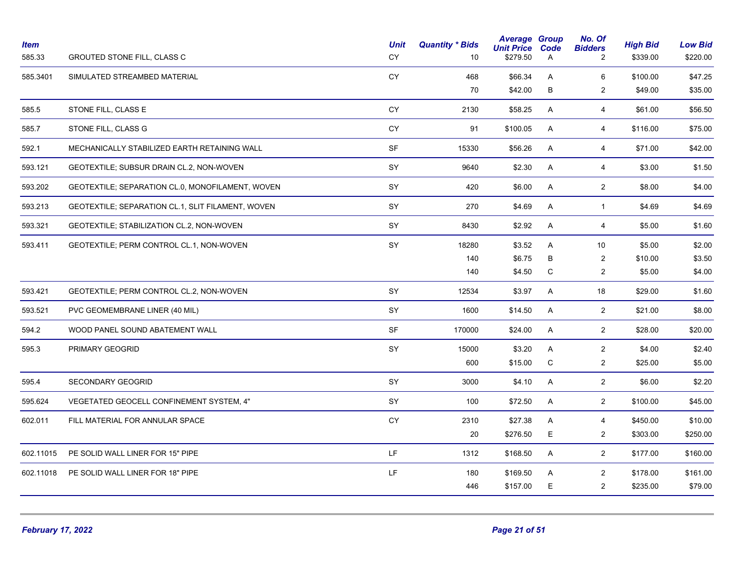| Item | | Unit | Quantity * Bids | Average Unit Price | Group Code | No. Of Bidders | High Bid | Low Bid |
|---|---|---|---|---|---|---|---|---|
| 585.33 | GROUTED STONE FILL, CLASS C | CY | 10 | $279.50 | A | 2 | $339.00 | $220.00 |
| 585.3401 | SIMULATED STREAMBED MATERIAL | CY | 468 | $66.34 | A | 6 | $100.00 | $47.25 |
| | | | 70 | $42.00 | B | 2 | $49.00 | $35.00 |
| 585.5 | STONE FILL, CLASS E | CY | 2130 | $58.25 | A | 4 | $61.00 | $56.50 |
| 585.7 | STONE FILL, CLASS G | CY | 91 | $100.05 | A | 4 | $116.00 | $75.00 |
| 592.1 | MECHANICALLY STABILIZED EARTH RETAINING WALL | SF | 15330 | $56.26 | A | 4 | $71.00 | $42.00 |
| 593.121 | GEOTEXTILE; SUBSUR DRAIN CL.2, NON-WOVEN | SY | 9640 | $2.30 | A | 4 | $3.00 | $1.50 |
| 593.202 | GEOTEXTILE; SEPARATION CL.0, MONOFILAMENT, WOVEN | SY | 420 | $6.00 | A | 2 | $8.00 | $4.00 |
| 593.213 | GEOTEXTILE; SEPARATION CL.1, SLIT FILAMENT, WOVEN | SY | 270 | $4.69 | A | 1 | $4.69 | $4.69 |
| 593.321 | GEOTEXTILE; STABILIZATION CL.2, NON-WOVEN | SY | 8430 | $2.92 | A | 4 | $5.00 | $1.60 |
| 593.411 | GEOTEXTILE; PERM CONTROL CL.1, NON-WOVEN | SY | 18280 | $3.52 | A | 10 | $5.00 | $2.00 |
| | | | 140 | $6.75 | B | 2 | $10.00 | $3.50 |
| | | | 140 | $4.50 | C | 2 | $5.00 | $4.00 |
| 593.421 | GEOTEXTILE; PERM CONTROL CL.2, NON-WOVEN | SY | 12534 | $3.97 | A | 18 | $29.00 | $1.60 |
| 593.521 | PVC GEOMEMBRANE LINER (40 MIL) | SY | 1600 | $14.50 | A | 2 | $21.00 | $8.00 |
| 594.2 | WOOD PANEL SOUND ABATEMENT WALL | SF | 170000 | $24.00 | A | 2 | $28.00 | $20.00 |
| 595.3 | PRIMARY GEOGRID | SY | 15000 | $3.20 | A | 2 | $4.00 | $2.40 |
| | | | 600 | $15.00 | C | 2 | $25.00 | $5.00 |
| 595.4 | SECONDARY GEOGRID | SY | 3000 | $4.10 | A | 2 | $6.00 | $2.20 |
| 595.624 | VEGETATED GEOCELL CONFINEMENT SYSTEM, 4" | SY | 100 | $72.50 | A | 2 | $100.00 | $45.00 |
| 602.011 | FILL MATERIAL FOR ANNULAR SPACE | CY | 2310 | $27.38 | A | 4 | $450.00 | $10.00 |
| | | | 20 | $276.50 | E | 2 | $303.00 | $250.00 |
| 602.11015 | PE SOLID WALL LINER FOR 15" PIPE | LF | 1312 | $168.50 | A | 2 | $177.00 | $160.00 |
| 602.11018 | PE SOLID WALL LINER FOR 18" PIPE | LF | 180 | $169.50 | A | 2 | $178.00 | $161.00 |
| | | | 446 | $157.00 | E | 2 | $235.00 | $79.00 |

*February 17, 2022*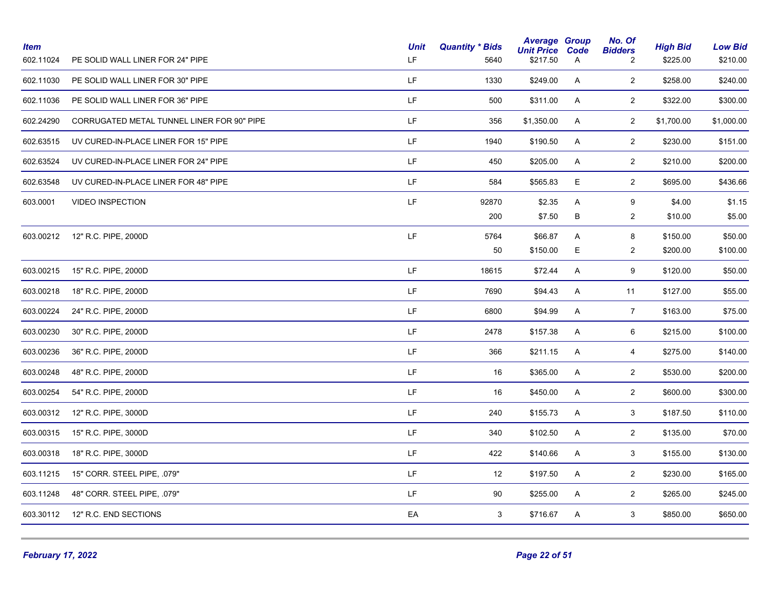| Item | | Unit | Quantity * Bids | Average Unit Price | Group Code | No. Of Bidders | High Bid | Low Bid |
|---|---|---|---|---|---|---|---|---|
| 602.11024 | PE SOLID WALL LINER FOR 24" PIPE | LF | 5640 | $217.50 | A | 2 | $225.00 | $210.00 |
| 602.11030 | PE SOLID WALL LINER FOR 30" PIPE | LF | 1330 | $249.00 | A | 2 | $258.00 | $240.00 |
| 602.11036 | PE SOLID WALL LINER FOR 36" PIPE | LF | 500 | $311.00 | A | 2 | $322.00 | $300.00 |
| 602.24290 | CORRUGATED METAL TUNNEL LINER FOR 90" PIPE | LF | 356 | $1,350.00 | A | 2 | $1,700.00 | $1,000.00 |
| 602.63515 | UV CURED-IN-PLACE LINER FOR 15" PIPE | LF | 1940 | $190.50 | A | 2 | $230.00 | $151.00 |
| 602.63524 | UV CURED-IN-PLACE LINER FOR 24" PIPE | LF | 450 | $205.00 | A | 2 | $210.00 | $200.00 |
| 602.63548 | UV CURED-IN-PLACE LINER FOR 48" PIPE | LF | 584 | $565.83 | E | 2 | $695.00 | $436.66 |
| 603.0001 | VIDEO INSPECTION | LF | 92870 | $2.35 | A | 9 | $4.00 | $1.15 |
| | | | 200 | $7.50 | B | 2 | $10.00 | $5.00 |
| 603.00212 | 12" R.C. PIPE, 2000D | LF | 5764 | $66.87 | A | 8 | $150.00 | $50.00 |
| | | | 50 | $150.00 | E | 2 | $200.00 | $100.00 |
| 603.00215 | 15" R.C. PIPE, 2000D | LF | 18615 | $72.44 | A | 9 | $120.00 | $50.00 |
| 603.00218 | 18" R.C. PIPE, 2000D | LF | 7690 | $94.43 | A | 11 | $127.00 | $55.00 |
| 603.00224 | 24" R.C. PIPE, 2000D | LF | 6800 | $94.99 | A | 7 | $163.00 | $75.00 |
| 603.00230 | 30" R.C. PIPE, 2000D | LF | 2478 | $157.38 | A | 6 | $215.00 | $100.00 |
| 603.00236 | 36" R.C. PIPE, 2000D | LF | 366 | $211.15 | A | 4 | $275.00 | $140.00 |
| 603.00248 | 48" R.C. PIPE, 2000D | LF | 16 | $365.00 | A | 2 | $530.00 | $200.00 |
| 603.00254 | 54" R.C. PIPE, 2000D | LF | 16 | $450.00 | A | 2 | $600.00 | $300.00 |
| 603.00312 | 12" R.C. PIPE, 3000D | LF | 240 | $155.73 | A | 3 | $187.50 | $110.00 |
| 603.00315 | 15" R.C. PIPE, 3000D | LF | 340 | $102.50 | A | 2 | $135.00 | $70.00 |
| 603.00318 | 18" R.C. PIPE, 3000D | LF | 422 | $140.66 | A | 3 | $155.00 | $130.00 |
| 603.11215 | 15" CORR. STEEL PIPE, .079" | LF | 12 | $197.50 | A | 2 | $230.00 | $165.00 |
| 603.11248 | 48" CORR. STEEL PIPE, .079" | LF | 90 | $255.00 | A | 2 | $265.00 | $245.00 |
| 603.30112 | 12" R.C. END SECTIONS | EA | 3 | $716.67 | A | 3 | $850.00 | $650.00 |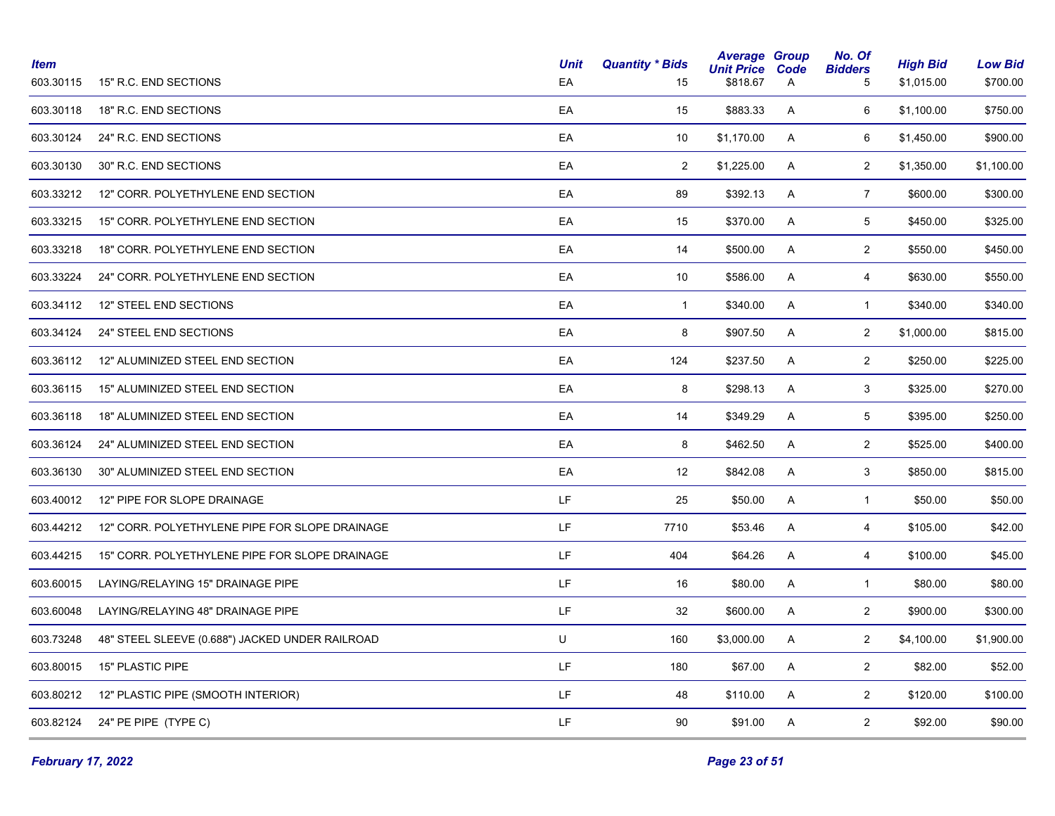| Item | | Unit | Quantity * Bids | Average Unit Price | Group Code | No. Of Bidders | High Bid | Low Bid |
|---|---|---|---|---|---|---|---|---|
| 603.30115 | 15" R.C. END SECTIONS | EA | 15 | $818.67 | A | 5 | $1,015.00 | $700.00 |
| 603.30118 | 18" R.C. END SECTIONS | EA | 15 | $883.33 | A | 6 | $1,100.00 | $750.00 |
| 603.30124 | 24" R.C. END SECTIONS | EA | 10 | $1,170.00 | A | 6 | $1,450.00 | $900.00 |
| 603.30130 | 30" R.C. END SECTIONS | EA | 2 | $1,225.00 | A | 2 | $1,350.00 | $1,100.00 |
| 603.33212 | 12" CORR. POLYETHYLENE END SECTION | EA | 89 | $392.13 | A | 7 | $600.00 | $300.00 |
| 603.33215 | 15" CORR. POLYETHYLENE END SECTION | EA | 15 | $370.00 | A | 5 | $450.00 | $325.00 |
| 603.33218 | 18" CORR. POLYETHYLENE END SECTION | EA | 14 | $500.00 | A | 2 | $550.00 | $450.00 |
| 603.33224 | 24" CORR. POLYETHYLENE END SECTION | EA | 10 | $586.00 | A | 4 | $630.00 | $550.00 |
| 603.34112 | 12" STEEL END SECTIONS | EA | 1 | $340.00 | A | 1 | $340.00 | $340.00 |
| 603.34124 | 24" STEEL END SECTIONS | EA | 8 | $907.50 | A | 2 | $1,000.00 | $815.00 |
| 603.36112 | 12" ALUMINIZED STEEL END SECTION | EA | 124 | $237.50 | A | 2 | $250.00 | $225.00 |
| 603.36115 | 15" ALUMINIZED STEEL END SECTION | EA | 8 | $298.13 | A | 3 | $325.00 | $270.00 |
| 603.36118 | 18" ALUMINIZED STEEL END SECTION | EA | 14 | $349.29 | A | 5 | $395.00 | $250.00 |
| 603.36124 | 24" ALUMINIZED STEEL END SECTION | EA | 8 | $462.50 | A | 2 | $525.00 | $400.00 |
| 603.36130 | 30" ALUMINIZED STEEL END SECTION | EA | 12 | $842.08 | A | 3 | $850.00 | $815.00 |
| 603.40012 | 12" PIPE FOR SLOPE DRAINAGE | LF | 25 | $50.00 | A | 1 | $50.00 | $50.00 |
| 603.44212 | 12" CORR. POLYETHYLENE PIPE FOR SLOPE DRAINAGE | LF | 7710 | $53.46 | A | 4 | $105.00 | $42.00 |
| 603.44215 | 15" CORR. POLYETHYLENE PIPE FOR SLOPE DRAINAGE | LF | 404 | $64.26 | A | 4 | $100.00 | $45.00 |
| 603.60015 | LAYING/RELAYING 15" DRAINAGE PIPE | LF | 16 | $80.00 | A | 1 | $80.00 | $80.00 |
| 603.60048 | LAYING/RELAYING 48" DRAINAGE PIPE | LF | 32 | $600.00 | A | 2 | $900.00 | $300.00 |
| 603.73248 | 48" STEEL SLEEVE (0.688") JACKED UNDER RAILROAD | U | 160 | $3,000.00 | A | 2 | $4,100.00 | $1,900.00 |
| 603.80015 | 15" PLASTIC PIPE | LF | 180 | $67.00 | A | 2 | $82.00 | $52.00 |
| 603.80212 | 12" PLASTIC PIPE (SMOOTH INTERIOR) | LF | 48 | $110.00 | A | 2 | $120.00 | $100.00 |
| 603.82124 | 24" PE PIPE (TYPE C) | LF | 90 | $91.00 | A | 2 | $92.00 | $90.00 |

*February 17, 2022*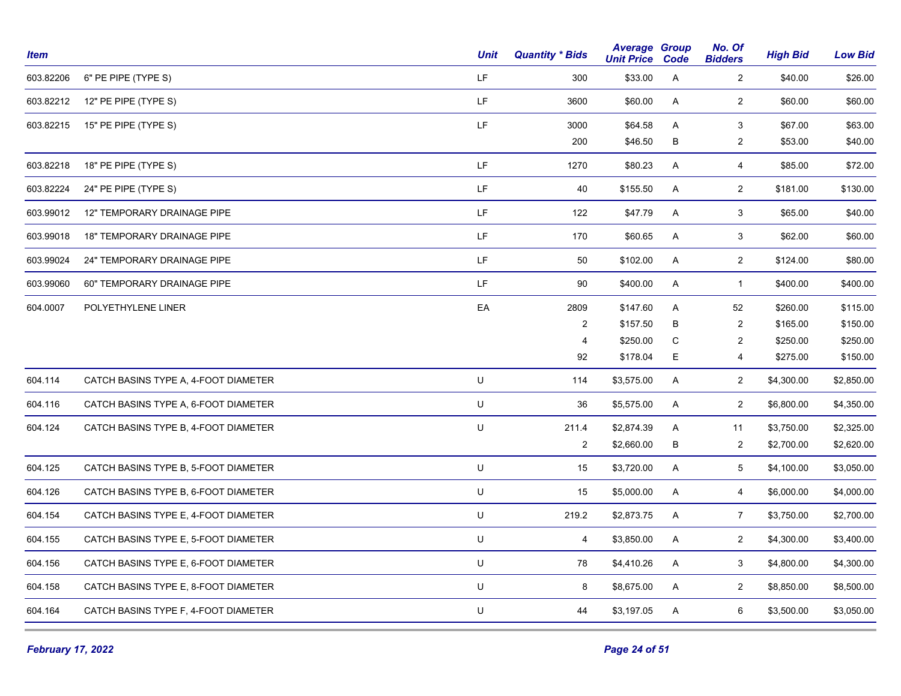| Item | | Unit | Quantity * Bids | Average Unit Price | Group Code | No. Of Bidders | High Bid | Low Bid |
|---|---|---|---|---|---|---|---|---|
| 603.82206 | 6" PE PIPE (TYPE S) | LF | 300 | $33.00 | A | 2 | $40.00 | $26.00 |
| 603.82212 | 12" PE PIPE (TYPE S) | LF | 3600 | $60.00 | A | 2 | $60.00 | $60.00 |
| 603.82215 | 15" PE PIPE (TYPE S) | LF | 3000 | $64.58 | A | 3 | $67.00 | $63.00 |
| | | | 200 | $46.50 | B | 2 | $53.00 | $40.00 |
| 603.82218 | 18" PE PIPE (TYPE S) | LF | 1270 | $80.23 | A | 4 | $85.00 | $72.00 |
| 603.82224 | 24" PE PIPE (TYPE S) | LF | 40 | $155.50 | A | 2 | $181.00 | $130.00 |
| 603.99012 | 12" TEMPORARY DRAINAGE PIPE | LF | 122 | $47.79 | A | 3 | $65.00 | $40.00 |
| 603.99018 | 18" TEMPORARY DRAINAGE PIPE | LF | 170 | $60.65 | A | 3 | $62.00 | $60.00 |
| 603.99024 | 24" TEMPORARY DRAINAGE PIPE | LF | 50 | $102.00 | A | 2 | $124.00 | $80.00 |
| 603.99060 | 60" TEMPORARY DRAINAGE PIPE | LF | 90 | $400.00 | A | 1 | $400.00 | $400.00 |
| 604.0007 | POLYETHYLENE LINER | EA | 2809 | $147.60 | A | 52 | $260.00 | $115.00 |
| | | | 2 | $157.50 | B | 2 | $165.00 | $150.00 |
| | | | 4 | $250.00 | C | 2 | $250.00 | $250.00 |
| | | | 92 | $178.04 | E | 4 | $275.00 | $150.00 |
| 604.114 | CATCH BASINS TYPE A, 4-FOOT DIAMETER | U | 114 | $3,575.00 | A | 2 | $4,300.00 | $2,850.00 |
| 604.116 | CATCH BASINS TYPE A, 6-FOOT DIAMETER | U | 36 | $5,575.00 | A | 2 | $6,800.00 | $4,350.00 |
| 604.124 | CATCH BASINS TYPE B, 4-FOOT DIAMETER | U | 211.4 | $2,874.39 | A | 11 | $3,750.00 | $2,325.00 |
| | | | 2 | $2,660.00 | B | 2 | $2,700.00 | $2,620.00 |
| 604.125 | CATCH BASINS TYPE B, 5-FOOT DIAMETER | U | 15 | $3,720.00 | A | 5 | $4,100.00 | $3,050.00 |
| 604.126 | CATCH BASINS TYPE B, 6-FOOT DIAMETER | U | 15 | $5,000.00 | A | 4 | $6,000.00 | $4,000.00 |
| 604.154 | CATCH BASINS TYPE E, 4-FOOT DIAMETER | U | 219.2 | $2,873.75 | A | 7 | $3,750.00 | $2,700.00 |
| 604.155 | CATCH BASINS TYPE E, 5-FOOT DIAMETER | U | 4 | $3,850.00 | A | 2 | $4,300.00 | $3,400.00 |
| 604.156 | CATCH BASINS TYPE E, 6-FOOT DIAMETER | U | 78 | $4,410.26 | A | 3 | $4,800.00 | $4,300.00 |
| 604.158 | CATCH BASINS TYPE E, 8-FOOT DIAMETER | U | 8 | $8,675.00 | A | 2 | $8,850.00 | $8,500.00 |
| 604.164 | CATCH BASINS TYPE F, 4-FOOT DIAMETER | U | 44 | $3,197.05 | A | 6 | $3,500.00 | $3,050.00 |

*February 17, 2022*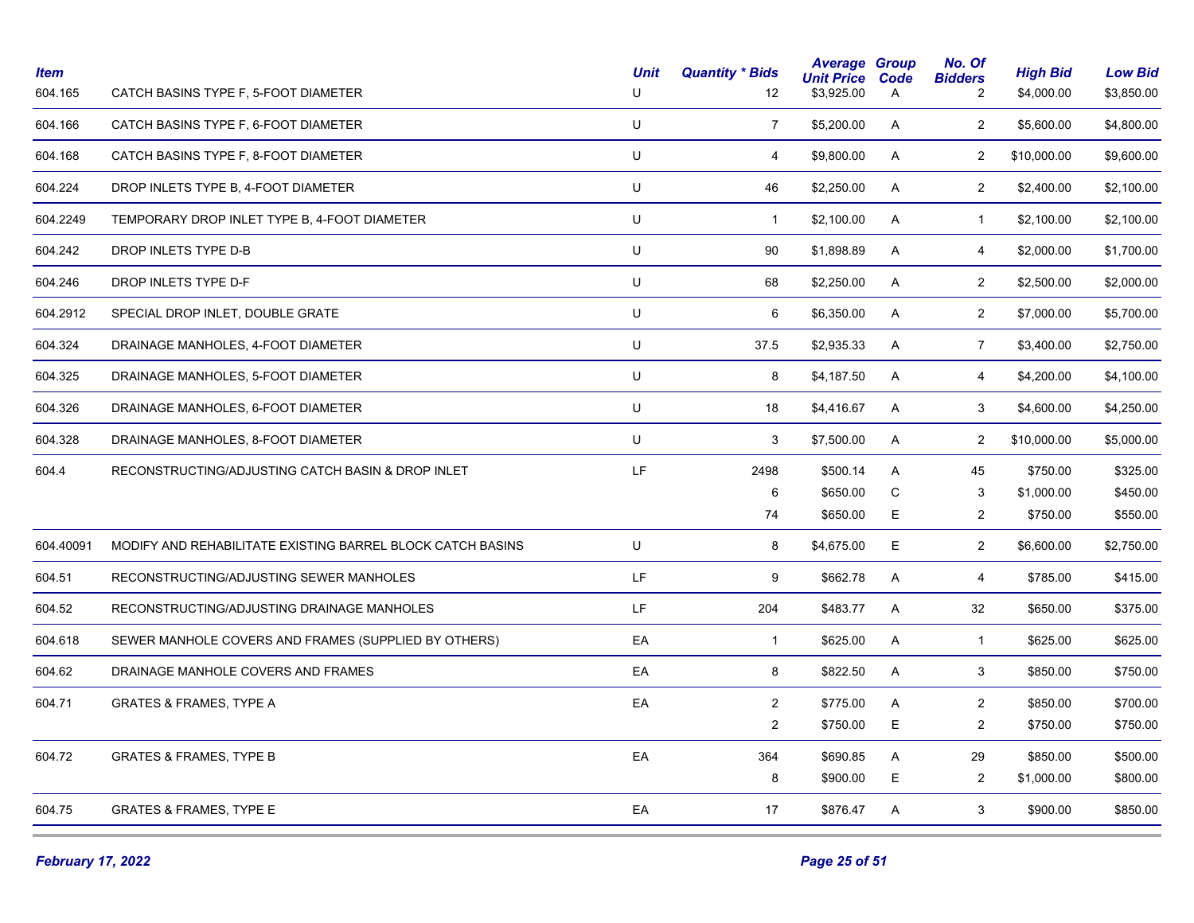| Item | | Unit | Quantity * Bids | Average Unit Price | Group Code | No. Of Bidders | High Bid | Low Bid |
|---|---|---|---|---|---|---|---|---|
| 604.165 | CATCH BASINS TYPE F, 5-FOOT DIAMETER | U | 12 | $3,925.00 | A | 2 | $4,000.00 | $3,850.00 |
| 604.166 | CATCH BASINS TYPE F, 6-FOOT DIAMETER | U | 7 | $5,200.00 | A | 2 | $5,600.00 | $4,800.00 |
| 604.168 | CATCH BASINS TYPE F, 8-FOOT DIAMETER | U | 4 | $9,800.00 | A | 2 | $10,000.00 | $9,600.00 |
| 604.224 | DROP INLETS TYPE B, 4-FOOT DIAMETER | U | 46 | $2,250.00 | A | 2 | $2,400.00 | $2,100.00 |
| 604.2249 | TEMPORARY DROP INLET TYPE B, 4-FOOT DIAMETER | U | 1 | $2,100.00 | A | 1 | $2,100.00 | $2,100.00 |
| 604.242 | DROP INLETS TYPE D-B | U | 90 | $1,898.89 | A | 4 | $2,000.00 | $1,700.00 |
| 604.246 | DROP INLETS TYPE D-F | U | 68 | $2,250.00 | A | 2 | $2,500.00 | $2,000.00 |
| 604.2912 | SPECIAL DROP INLET, DOUBLE GRATE | U | 6 | $6,350.00 | A | 2 | $7,000.00 | $5,700.00 |
| 604.324 | DRAINAGE MANHOLES, 4-FOOT DIAMETER | U | 37.5 | $2,935.33 | A | 7 | $3,400.00 | $2,750.00 |
| 604.325 | DRAINAGE MANHOLES, 5-FOOT DIAMETER | U | 8 | $4,187.50 | A | 4 | $4,200.00 | $4,100.00 |
| 604.326 | DRAINAGE MANHOLES, 6-FOOT DIAMETER | U | 18 | $4,416.67 | A | 3 | $4,600.00 | $4,250.00 |
| 604.328 | DRAINAGE MANHOLES, 8-FOOT DIAMETER | U | 3 | $7,500.00 | A | 2 | $10,000.00 | $5,000.00 |
| 604.4 | RECONSTRUCTING/ADJUSTING CATCH BASIN & DROP INLET | LF | 2498 | $500.14 | A | 45 | $750.00 | $325.00 |
| | | | 6 | $650.00 | C | 3 | $1,000.00 | $450.00 |
| | | | 74 | $650.00 | E | 2 | $750.00 | $550.00 |
| 604.40091 | MODIFY AND REHABILITATE EXISTING BARREL BLOCK CATCH BASINS | U | 8 | $4,675.00 | E | 2 | $6,600.00 | $2,750.00 |
| 604.51 | RECONSTRUCTING/ADJUSTING SEWER MANHOLES | LF | 9 | $662.78 | A | 4 | $785.00 | $415.00 |
| 604.52 | RECONSTRUCTING/ADJUSTING DRAINAGE MANHOLES | LF | 204 | $483.77 | A | 32 | $650.00 | $375.00 |
| 604.618 | SEWER MANHOLE COVERS AND FRAMES (SUPPLIED BY OTHERS) | EA | 1 | $625.00 | A | 1 | $625.00 | $625.00 |
| 604.62 | DRAINAGE MANHOLE COVERS AND FRAMES | EA | 8 | $822.50 | A | 3 | $850.00 | $750.00 |
| 604.71 | GRATES & FRAMES, TYPE A | EA | 2 | $775.00 | A | 2 | $850.00 | $700.00 |
| | | | 2 | $750.00 | E | 2 | $750.00 | $750.00 |
| 604.72 | GRATES & FRAMES, TYPE B | EA | 364 | $690.85 | A | 29 | $850.00 | $500.00 |
| | | | 8 | $900.00 | E | 2 | $1,000.00 | $800.00 |
| 604.75 | GRATES & FRAMES, TYPE E | EA | 17 | $876.47 | A | 3 | $900.00 | $850.00 |

*February 17, 2022*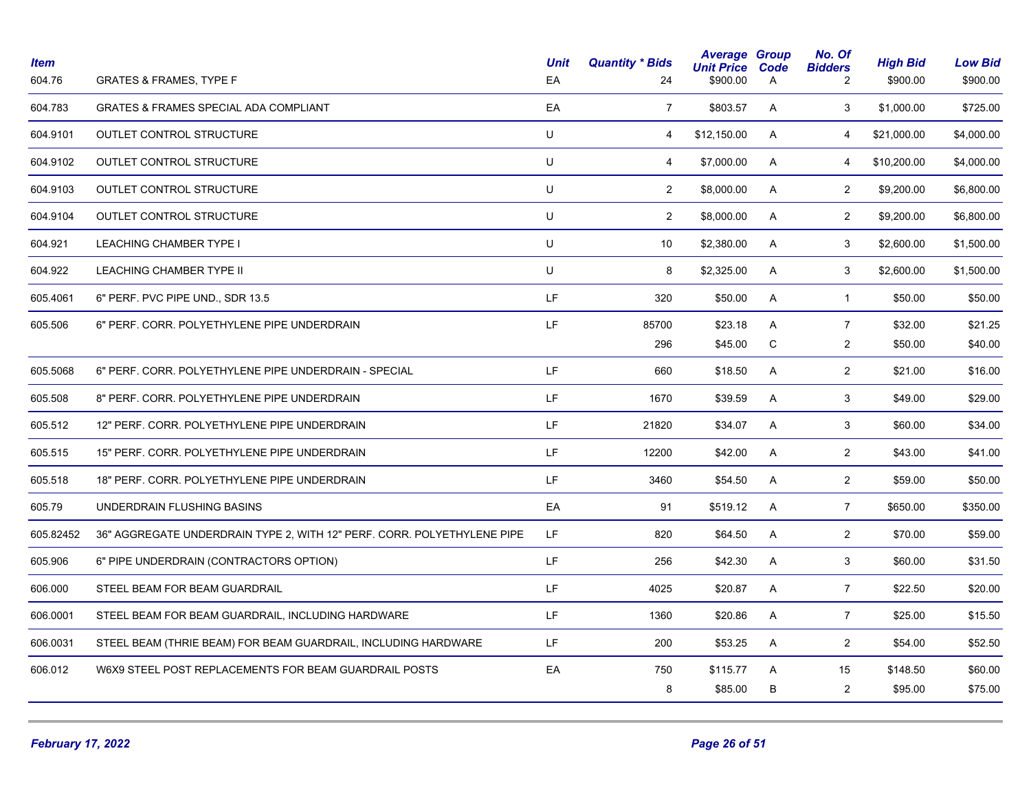| Item | | Unit | Quantity * Bids | Average Unit Price | Group Code | No. Of Bidders | High Bid | Low Bid |
|---|---|---|---|---|---|---|---|---|
| 604.76 | GRATES & FRAMES, TYPE F | EA | 24 | $900.00 | A | 2 | $900.00 | $900.00 |
| 604.783 | GRATES & FRAMES SPECIAL ADA COMPLIANT | EA | 7 | $803.57 | A | 3 | $1,000.00 | $725.00 |
| 604.9101 | OUTLET CONTROL STRUCTURE | U | 4 | $12,150.00 | A | 4 | $21,000.00 | $4,000.00 |
| 604.9102 | OUTLET CONTROL STRUCTURE | U | 4 | $7,000.00 | A | 4 | $10,200.00 | $4,000.00 |
| 604.9103 | OUTLET CONTROL STRUCTURE | U | 2 | $8,000.00 | A | 2 | $9,200.00 | $6,800.00 |
| 604.9104 | OUTLET CONTROL STRUCTURE | U | 2 | $8,000.00 | A | 2 | $9,200.00 | $6,800.00 |
| 604.921 | LEACHING CHAMBER TYPE I | U | 10 | $2,380.00 | A | 3 | $2,600.00 | $1,500.00 |
| 604.922 | LEACHING CHAMBER TYPE II | U | 8 | $2,325.00 | A | 3 | $2,600.00 | $1,500.00 |
| 605.4061 | 6" PERF. PVC PIPE UND., SDR 13.5 | LF | 320 | $50.00 | A | 1 | $50.00 | $50.00 |
| 605.506 | 6" PERF. CORR. POLYETHYLENE PIPE UNDERDRAIN | LF | 85700 | $23.18 | A | 7 | $32.00 | $21.25 |
| | | | 296 | $45.00 | C | 2 | $50.00 | $40.00 |
| 605.5068 | 6" PERF. CORR. POLYETHYLENE PIPE UNDERDRAIN - SPECIAL | LF | 660 | $18.50 | A | 2 | $21.00 | $16.00 |
| 605.508 | 8" PERF. CORR. POLYETHYLENE PIPE UNDERDRAIN | LF | 1670 | $39.59 | A | 3 | $49.00 | $29.00 |
| 605.512 | 12" PERF. CORR. POLYETHYLENE PIPE UNDERDRAIN | LF | 21820 | $34.07 | A | 3 | $60.00 | $34.00 |
| 605.515 | 15" PERF. CORR. POLYETHYLENE PIPE UNDERDRAIN | LF | 12200 | $42.00 | A | 2 | $43.00 | $41.00 |
| 605.518 | 18" PERF. CORR. POLYETHYLENE PIPE UNDERDRAIN | LF | 3460 | $54.50 | A | 2 | $59.00 | $50.00 |
| 605.79 | UNDERDRAIN FLUSHING BASINS | EA | 91 | $519.12 | A | 7 | $650.00 | $350.00 |
| 605.82452 | 36" AGGREGATE UNDERDRAIN TYPE 2, WITH 12" PERF. CORR. POLYETHYLENE PIPE | LF | 820 | $64.50 | A | 2 | $70.00 | $59.00 |
| 605.906 | 6" PIPE UNDERDRAIN (CONTRACTORS OPTION) | LF | 256 | $42.30 | A | 3 | $60.00 | $31.50 |
| 606.000 | STEEL BEAM FOR BEAM GUARDRAIL | LF | 4025 | $20.87 | A | 7 | $22.50 | $20.00 |
| 606.0001 | STEEL BEAM FOR BEAM GUARDRAIL, INCLUDING HARDWARE | LF | 1360 | $20.86 | A | 7 | $25.00 | $15.50 |
| 606.0031 | STEEL BEAM (THRIE BEAM) FOR BEAM GUARDRAIL, INCLUDING HARDWARE | LF | 200 | $53.25 | A | 2 | $54.00 | $52.50 |
| 606.012 | W6X9 STEEL POST REPLACEMENTS FOR BEAM GUARDRAIL POSTS | EA | 750 | $115.77 | A | 15 | $148.50 | $60.00 |
| | | | 8 | $85.00 | B | 2 | $95.00 | $75.00 |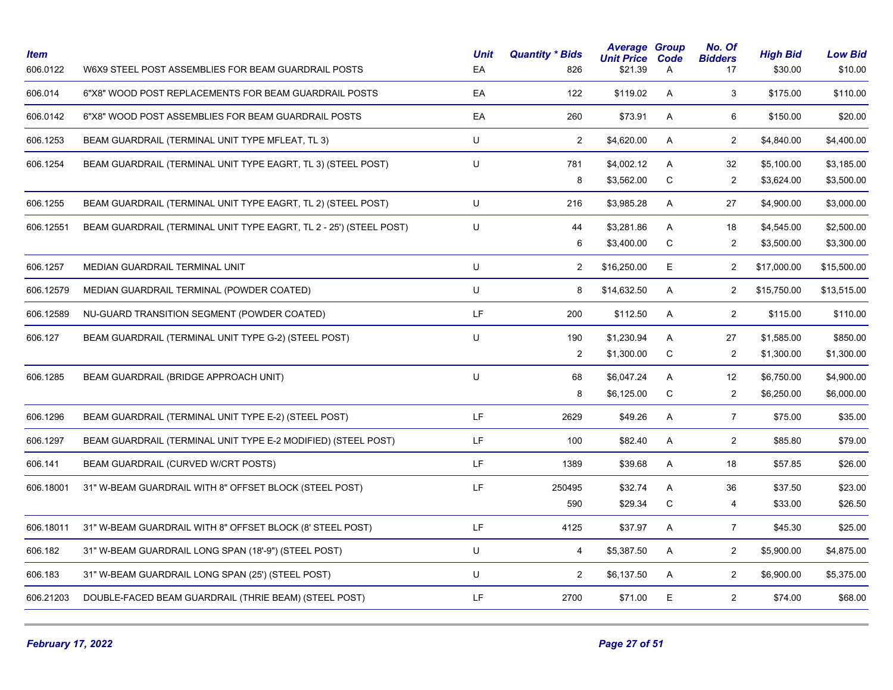| Item | | Unit | Quantity * Bids | Average Unit Price | Group Code | No. Of Bidders | High Bid | Low Bid |
|---|---|---|---|---|---|---|---|---|
| 606.0122 | W6X9 STEEL POST ASSEMBLIES FOR BEAM GUARDRAIL POSTS | EA | 826 | $21.39 | A | 17 | $30.00 | $10.00 |
| 606.014 | 6"X8" WOOD POST REPLACEMENTS FOR BEAM GUARDRAIL POSTS | EA | 122 | $119.02 | A | 3 | $175.00 | $110.00 |
| 606.0142 | 6"X8" WOOD POST ASSEMBLIES FOR BEAM GUARDRAIL POSTS | EA | 260 | $73.91 | A | 6 | $150.00 | $20.00 |
| 606.1253 | BEAM GUARDRAIL (TERMINAL UNIT TYPE MFLEAT, TL 3) | U | 2 | $4,620.00 | A | 2 | $4,840.00 | $4,400.00 |
| 606.1254 | BEAM GUARDRAIL (TERMINAL UNIT TYPE EAGRT, TL 3) (STEEL POST) | U | 781 | $4,002.12 | A | 32 | $5,100.00 | $3,185.00 |
| | | | 8 | $3,562.00 | C | 2 | $3,624.00 | $3,500.00 |
| 606.1255 | BEAM GUARDRAIL (TERMINAL UNIT TYPE EAGRT, TL 2) (STEEL POST) | U | 216 | $3,985.28 | A | 27 | $4,900.00 | $3,000.00 |
| 606.12551 | BEAM GUARDRAIL (TERMINAL UNIT TYPE EAGRT, TL 2 - 25') (STEEL POST) | U | 44 | $3,281.86 | A | 18 | $4,545.00 | $2,500.00 |
| | | | 6 | $3,400.00 | C | 2 | $3,500.00 | $3,300.00 |
| 606.1257 | MEDIAN GUARDRAIL TERMINAL UNIT | U | 2 | $16,250.00 | E | 2 | $17,000.00 | $15,500.00 |
| 606.12579 | MEDIAN GUARDRAIL TERMINAL (POWDER COATED) | U | 8 | $14,632.50 | A | 2 | $15,750.00 | $13,515.00 |
| 606.12589 | NU-GUARD TRANSITION SEGMENT (POWDER COATED) | LF | 200 | $112.50 | A | 2 | $115.00 | $110.00 |
| 606.127 | BEAM GUARDRAIL (TERMINAL UNIT TYPE G-2) (STEEL POST) | U | 190 | $1,230.94 | A | 27 | $1,585.00 | $850.00 |
| | | | 2 | $1,300.00 | C | 2 | $1,300.00 | $1,300.00 |
| 606.1285 | BEAM GUARDRAIL (BRIDGE APPROACH UNIT) | U | 68 | $6,047.24 | A | 12 | $6,750.00 | $4,900.00 |
| | | | 8 | $6,125.00 | C | 2 | $6,250.00 | $6,000.00 |
| 606.1296 | BEAM GUARDRAIL (TERMINAL UNIT TYPE E-2) (STEEL POST) | LF | 2629 | $49.26 | A | 7 | $75.00 | $35.00 |
| 606.1297 | BEAM GUARDRAIL (TERMINAL UNIT TYPE E-2 MODIFIED) (STEEL POST) | LF | 100 | $82.40 | A | 2 | $85.80 | $79.00 |
| 606.141 | BEAM GUARDRAIL (CURVED W/CRT POSTS) | LF | 1389 | $39.68 | A | 18 | $57.85 | $26.00 |
| 606.18001 | 31" W-BEAM GUARDRAIL WITH 8" OFFSET BLOCK (STEEL POST) | LF | 250495 | $32.74 | A | 36 | $37.50 | $23.00 |
| | | | 590 | $29.34 | C | 4 | $33.00 | $26.50 |
| 606.18011 | 31" W-BEAM GUARDRAIL WITH 8" OFFSET BLOCK (8' STEEL POST) | LF | 4125 | $37.97 | A | 7 | $45.30 | $25.00 |
| 606.182 | 31" W-BEAM GUARDRAIL LONG SPAN (18'-9") (STEEL POST) | U | 4 | $5,387.50 | A | 2 | $5,900.00 | $4,875.00 |
| 606.183 | 31" W-BEAM GUARDRAIL LONG SPAN (25') (STEEL POST) | U | 2 | $6,137.50 | A | 2 | $6,900.00 | $5,375.00 |
| 606.21203 | DOUBLE-FACED BEAM GUARDRAIL (THRIE BEAM) (STEEL POST) | LF | 2700 | $71.00 | E | 2 | $74.00 | $68.00 |

February 17, 2022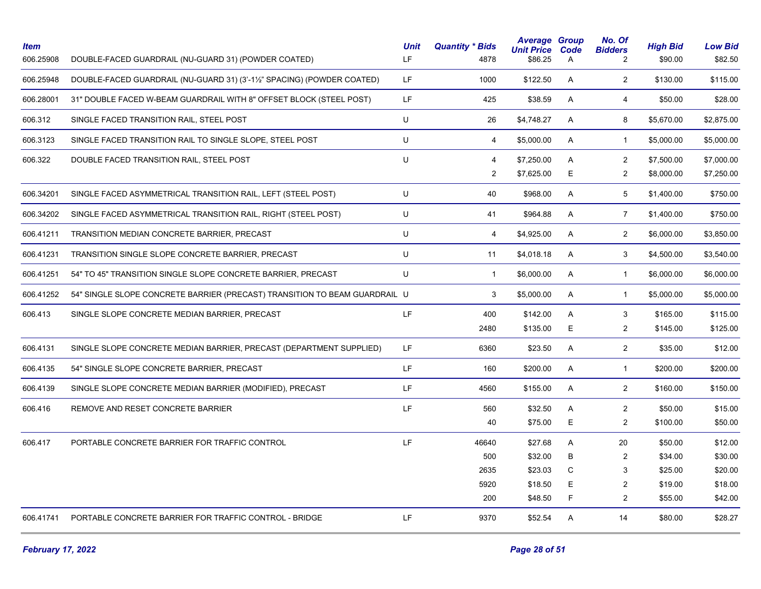| Item | | Unit | Quantity * Bids | Average Unit Price | Group Code | No. Of Bidders | High Bid | Low Bid |
|---|---|---|---|---|---|---|---|---|
| 606.25908 | DOUBLE-FACED GUARDRAIL (NU-GUARD 31) (POWDER COATED) | LF | 4878 | $86.25 | A | 2 | $90.00 | $82.50 |
| 606.25948 | DOUBLE-FACED GUARDRAIL (NU-GUARD 31) (3'-1½" SPACING) (POWDER COATED) | LF | 1000 | $122.50 | A | 2 | $130.00 | $115.00 |
| 606.28001 | 31" DOUBLE FACED W-BEAM GUARDRAIL WITH 8" OFFSET BLOCK (STEEL POST) | LF | 425 | $38.59 | A | 4 | $50.00 | $28.00 |
| 606.312 | SINGLE FACED TRANSITION RAIL, STEEL POST | U | 26 | $4,748.27 | A | 8 | $5,670.00 | $2,875.00 |
| 606.3123 | SINGLE FACED TRANSITION RAIL TO SINGLE SLOPE, STEEL POST | U | 4 | $5,000.00 | A | 1 | $5,000.00 | $5,000.00 |
| 606.322 | DOUBLE FACED TRANSITION RAIL, STEEL POST | U | 4 | $7,250.00 | A | 2 | $7,500.00 | $7,000.00 |
| | | | 2 | $7,625.00 | E | 2 | $8,000.00 | $7,250.00 |
| 606.34201 | SINGLE FACED ASYMMETRICAL TRANSITION RAIL, LEFT (STEEL POST) | U | 40 | $968.00 | A | 5 | $1,400.00 | $750.00 |
| 606.34202 | SINGLE FACED ASYMMETRICAL TRANSITION RAIL, RIGHT (STEEL POST) | U | 41 | $964.88 | A | 7 | $1,400.00 | $750.00 |
| 606.41211 | TRANSITION MEDIAN CONCRETE BARRIER, PRECAST | U | 4 | $4,925.00 | A | 2 | $6,000.00 | $3,850.00 |
| 606.41231 | TRANSITION SINGLE SLOPE CONCRETE BARRIER, PRECAST | U | 11 | $4,018.18 | A | 3 | $4,500.00 | $3,540.00 |
| 606.41251 | 54" TO 45" TRANSITION SINGLE SLOPE CONCRETE BARRIER, PRECAST | U | 1 | $6,000.00 | A | 1 | $6,000.00 | $6,000.00 |
| 606.41252 | 54" SINGLE SLOPE CONCRETE BARRIER (PRECAST) TRANSITION TO BEAM GUARDRAIL | U | 3 | $5,000.00 | A | 1 | $5,000.00 | $5,000.00 |
| 606.413 | SINGLE SLOPE CONCRETE MEDIAN BARRIER, PRECAST | LF | 400 | $142.00 | A | 3 | $165.00 | $115.00 |
| | | | 2480 | $135.00 | E | 2 | $145.00 | $125.00 |
| 606.4131 | SINGLE SLOPE CONCRETE MEDIAN BARRIER, PRECAST (DEPARTMENT SUPPLIED) | LF | 6360 | $23.50 | A | 2 | $35.00 | $12.00 |
| 606.4135 | 54" SINGLE SLOPE CONCRETE BARRIER, PRECAST | LF | 160 | $200.00 | A | 1 | $200.00 | $200.00 |
| 606.4139 | SINGLE SLOPE CONCRETE MEDIAN BARRIER (MODIFIED), PRECAST | LF | 4560 | $155.00 | A | 2 | $160.00 | $150.00 |
| 606.416 | REMOVE AND RESET CONCRETE BARRIER | LF | 560 | $32.50 | A | 2 | $50.00 | $15.00 |
| | | | 40 | $75.00 | E | 2 | $100.00 | $50.00 |
| 606.417 | PORTABLE CONCRETE BARRIER FOR TRAFFIC CONTROL | LF | 46640 | $27.68 | A | 20 | $50.00 | $12.00 |
| | | | 500 | $32.00 | B | 2 | $34.00 | $30.00 |
| | | | 2635 | $23.03 | C | 3 | $25.00 | $20.00 |
| | | | 5920 | $18.50 | E | 2 | $19.00 | $18.00 |
| | | | 200 | $48.50 | F | 2 | $55.00 | $42.00 |
| 606.41741 | PORTABLE CONCRETE BARRIER FOR TRAFFIC CONTROL - BRIDGE | LF | 9370 | $52.54 | A | 14 | $80.00 | $28.27 |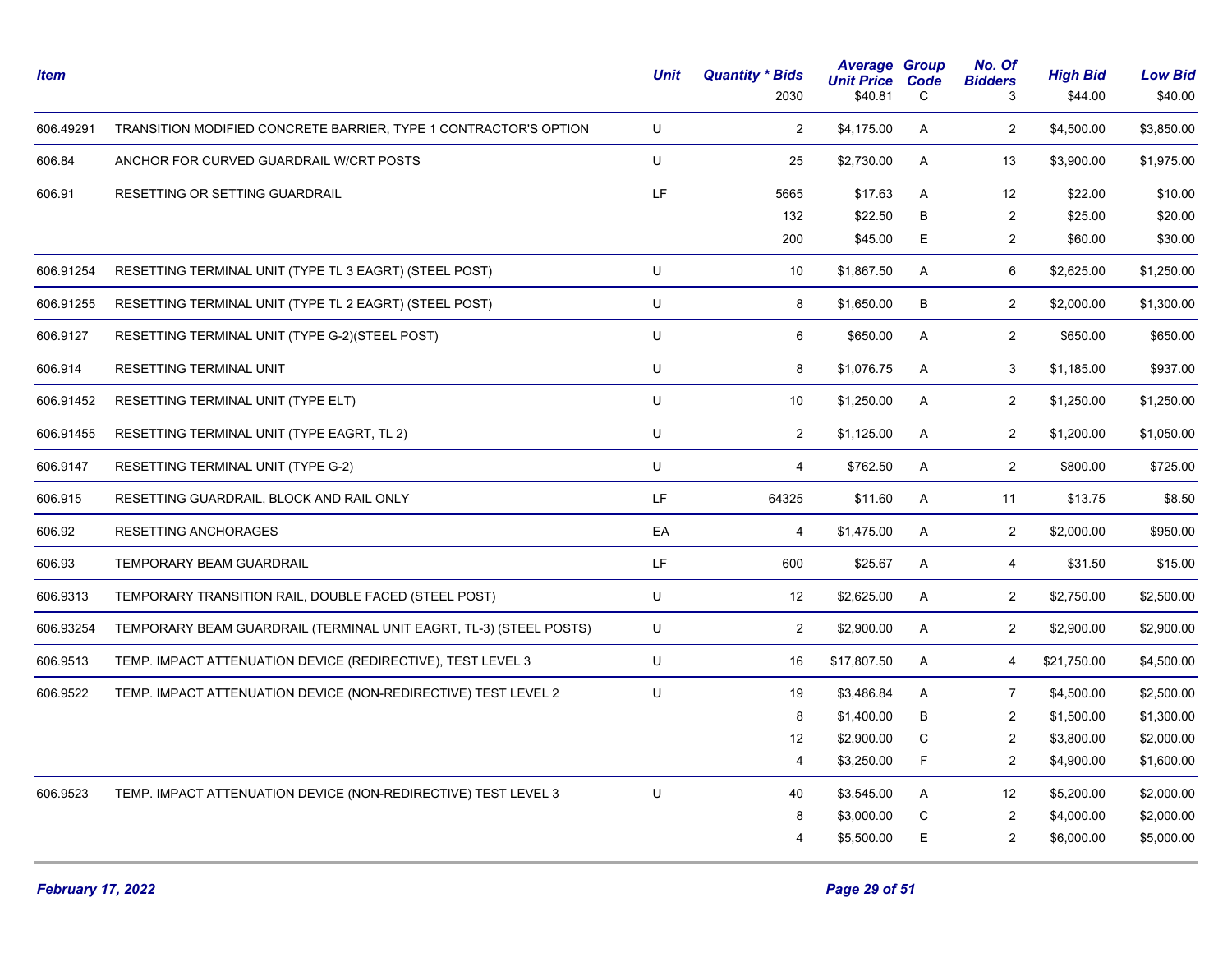| Item | | Unit | Quantity * Bids | Average Unit Price | Group Code | No. Of Bidders | High Bid | Low Bid |
|---|---|---|---|---|---|---|---|---|
| | | | 2030 | $40.81 | C | 3 | $44.00 | $40.00 |
| 606.49291 | TRANSITION MODIFIED CONCRETE BARRIER, TYPE 1 CONTRACTOR'S OPTION | U | 2 | $4,175.00 | A | 2 | $4,500.00 | $3,850.00 |
| 606.84 | ANCHOR FOR CURVED GUARDRAIL W/CRT POSTS | U | 25 | $2,730.00 | A | 13 | $3,900.00 | $1,975.00 |
| 606.91 | RESETTING OR SETTING GUARDRAIL | LF | 5665 | $17.63 | A | 12 | $22.00 | $10.00 |
| | | | 132 | $22.50 | B | 2 | $25.00 | $20.00 |
| | | | 200 | $45.00 | E | 2 | $60.00 | $30.00 |
| 606.91254 | RESETTING TERMINAL UNIT (TYPE TL 3 EAGRT) (STEEL POST) | U | 10 | $1,867.50 | A | 6 | $2,625.00 | $1,250.00 |
| 606.91255 | RESETTING TERMINAL UNIT (TYPE TL 2 EAGRT) (STEEL POST) | U | 8 | $1,650.00 | B | 2 | $2,000.00 | $1,300.00 |
| 606.9127 | RESETTING TERMINAL UNIT (TYPE G-2)(STEEL POST) | U | 6 | $650.00 | A | 2 | $650.00 | $650.00 |
| 606.914 | RESETTING TERMINAL UNIT | U | 8 | $1,076.75 | A | 3 | $1,185.00 | $937.00 |
| 606.91452 | RESETTING TERMINAL UNIT (TYPE ELT) | U | 10 | $1,250.00 | A | 2 | $1,250.00 | $1,250.00 |
| 606.91455 | RESETTING TERMINAL UNIT (TYPE EAGRT, TL 2) | U | 2 | $1,125.00 | A | 2 | $1,200.00 | $1,050.00 |
| 606.9147 | RESETTING TERMINAL UNIT (TYPE G-2) | U | 4 | $762.50 | A | 2 | $800.00 | $725.00 |
| 606.915 | RESETTING GUARDRAIL, BLOCK AND RAIL ONLY | LF | 64325 | $11.60 | A | 11 | $13.75 | $8.50 |
| 606.92 | RESETTING ANCHORAGES | EA | 4 | $1,475.00 | A | 2 | $2,000.00 | $950.00 |
| 606.93 | TEMPORARY BEAM GUARDRAIL | LF | 600 | $25.67 | A | 4 | $31.50 | $15.00 |
| 606.9313 | TEMPORARY TRANSITION RAIL, DOUBLE FACED (STEEL POST) | U | 12 | $2,625.00 | A | 2 | $2,750.00 | $2,500.00 |
| 606.93254 | TEMPORARY BEAM GUARDRAIL (TERMINAL UNIT EAGRT, TL-3) (STEEL POSTS) | U | 2 | $2,900.00 | A | 2 | $2,900.00 | $2,900.00 |
| 606.9513 | TEMP. IMPACT ATTENUATION DEVICE (REDIRECTIVE), TEST LEVEL 3 | U | 16 | $17,807.50 | A | 4 | $21,750.00 | $4,500.00 |
| 606.9522 | TEMP. IMPACT ATTENUATION DEVICE (NON-REDIRECTIVE) TEST LEVEL 2 | U | 19 | $3,486.84 | A | 7 | $4,500.00 | $2,500.00 |
| | | | 8 | $1,400.00 | B | 2 | $1,500.00 | $1,300.00 |
| | | | 12 | $2,900.00 | C | 2 | $3,800.00 | $2,000.00 |
| | | | 4 | $3,250.00 | F | 2 | $4,900.00 | $1,600.00 |
| 606.9523 | TEMP. IMPACT ATTENUATION DEVICE (NON-REDIRECTIVE) TEST LEVEL 3 | U | 40 | $3,545.00 | A | 12 | $5,200.00 | $2,000.00 |
| | | | 8 | $3,000.00 | C | 2 | $4,000.00 | $2,000.00 |
| | | | 4 | $5,500.00 | E | 2 | $6,000.00 | $5,000.00 |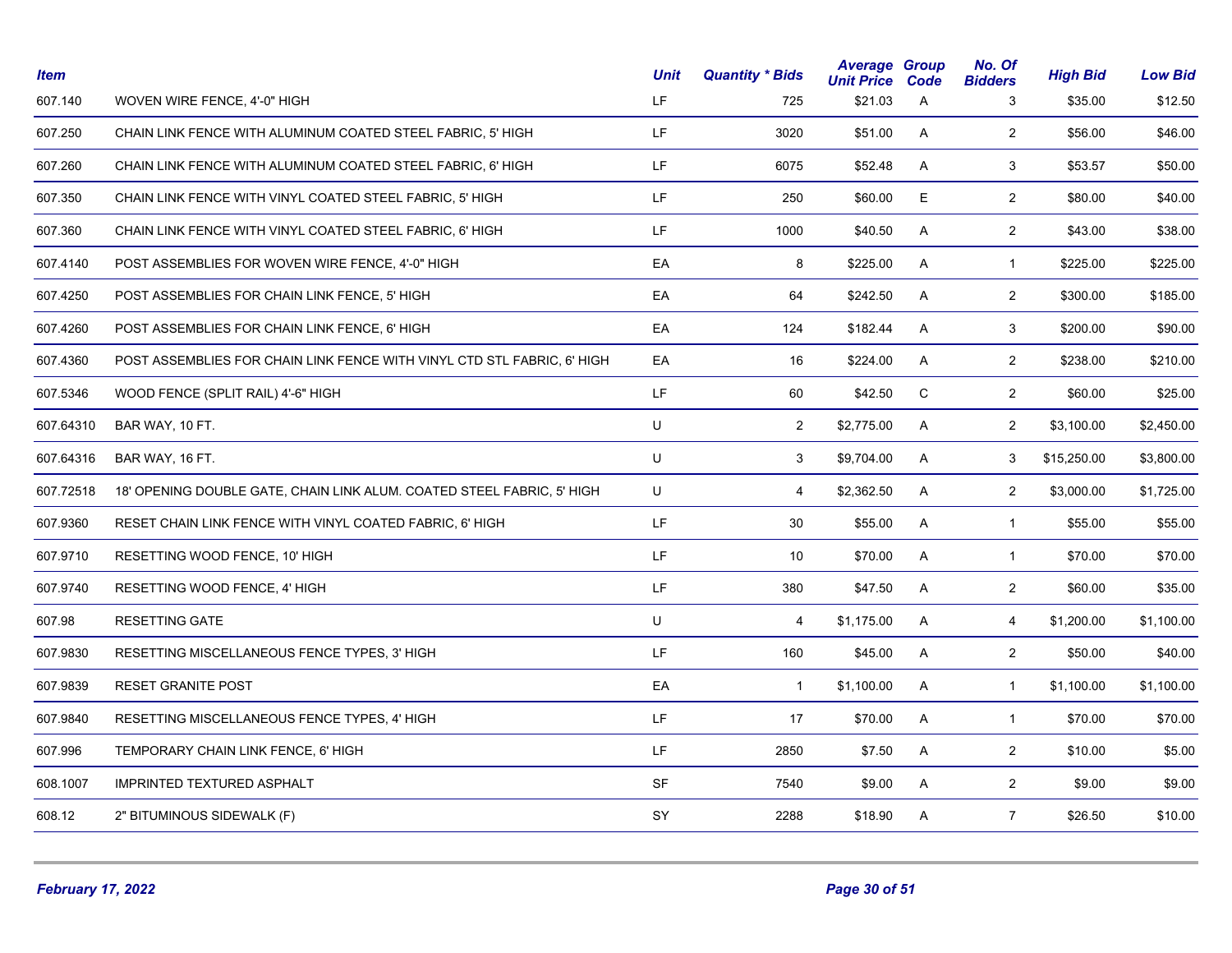| Item | | Unit | Quantity * Bids | Average Unit Price | Group Code | No. Of Bidders | High Bid | Low Bid |
|---|---|---|---|---|---|---|---|---|
| 607.140 | WOVEN WIRE FENCE, 4'-0" HIGH | LF | 725 | $21.03 | A | 3 | $35.00 | $12.50 |
| 607.250 | CHAIN LINK FENCE WITH ALUMINUM COATED STEEL FABRIC, 5' HIGH | LF | 3020 | $51.00 | A | 2 | $56.00 | $46.00 |
| 607.260 | CHAIN LINK FENCE WITH ALUMINUM COATED STEEL FABRIC, 6' HIGH | LF | 6075 | $52.48 | A | 3 | $53.57 | $50.00 |
| 607.350 | CHAIN LINK FENCE WITH VINYL COATED STEEL FABRIC, 5' HIGH | LF | 250 | $60.00 | E | 2 | $80.00 | $40.00 |
| 607.360 | CHAIN LINK FENCE WITH VINYL COATED STEEL FABRIC, 6' HIGH | LF | 1000 | $40.50 | A | 2 | $43.00 | $38.00 |
| 607.4140 | POST ASSEMBLIES FOR WOVEN WIRE FENCE, 4'-0" HIGH | EA | 8 | $225.00 | A | 1 | $225.00 | $225.00 |
| 607.4250 | POST ASSEMBLIES FOR CHAIN LINK FENCE, 5' HIGH | EA | 64 | $242.50 | A | 2 | $300.00 | $185.00 |
| 607.4260 | POST ASSEMBLIES FOR CHAIN LINK FENCE, 6' HIGH | EA | 124 | $182.44 | A | 3 | $200.00 | $90.00 |
| 607.4360 | POST ASSEMBLIES FOR CHAIN LINK FENCE WITH VINYL CTD STL FABRIC, 6' HIGH | EA | 16 | $224.00 | A | 2 | $238.00 | $210.00 |
| 607.5346 | WOOD FENCE (SPLIT RAIL) 4'-6" HIGH | LF | 60 | $42.50 | C | 2 | $60.00 | $25.00 |
| 607.64310 | BAR WAY, 10 FT. | U | 2 | $2,775.00 | A | 2 | $3,100.00 | $2,450.00 |
| 607.64316 | BAR WAY, 16 FT. | U | 3 | $9,704.00 | A | 3 | $15,250.00 | $3,800.00 |
| 607.72518 | 18' OPENING DOUBLE GATE, CHAIN LINK ALUM. COATED STEEL FABRIC, 5' HIGH | U | 4 | $2,362.50 | A | 2 | $3,000.00 | $1,725.00 |
| 607.9360 | RESET CHAIN LINK FENCE WITH VINYL COATED FABRIC, 6' HIGH | LF | 30 | $55.00 | A | 1 | $55.00 | $55.00 |
| 607.9710 | RESETTING WOOD FENCE, 10' HIGH | LF | 10 | $70.00 | A | 1 | $70.00 | $70.00 |
| 607.9740 | RESETTING WOOD FENCE, 4' HIGH | LF | 380 | $47.50 | A | 2 | $60.00 | $35.00 |
| 607.98 | RESETTING GATE | U | 4 | $1,175.00 | A | 4 | $1,200.00 | $1,100.00 |
| 607.9830 | RESETTING MISCELLANEOUS FENCE TYPES, 3' HIGH | LF | 160 | $45.00 | A | 2 | $50.00 | $40.00 |
| 607.9839 | RESET GRANITE POST | EA | 1 | $1,100.00 | A | 1 | $1,100.00 | $1,100.00 |
| 607.9840 | RESETTING MISCELLANEOUS FENCE TYPES, 4' HIGH | LF | 17 | $70.00 | A | 1 | $70.00 | $70.00 |
| 607.996 | TEMPORARY CHAIN LINK FENCE, 6' HIGH | LF | 2850 | $7.50 | A | 2 | $10.00 | $5.00 |
| 608.1007 | IMPRINTED TEXTURED ASPHALT | SF | 7540 | $9.00 | A | 2 | $9.00 | $9.00 |
| 608.12 | 2" BITUMINOUS SIDEWALK (F) | SY | 2288 | $18.90 | A | 7 | $26.50 | $10.00 |

February 17, 2022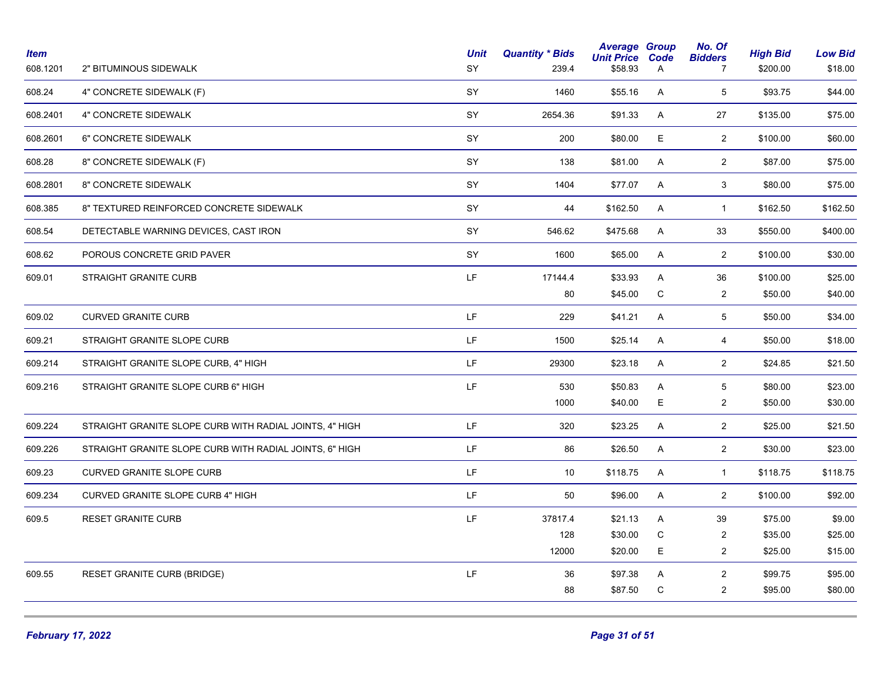| Item | | Unit | Quantity * Bids | Average Unit Price | Group Code | No. Of Bidders | High Bid | Low Bid |
|---|---|---|---|---|---|---|---|---|
| 608.1201 | 2" BITUMINOUS SIDEWALK | SY | 239.4 | $58.93 | A | 7 | $200.00 | $18.00 |
| 608.24 | 4" CONCRETE SIDEWALK (F) | SY | 1460 | $55.16 | A | 5 | $93.75 | $44.00 |
| 608.2401 | 4" CONCRETE SIDEWALK | SY | 2654.36 | $91.33 | A | 27 | $135.00 | $75.00 |
| 608.2601 | 6" CONCRETE SIDEWALK | SY | 200 | $80.00 | E | 2 | $100.00 | $60.00 |
| 608.28 | 8" CONCRETE SIDEWALK (F) | SY | 138 | $81.00 | A | 2 | $87.00 | $75.00 |
| 608.2801 | 8" CONCRETE SIDEWALK | SY | 1404 | $77.07 | A | 3 | $80.00 | $75.00 |
| 608.385 | 8" TEXTURED REINFORCED CONCRETE SIDEWALK | SY | 44 | $162.50 | A | 1 | $162.50 | $162.50 |
| 608.54 | DETECTABLE WARNING DEVICES, CAST IRON | SY | 546.62 | $475.68 | A | 33 | $550.00 | $400.00 |
| 608.62 | POROUS CONCRETE GRID PAVER | SY | 1600 | $65.00 | A | 2 | $100.00 | $30.00 |
| 609.01 | STRAIGHT GRANITE CURB | LF | 17144.4 | $33.93 | A | 36 | $100.00 | $25.00 |
| | | | 80 | $45.00 | C | 2 | $50.00 | $40.00 |
| 609.02 | CURVED GRANITE CURB | LF | 229 | $41.21 | A | 5 | $50.00 | $34.00 |
| 609.21 | STRAIGHT GRANITE SLOPE CURB | LF | 1500 | $25.14 | A | 4 | $50.00 | $18.00 |
| 609.214 | STRAIGHT GRANITE SLOPE CURB, 4" HIGH | LF | 29300 | $23.18 | A | 2 | $24.85 | $21.50 |
| 609.216 | STRAIGHT GRANITE SLOPE CURB 6" HIGH | LF | 530 | $50.83 | A | 5 | $80.00 | $23.00 |
| | | | 1000 | $40.00 | E | 2 | $50.00 | $30.00 |
| 609.224 | STRAIGHT GRANITE SLOPE CURB WITH RADIAL JOINTS, 4" HIGH | LF | 320 | $23.25 | A | 2 | $25.00 | $21.50 |
| 609.226 | STRAIGHT GRANITE SLOPE CURB WITH RADIAL JOINTS, 6" HIGH | LF | 86 | $26.50 | A | 2 | $30.00 | $23.00 |
| 609.23 | CURVED GRANITE SLOPE CURB | LF | 10 | $118.75 | A | 1 | $118.75 | $118.75 |
| 609.234 | CURVED GRANITE SLOPE CURB 4" HIGH | LF | 50 | $96.00 | A | 2 | $100.00 | $92.00 |
| 609.5 | RESET GRANITE CURB | LF | 37817.4 | $21.13 | A | 39 | $75.00 | $9.00 |
| | | | 128 | $30.00 | C | 2 | $35.00 | $25.00 |
| | | | 12000 | $20.00 | E | 2 | $25.00 | $15.00 |
| 609.55 | RESET GRANITE CURB (BRIDGE) | LF | 36 | $97.38 | A | 2 | $99.75 | $95.00 |
| | | | 88 | $87.50 | C | 2 | $95.00 | $80.00 |

*February 17, 2022*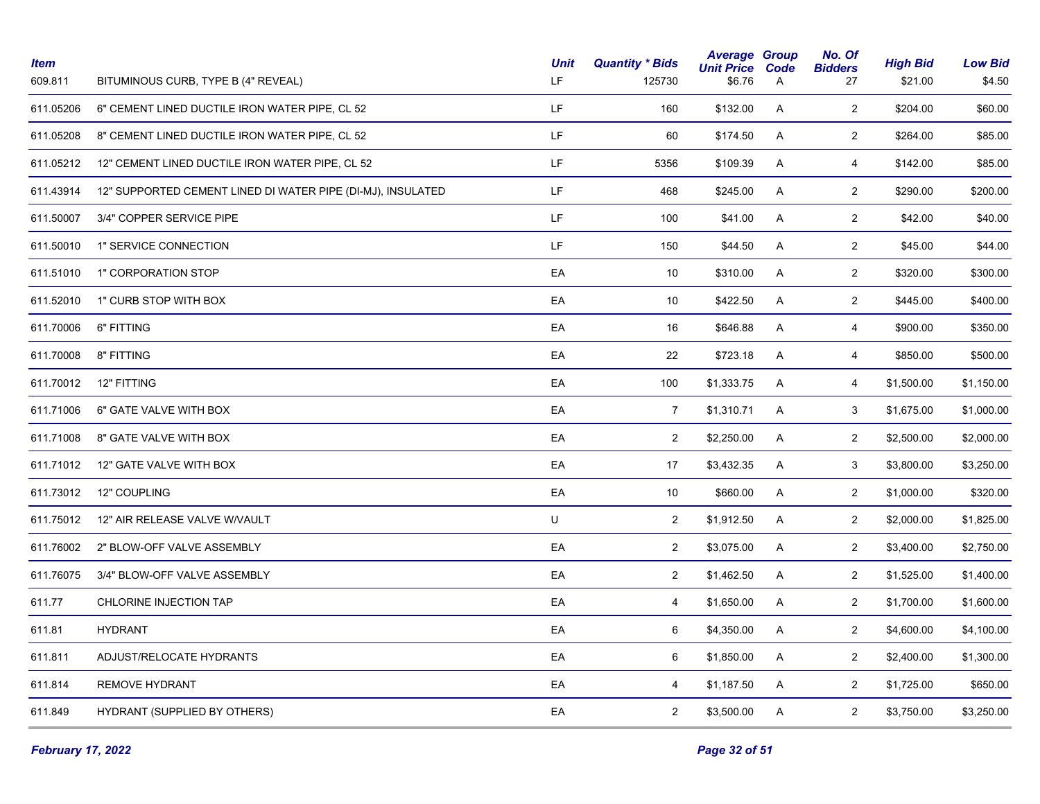| Item | | Unit | Quantity * Bids | Average Unit Price | Group Code | No. Of Bidders | High Bid | Low Bid |
|---|---|---|---|---|---|---|---|---|
| 609.811 | BITUMINOUS CURB, TYPE B (4" REVEAL) | LF | 125730 | $6.76 | A | 27 | $21.00 | $4.50 |
| 611.05206 | 6" CEMENT LINED DUCTILE IRON WATER PIPE, CL 52 | LF | 160 | $132.00 | A | 2 | $204.00 | $60.00 |
| 611.05208 | 8" CEMENT LINED DUCTILE IRON WATER PIPE, CL 52 | LF | 60 | $174.50 | A | 2 | $264.00 | $85.00 |
| 611.05212 | 12" CEMENT LINED DUCTILE IRON WATER PIPE, CL 52 | LF | 5356 | $109.39 | A | 4 | $142.00 | $85.00 |
| 611.43914 | 12" SUPPORTED CEMENT LINED DI WATER PIPE (DI-MJ), INSULATED | LF | 468 | $245.00 | A | 2 | $290.00 | $200.00 |
| 611.50007 | 3/4" COPPER SERVICE PIPE | LF | 100 | $41.00 | A | 2 | $42.00 | $40.00 |
| 611.50010 | 1" SERVICE CONNECTION | LF | 150 | $44.50 | A | 2 | $45.00 | $44.00 |
| 611.51010 | 1" CORPORATION STOP | EA | 10 | $310.00 | A | 2 | $320.00 | $300.00 |
| 611.52010 | 1" CURB STOP WITH BOX | EA | 10 | $422.50 | A | 2 | $445.00 | $400.00 |
| 611.70006 | 6" FITTING | EA | 16 | $646.88 | A | 4 | $900.00 | $350.00 |
| 611.70008 | 8" FITTING | EA | 22 | $723.18 | A | 4 | $850.00 | $500.00 |
| 611.70012 | 12" FITTING | EA | 100 | $1,333.75 | A | 4 | $1,500.00 | $1,150.00 |
| 611.71006 | 6" GATE VALVE WITH BOX | EA | 7 | $1,310.71 | A | 3 | $1,675.00 | $1,000.00 |
| 611.71008 | 8" GATE VALVE WITH BOX | EA | 2 | $2,250.00 | A | 2 | $2,500.00 | $2,000.00 |
| 611.71012 | 12" GATE VALVE WITH BOX | EA | 17 | $3,432.35 | A | 3 | $3,800.00 | $3,250.00 |
| 611.73012 | 12" COUPLING | EA | 10 | $660.00 | A | 2 | $1,000.00 | $320.00 |
| 611.75012 | 12" AIR RELEASE VALVE W/VAULT | U | 2 | $1,912.50 | A | 2 | $2,000.00 | $1,825.00 |
| 611.76002 | 2" BLOW-OFF VALVE ASSEMBLY | EA | 2 | $3,075.00 | A | 2 | $3,400.00 | $2,750.00 |
| 611.76075 | 3/4" BLOW-OFF VALVE ASSEMBLY | EA | 2 | $1,462.50 | A | 2 | $1,525.00 | $1,400.00 |
| 611.77 | CHLORINE INJECTION TAP | EA | 4 | $1,650.00 | A | 2 | $1,700.00 | $1,600.00 |
| 611.81 | HYDRANT | EA | 6 | $4,350.00 | A | 2 | $4,600.00 | $4,100.00 |
| 611.811 | ADJUST/RELOCATE HYDRANTS | EA | 6 | $1,850.00 | A | 2 | $2,400.00 | $1,300.00 |
| 611.814 | REMOVE HYDRANT | EA | 4 | $1,187.50 | A | 2 | $1,725.00 | $650.00 |
| 611.849 | HYDRANT (SUPPLIED BY OTHERS) | EA | 2 | $3,500.00 | A | 2 | $3,750.00 | $3,250.00 |

*February 17, 2022*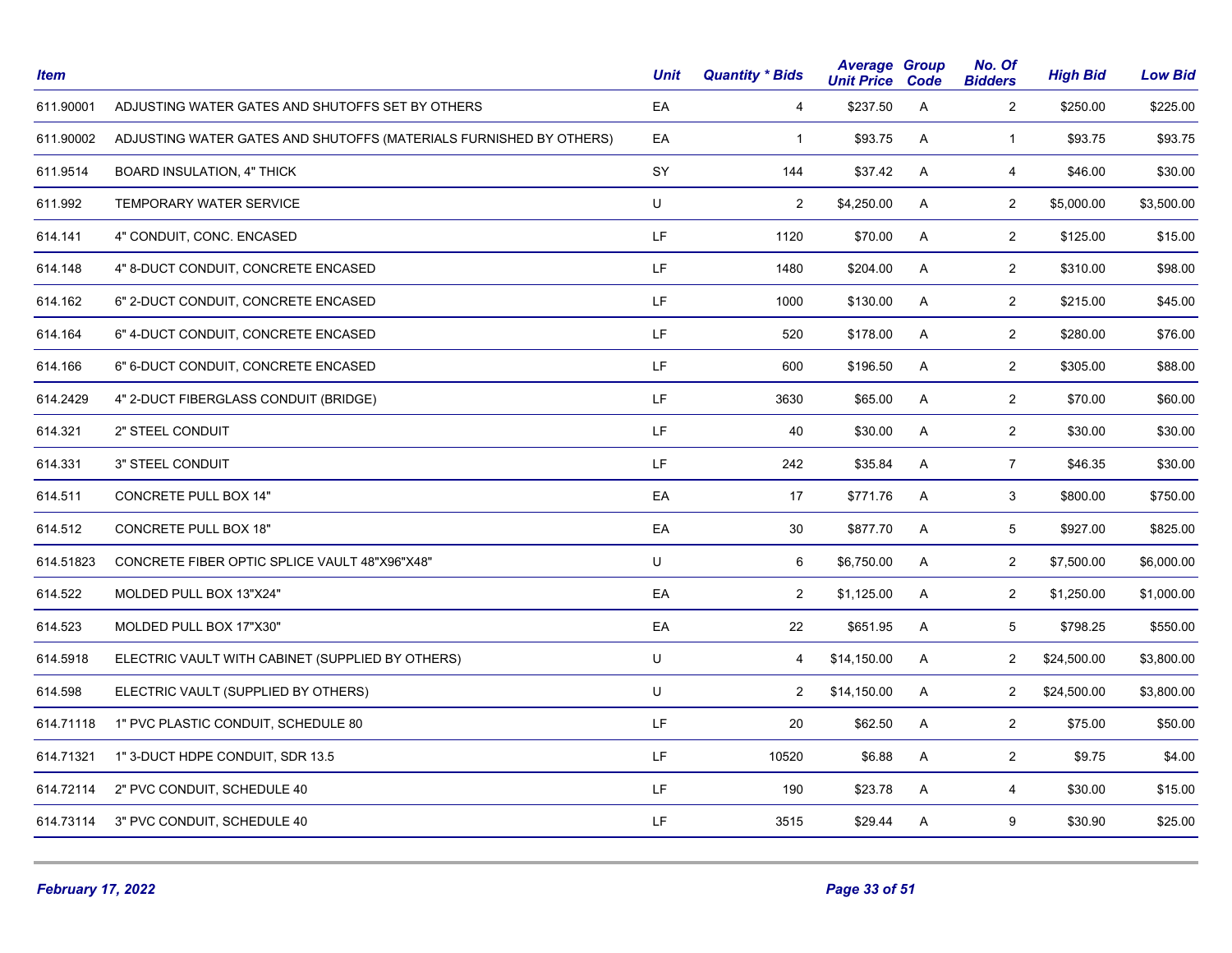| Item | | Unit | Quantity * Bids | Average Unit Price | Group Code | No. Of Bidders | High Bid | Low Bid |
|---|---|---|---|---|---|---|---|---|
| 611.90001 | ADJUSTING WATER GATES AND SHUTOFFS SET BY OTHERS | EA | 4 | $237.50 | A | 2 | $250.00 | $225.00 |
| 611.90002 | ADJUSTING WATER GATES AND SHUTOFFS (MATERIALS FURNISHED BY OTHERS) | EA | 1 | $93.75 | A | 1 | $93.75 | $93.75 |
| 611.9514 | BOARD INSULATION, 4" THICK | SY | 144 | $37.42 | A | 4 | $46.00 | $30.00 |
| 611.992 | TEMPORARY WATER SERVICE | U | 2 | $4,250.00 | A | 2 | $5,000.00 | $3,500.00 |
| 614.141 | 4" CONDUIT, CONC. ENCASED | LF | 1120 | $70.00 | A | 2 | $125.00 | $15.00 |
| 614.148 | 4" 8-DUCT CONDUIT, CONCRETE ENCASED | LF | 1480 | $204.00 | A | 2 | $310.00 | $98.00 |
| 614.162 | 6" 2-DUCT CONDUIT, CONCRETE ENCASED | LF | 1000 | $130.00 | A | 2 | $215.00 | $45.00 |
| 614.164 | 6" 4-DUCT CONDUIT, CONCRETE ENCASED | LF | 520 | $178.00 | A | 2 | $280.00 | $76.00 |
| 614.166 | 6" 6-DUCT CONDUIT, CONCRETE ENCASED | LF | 600 | $196.50 | A | 2 | $305.00 | $88.00 |
| 614.2429 | 4" 2-DUCT FIBERGLASS CONDUIT (BRIDGE) | LF | 3630 | $65.00 | A | 2 | $70.00 | $60.00 |
| 614.321 | 2" STEEL CONDUIT | LF | 40 | $30.00 | A | 2 | $30.00 | $30.00 |
| 614.331 | 3" STEEL CONDUIT | LF | 242 | $35.84 | A | 7 | $46.35 | $30.00 |
| 614.511 | CONCRETE PULL BOX 14" | EA | 17 | $771.76 | A | 3 | $800.00 | $750.00 |
| 614.512 | CONCRETE PULL BOX 18" | EA | 30 | $877.70 | A | 5 | $927.00 | $825.00 |
| 614.51823 | CONCRETE FIBER OPTIC SPLICE VAULT 48"X96"X48" | U | 6 | $6,750.00 | A | 2 | $7,500.00 | $6,000.00 |
| 614.522 | MOLDED PULL BOX 13"X24" | EA | 2 | $1,125.00 | A | 2 | $1,250.00 | $1,000.00 |
| 614.523 | MOLDED PULL BOX 17"X30" | EA | 22 | $651.95 | A | 5 | $798.25 | $550.00 |
| 614.5918 | ELECTRIC VAULT WITH CABINET (SUPPLIED BY OTHERS) | U | 4 | $14,150.00 | A | 2 | $24,500.00 | $3,800.00 |
| 614.598 | ELECTRIC VAULT (SUPPLIED BY OTHERS) | U | 2 | $14,150.00 | A | 2 | $24,500.00 | $3,800.00 |
| 614.71118 | 1" PVC PLASTIC CONDUIT, SCHEDULE 80 | LF | 20 | $62.50 | A | 2 | $75.00 | $50.00 |
| 614.71321 | 1" 3-DUCT HDPE CONDUIT, SDR 13.5 | LF | 10520 | $6.88 | A | 2 | $9.75 | $4.00 |
| 614.72114 | 2" PVC CONDUIT, SCHEDULE 40 | LF | 190 | $23.78 | A | 4 | $30.00 | $15.00 |
| 614.73114 | 3" PVC CONDUIT, SCHEDULE 40 | LF | 3515 | $29.44 | A | 9 | $30.90 | $25.00 |

*February 17, 2022*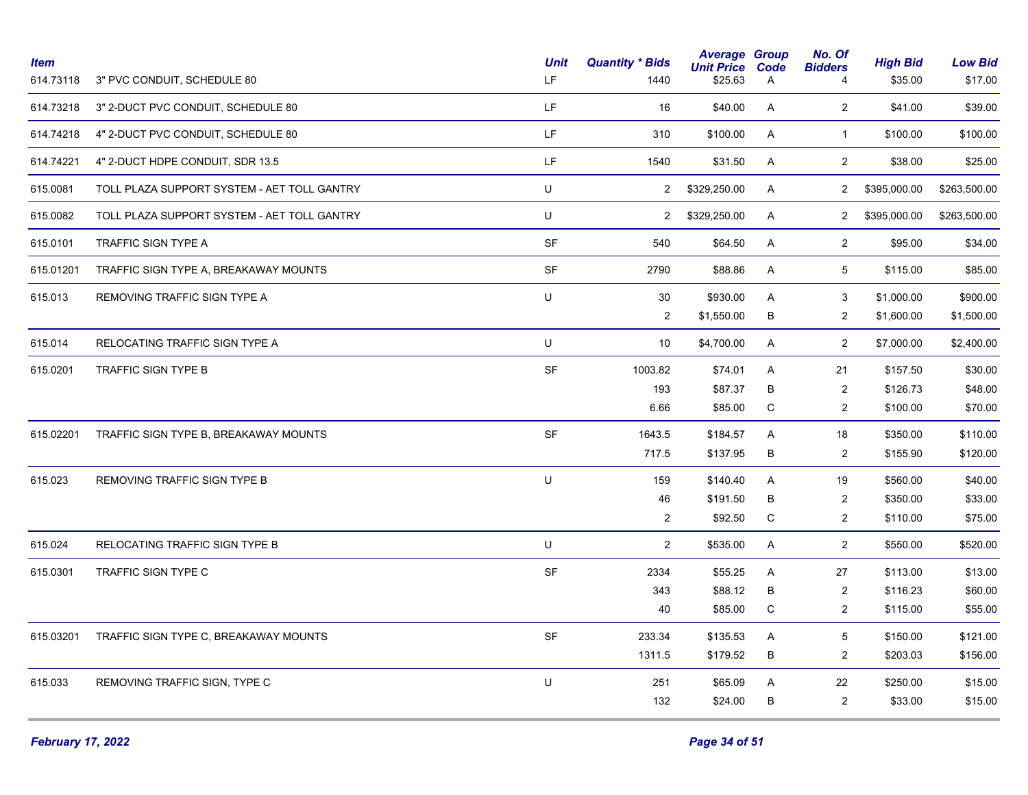| Item | | Unit | Quantity * Bids | Average Unit Price | Group Code | No. Of Bidders | High Bid | Low Bid |
|---|---|---|---|---|---|---|---|---|
| 614.73118 | 3" PVC CONDUIT, SCHEDULE 80 | LF | 1440 | $25.63 | A | 4 | $35.00 | $17.00 |
| 614.73218 | 3" 2-DUCT PVC CONDUIT, SCHEDULE 80 | LF | 16 | $40.00 | A | 2 | $41.00 | $39.00 |
| 614.74218 | 4" 2-DUCT PVC CONDUIT, SCHEDULE 80 | LF | 310 | $100.00 | A | 1 | $100.00 | $100.00 |
| 614.74221 | 4" 2-DUCT HDPE CONDUIT, SDR 13.5 | LF | 1540 | $31.50 | A | 2 | $38.00 | $25.00 |
| 615.0081 | TOLL PLAZA SUPPORT SYSTEM - AET TOLL GANTRY | U | 2 | $329,250.00 | A | 2 | $395,000.00 | $263,500.00 |
| 615.0082 | TOLL PLAZA SUPPORT SYSTEM - AET TOLL GANTRY | U | 2 | $329,250.00 | A | 2 | $395,000.00 | $263,500.00 |
| 615.0101 | TRAFFIC SIGN TYPE A | SF | 540 | $64.50 | A | 2 | $95.00 | $34.00 |
| 615.01201 | TRAFFIC SIGN TYPE A, BREAKAWAY MOUNTS | SF | 2790 | $88.86 | A | 5 | $115.00 | $85.00 |
| 615.013 | REMOVING TRAFFIC SIGN TYPE A | U | 30 | $930.00 | A | 3 | $1,000.00 | $900.00 |
| | | | 2 | $1,550.00 | B | 2 | $1,600.00 | $1,500.00 |
| 615.014 | RELOCATING TRAFFIC SIGN TYPE A | U | 10 | $4,700.00 | A | 2 | $7,000.00 | $2,400.00 |
| 615.0201 | TRAFFIC SIGN TYPE B | SF | 1003.82 | $74.01 | A | 21 | $157.50 | $30.00 |
| | | | 193 | $87.37 | B | 2 | $126.73 | $48.00 |
| | | | 6.66 | $85.00 | C | 2 | $100.00 | $70.00 |
| 615.02201 | TRAFFIC SIGN TYPE B, BREAKAWAY MOUNTS | SF | 1643.5 | $184.57 | A | 18 | $350.00 | $110.00 |
| | | | 717.5 | $137.95 | B | 2 | $155.90 | $120.00 |
| 615.023 | REMOVING TRAFFIC SIGN TYPE B | U | 159 | $140.40 | A | 19 | $560.00 | $40.00 |
| | | | 46 | $191.50 | B | 2 | $350.00 | $33.00 |
| | | | 2 | $92.50 | C | 2 | $110.00 | $75.00 |
| 615.024 | RELOCATING TRAFFIC SIGN TYPE B | U | 2 | $535.00 | A | 2 | $550.00 | $520.00 |
| 615.0301 | TRAFFIC SIGN TYPE C | SF | 2334 | $55.25 | A | 27 | $113.00 | $13.00 |
| | | | 343 | $88.12 | B | 2 | $116.23 | $60.00 |
| | | | 40 | $85.00 | C | 2 | $115.00 | $55.00 |
| 615.03201 | TRAFFIC SIGN TYPE C, BREAKAWAY MOUNTS | SF | 233.34 | $135.53 | A | 5 | $150.00 | $121.00 |
| | | | 1311.5 | $179.52 | B | 2 | $203.03 | $156.00 |
| 615.033 | REMOVING TRAFFIC SIGN, TYPE C | U | 251 | $65.09 | A | 22 | $250.00 | $15.00 |
| | | | 132 | $24.00 | B | 2 | $33.00 | $15.00 |

*February 17, 2022*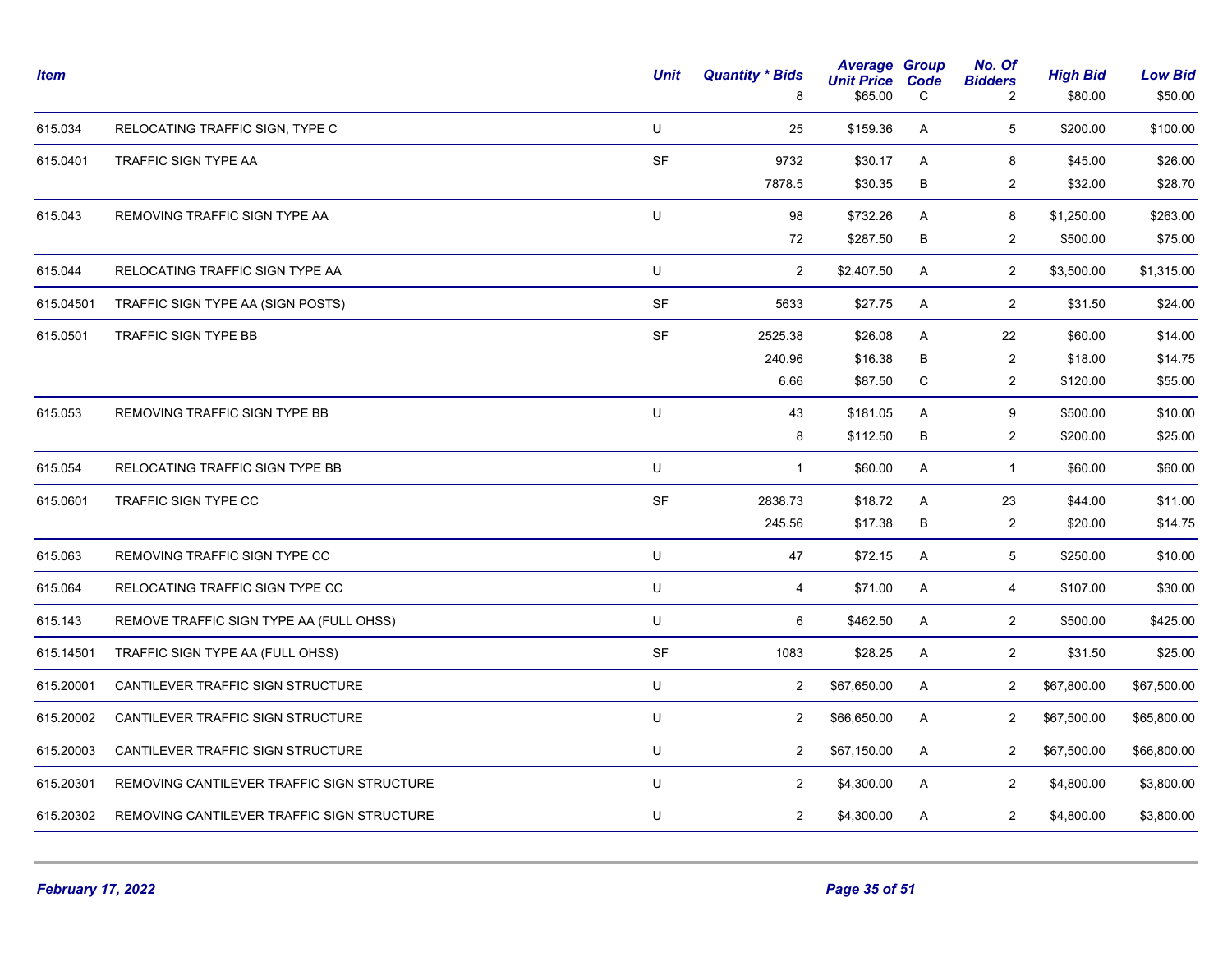| Item | | Unit | Quantity * Bids | Average Unit Price | Group Code | No. Of Bidders | High Bid | Low Bid |
|---|---|---|---|---|---|---|---|---|
| | | | 8 | $65.00 | C | 2 | $80.00 | $50.00 |
| 615.034 | RELOCATING TRAFFIC SIGN, TYPE C | U | 25 | $159.36 | A | 5 | $200.00 | $100.00 |
| 615.0401 | TRAFFIC SIGN TYPE AA | SF | 9732 | $30.17 | A | 8 | $45.00 | $26.00 |
| | | | 7878.5 | $30.35 | B | 2 | $32.00 | $28.70 |
| 615.043 | REMOVING TRAFFIC SIGN TYPE AA | U | 98 | $732.26 | A | 8 | $1,250.00 | $263.00 |
| | | | 72 | $287.50 | B | 2 | $500.00 | $75.00 |
| 615.044 | RELOCATING TRAFFIC SIGN TYPE AA | U | 2 | $2,407.50 | A | 2 | $3,500.00 | $1,315.00 |
| 615.04501 | TRAFFIC SIGN TYPE AA (SIGN POSTS) | SF | 5633 | $27.75 | A | 2 | $31.50 | $24.00 |
| 615.0501 | TRAFFIC SIGN TYPE BB | SF | 2525.38 | $26.08 | A | 22 | $60.00 | $14.00 |
| | | | 240.96 | $16.38 | B | 2 | $18.00 | $14.75 |
| | | | 6.66 | $87.50 | C | 2 | $120.00 | $55.00 |
| 615.053 | REMOVING TRAFFIC SIGN TYPE BB | U | 43 | $181.05 | A | 9 | $500.00 | $10.00 |
| | | | 8 | $112.50 | B | 2 | $200.00 | $25.00 |
| 615.054 | RELOCATING TRAFFIC SIGN TYPE BB | U | 1 | $60.00 | A | 1 | $60.00 | $60.00 |
| 615.0601 | TRAFFIC SIGN TYPE CC | SF | 2838.73 | $18.72 | A | 23 | $44.00 | $11.00 |
| | | | 245.56 | $17.38 | B | 2 | $20.00 | $14.75 |
| 615.063 | REMOVING TRAFFIC SIGN TYPE CC | U | 47 | $72.15 | A | 5 | $250.00 | $10.00 |
| 615.064 | RELOCATING TRAFFIC SIGN TYPE CC | U | 4 | $71.00 | A | 4 | $107.00 | $30.00 |
| 615.143 | REMOVE TRAFFIC SIGN TYPE AA (FULL OHSS) | U | 6 | $462.50 | A | 2 | $500.00 | $425.00 |
| 615.14501 | TRAFFIC SIGN TYPE AA (FULL OHSS) | SF | 1083 | $28.25 | A | 2 | $31.50 | $25.00 |
| 615.20001 | CANTILEVER TRAFFIC SIGN STRUCTURE | U | 2 | $67,650.00 | A | 2 | $67,800.00 | $67,500.00 |
| 615.20002 | CANTILEVER TRAFFIC SIGN STRUCTURE | U | 2 | $66,650.00 | A | 2 | $67,500.00 | $65,800.00 |
| 615.20003 | CANTILEVER TRAFFIC SIGN STRUCTURE | U | 2 | $67,150.00 | A | 2 | $67,500.00 | $66,800.00 |
| 615.20301 | REMOVING CANTILEVER TRAFFIC SIGN STRUCTURE | U | 2 | $4,300.00 | A | 2 | $4,800.00 | $3,800.00 |
| 615.20302 | REMOVING CANTILEVER TRAFFIC SIGN STRUCTURE | U | 2 | $4,300.00 | A | 2 | $4,800.00 | $3,800.00 |

*February 17, 2022*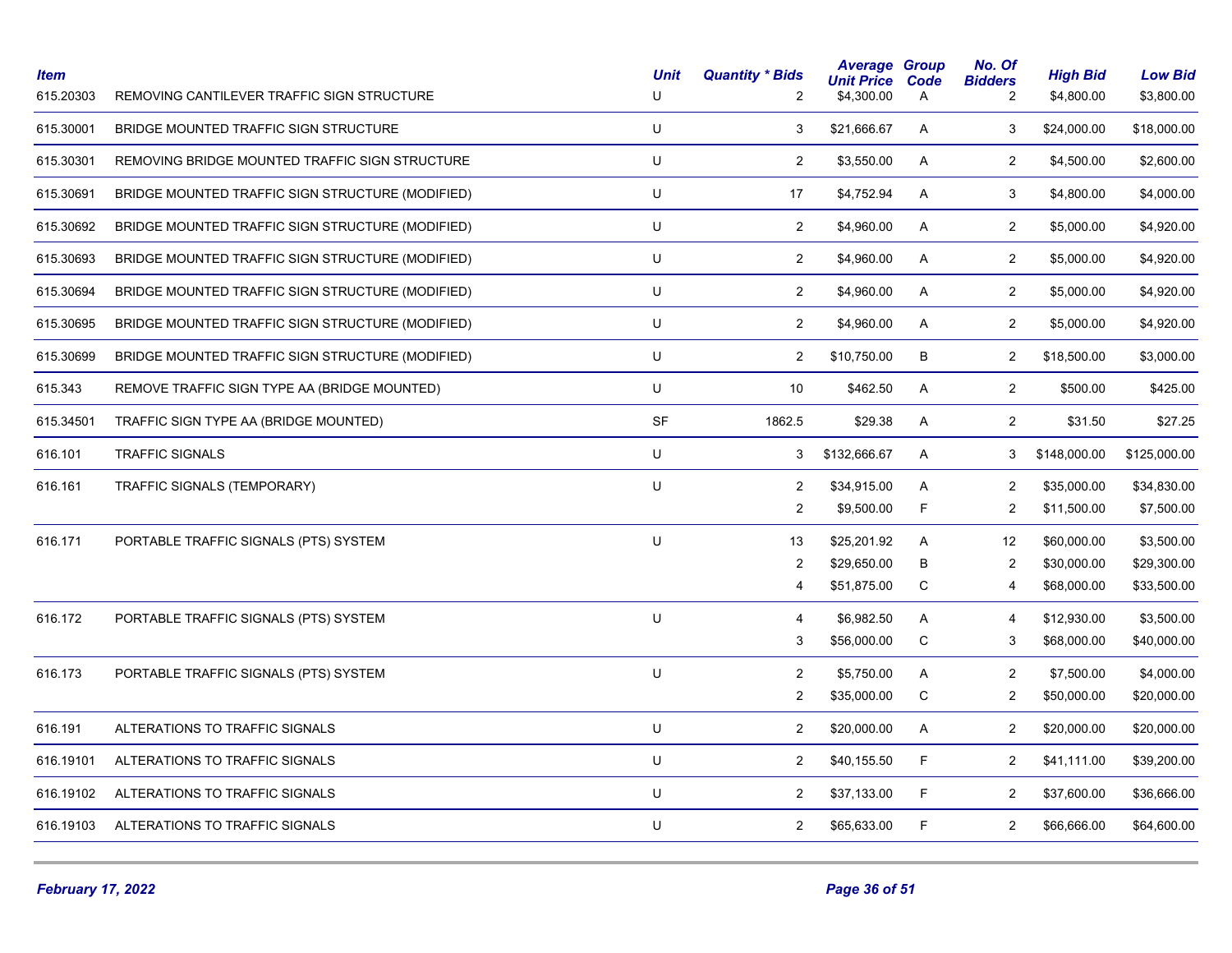| Item | | Unit | Quantity * Bids | Average Unit Price | Group Code | No. Of Bidders | High Bid | Low Bid |
|---|---|---|---|---|---|---|---|---|
| 615.20303 | REMOVING CANTILEVER TRAFFIC SIGN STRUCTURE | U | 2 | $4,300.00 | A | 2 | $4,800.00 | $3,800.00 |
| 615.30001 | BRIDGE MOUNTED TRAFFIC SIGN STRUCTURE | U | 3 | $21,666.67 | A | 3 | $24,000.00 | $18,000.00 |
| 615.30301 | REMOVING BRIDGE MOUNTED TRAFFIC SIGN STRUCTURE | U | 2 | $3,550.00 | A | 2 | $4,500.00 | $2,600.00 |
| 615.30691 | BRIDGE MOUNTED TRAFFIC SIGN STRUCTURE (MODIFIED) | U | 17 | $4,752.94 | A | 3 | $4,800.00 | $4,000.00 |
| 615.30692 | BRIDGE MOUNTED TRAFFIC SIGN STRUCTURE (MODIFIED) | U | 2 | $4,960.00 | A | 2 | $5,000.00 | $4,920.00 |
| 615.30693 | BRIDGE MOUNTED TRAFFIC SIGN STRUCTURE (MODIFIED) | U | 2 | $4,960.00 | A | 2 | $5,000.00 | $4,920.00 |
| 615.30694 | BRIDGE MOUNTED TRAFFIC SIGN STRUCTURE (MODIFIED) | U | 2 | $4,960.00 | A | 2 | $5,000.00 | $4,920.00 |
| 615.30695 | BRIDGE MOUNTED TRAFFIC SIGN STRUCTURE (MODIFIED) | U | 2 | $4,960.00 | A | 2 | $5,000.00 | $4,920.00 |
| 615.30699 | BRIDGE MOUNTED TRAFFIC SIGN STRUCTURE (MODIFIED) | U | 2 | $10,750.00 | B | 2 | $18,500.00 | $3,000.00 |
| 615.343 | REMOVE TRAFFIC SIGN TYPE AA (BRIDGE MOUNTED) | U | 10 | $462.50 | A | 2 | $500.00 | $425.00 |
| 615.34501 | TRAFFIC SIGN TYPE AA (BRIDGE MOUNTED) | SF | 1862.5 | $29.38 | A | 2 | $31.50 | $27.25 |
| 616.101 | TRAFFIC SIGNALS | U | 3 | $132,666.67 | A | 3 | $148,000.00 | $125,000.00 |
| 616.161 | TRAFFIC SIGNALS (TEMPORARY) | U | 2 | $34,915.00 | A | 2 | $35,000.00 | $34,830.00 |
| | | | 2 | $9,500.00 | F | 2 | $11,500.00 | $7,500.00 |
| 616.171 | PORTABLE TRAFFIC SIGNALS (PTS) SYSTEM | U | 13 | $25,201.92 | A | 12 | $60,000.00 | $3,500.00 |
| | | | 2 | $29,650.00 | B | 2 | $30,000.00 | $29,300.00 |
| | | | 4 | $51,875.00 | C | 4 | $68,000.00 | $33,500.00 |
| 616.172 | PORTABLE TRAFFIC SIGNALS (PTS) SYSTEM | U | 4 | $6,982.50 | A | 4 | $12,930.00 | $3,500.00 |
| | | | 3 | $56,000.00 | C | 3 | $68,000.00 | $40,000.00 |
| 616.173 | PORTABLE TRAFFIC SIGNALS (PTS) SYSTEM | U | 2 | $5,750.00 | A | 2 | $7,500.00 | $4,000.00 |
| | | | 2 | $35,000.00 | C | 2 | $50,000.00 | $20,000.00 |
| 616.191 | ALTERATIONS TO TRAFFIC SIGNALS | U | 2 | $20,000.00 | A | 2 | $20,000.00 | $20,000.00 |
| 616.19101 | ALTERATIONS TO TRAFFIC SIGNALS | U | 2 | $40,155.50 | F | 2 | $41,111.00 | $39,200.00 |
| 616.19102 | ALTERATIONS TO TRAFFIC SIGNALS | U | 2 | $37,133.00 | F | 2 | $37,600.00 | $36,666.00 |
| 616.19103 | ALTERATIONS TO TRAFFIC SIGNALS | U | 2 | $65,633.00 | F | 2 | $66,666.00 | $64,600.00 |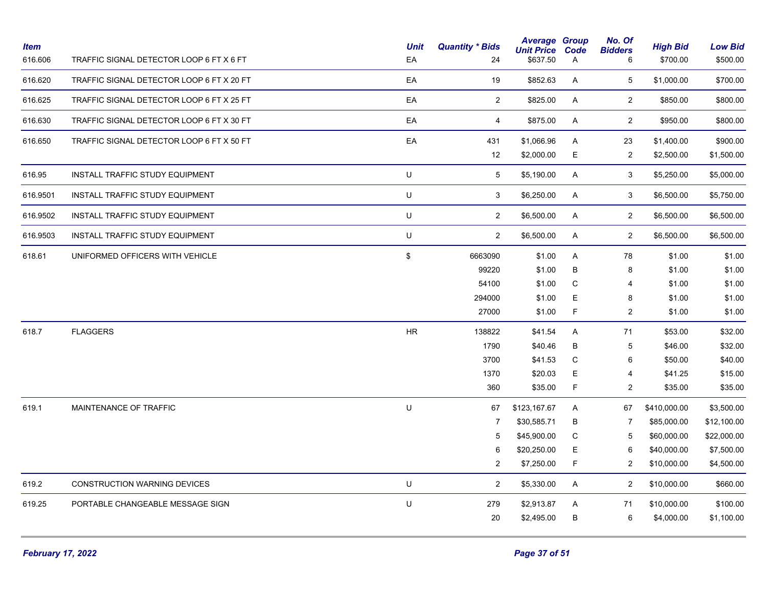| Item | | Unit | Quantity * Bids | Average Unit Price | Group Code | No. Of Bidders | High Bid | Low Bid |
|---|---|---|---|---|---|---|---|---|
| 616.606 | TRAFFIC SIGNAL DETECTOR LOOP 6 FT X 6 FT | EA | 24 | $637.50 | A | 6 | $700.00 | $500.00 |
| 616.620 | TRAFFIC SIGNAL DETECTOR LOOP 6 FT X 20 FT | EA | 19 | $852.63 | A | 5 | $1,000.00 | $700.00 |
| 616.625 | TRAFFIC SIGNAL DETECTOR LOOP 6 FT X 25 FT | EA | 2 | $825.00 | A | 2 | $850.00 | $800.00 |
| 616.630 | TRAFFIC SIGNAL DETECTOR LOOP 6 FT X 30 FT | EA | 4 | $875.00 | A | 2 | $950.00 | $800.00 |
| 616.650 | TRAFFIC SIGNAL DETECTOR LOOP 6 FT X 50 FT | EA | 431 | $1,066.96 | A | 23 | $1,400.00 | $900.00 |
| | | | 12 | $2,000.00 | E | 2 | $2,500.00 | $1,500.00 |
| 616.95 | INSTALL TRAFFIC STUDY EQUIPMENT | U | 5 | $5,190.00 | A | 3 | $5,250.00 | $5,000.00 |
| 616.9501 | INSTALL TRAFFIC STUDY EQUIPMENT | U | 3 | $6,250.00 | A | 3 | $6,500.00 | $5,750.00 |
| 616.9502 | INSTALL TRAFFIC STUDY EQUIPMENT | U | 2 | $6,500.00 | A | 2 | $6,500.00 | $6,500.00 |
| 616.9503 | INSTALL TRAFFIC STUDY EQUIPMENT | U | 2 | $6,500.00 | A | 2 | $6,500.00 | $6,500.00 |
| 618.61 | UNIFORMED OFFICERS WITH VEHICLE | $ | 6663090 | $1.00 | A | 78 | $1.00 | $1.00 |
| | | | 99220 | $1.00 | B | 8 | $1.00 | $1.00 |
| | | | 54100 | $1.00 | C | 4 | $1.00 | $1.00 |
| | | | 294000 | $1.00 | E | 8 | $1.00 | $1.00 |
| | | | 27000 | $1.00 | F | 2 | $1.00 | $1.00 |
| 618.7 | FLAGGERS | HR | 138822 | $41.54 | A | 71 | $53.00 | $32.00 |
| | | | 1790 | $40.46 | B | 5 | $46.00 | $32.00 |
| | | | 3700 | $41.53 | C | 6 | $50.00 | $40.00 |
| | | | 1370 | $20.03 | E | 4 | $41.25 | $15.00 |
| | | | 360 | $35.00 | F | 2 | $35.00 | $35.00 |
| 619.1 | MAINTENANCE OF TRAFFIC | U | 67 | $123,167.67 | A | 67 | $410,000.00 | $3,500.00 |
| | | | 7 | $30,585.71 | B | 7 | $85,000.00 | $12,100.00 |
| | | | 5 | $45,900.00 | C | 5 | $60,000.00 | $22,000.00 |
| | | | 6 | $20,250.00 | E | 6 | $40,000.00 | $7,500.00 |
| | | | 2 | $7,250.00 | F | 2 | $10,000.00 | $4,500.00 |
| 619.2 | CONSTRUCTION WARNING DEVICES | U | 2 | $5,330.00 | A | 2 | $10,000.00 | $660.00 |
| 619.25 | PORTABLE CHANGEABLE MESSAGE SIGN | U | 279 | $2,913.87 | A | 71 | $10,000.00 | $100.00 |
| | | | 20 | $2,495.00 | B | 6 | $4,000.00 | $1,100.00 |

*February 17, 2022*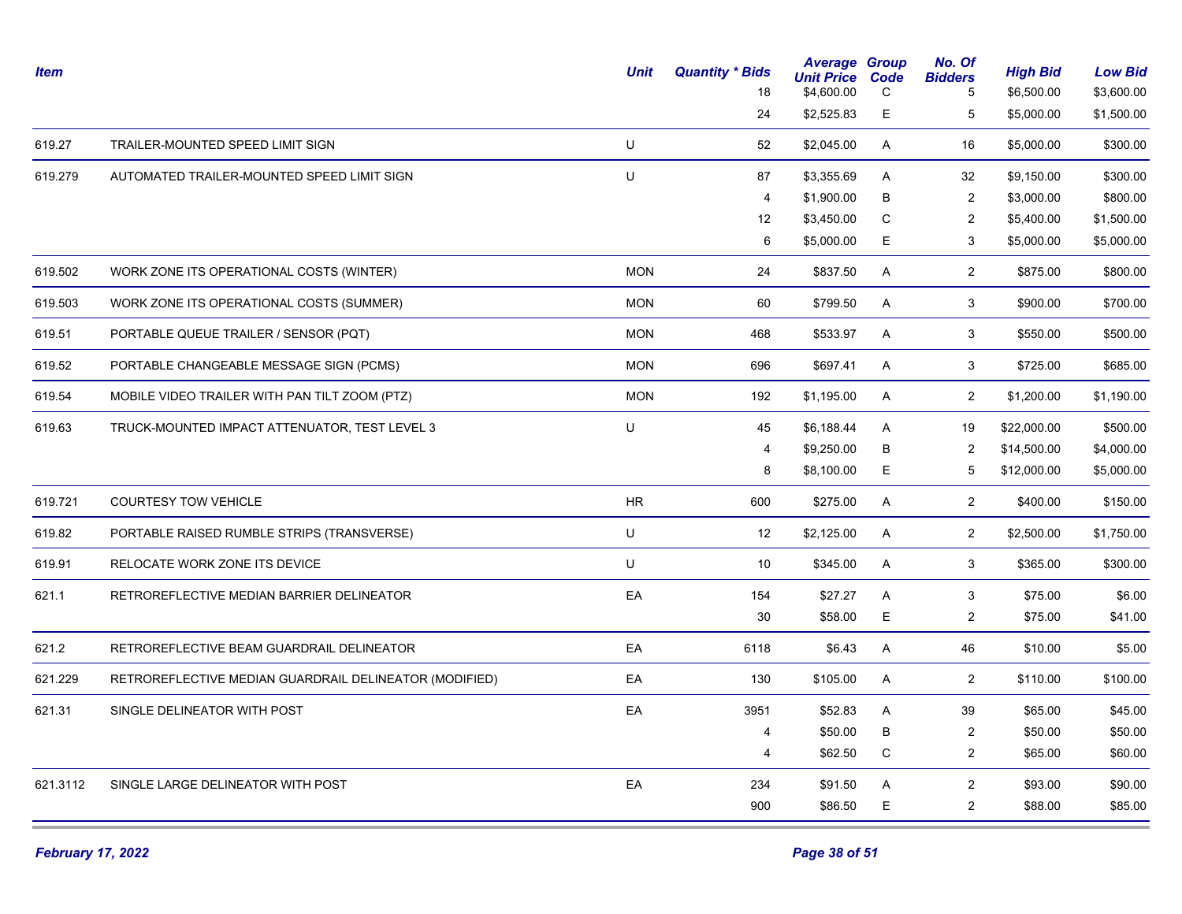| Item | | Unit | Quantity * Bids | Average Unit Price | Group Code | No. Of Bidders | High Bid | Low Bid |
|---|---|---|---|---|---|---|---|---|
| | | | 18 | $4,600.00 | C | 5 | $6,500.00 | $3,600.00 |
| | | | 24 | $2,525.83 | E | 5 | $5,000.00 | $1,500.00 |
| 619.27 | TRAILER-MOUNTED SPEED LIMIT SIGN | U | 52 | $2,045.00 | A | 16 | $5,000.00 | $300.00 |
| 619.279 | AUTOMATED TRAILER-MOUNTED SPEED LIMIT SIGN | U | 87 | $3,355.69 | A | 32 | $9,150.00 | $300.00 |
| | | | 4 | $1,900.00 | B | 2 | $3,000.00 | $800.00 |
| | | | 12 | $3,450.00 | C | 2 | $5,400.00 | $1,500.00 |
| | | | 6 | $5,000.00 | E | 3 | $5,000.00 | $5,000.00 |
| 619.502 | WORK ZONE ITS OPERATIONAL COSTS (WINTER) | MON | 24 | $837.50 | A | 2 | $875.00 | $800.00 |
| 619.503 | WORK ZONE ITS OPERATIONAL COSTS (SUMMER) | MON | 60 | $799.50 | A | 3 | $900.00 | $700.00 |
| 619.51 | PORTABLE QUEUE TRAILER / SENSOR (PQT) | MON | 468 | $533.97 | A | 3 | $550.00 | $500.00 |
| 619.52 | PORTABLE CHANGEABLE MESSAGE SIGN (PCMS) | MON | 696 | $697.41 | A | 3 | $725.00 | $685.00 |
| 619.54 | MOBILE VIDEO TRAILER WITH PAN TILT ZOOM (PTZ) | MON | 192 | $1,195.00 | A | 2 | $1,200.00 | $1,190.00 |
| 619.63 | TRUCK-MOUNTED IMPACT ATTENUATOR, TEST LEVEL 3 | U | 45 | $6,188.44 | A | 19 | $22,000.00 | $500.00 |
| | | | 4 | $9,250.00 | B | 2 | $14,500.00 | $4,000.00 |
| | | | 8 | $8,100.00 | E | 5 | $12,000.00 | $5,000.00 |
| 619.721 | COURTESY TOW VEHICLE | HR | 600 | $275.00 | A | 2 | $400.00 | $150.00 |
| 619.82 | PORTABLE RAISED RUMBLE STRIPS (TRANSVERSE) | U | 12 | $2,125.00 | A | 2 | $2,500.00 | $1,750.00 |
| 619.91 | RELOCATE WORK ZONE ITS DEVICE | U | 10 | $345.00 | A | 3 | $365.00 | $300.00 |
| 621.1 | RETROREFLECTIVE MEDIAN BARRIER DELINEATOR | EA | 154 | $27.27 | A | 3 | $75.00 | $6.00 |
| | | | 30 | $58.00 | E | 2 | $75.00 | $41.00 |
| 621.2 | RETROREFLECTIVE BEAM GUARDRAIL DELINEATOR | EA | 6118 | $6.43 | A | 46 | $10.00 | $5.00 |
| 621.229 | RETROREFLECTIVE MEDIAN GUARDRAIL DELINEATOR (MODIFIED) | EA | 130 | $105.00 | A | 2 | $110.00 | $100.00 |
| 621.31 | SINGLE DELINEATOR WITH POST | EA | 3951 | $52.83 | A | 39 | $65.00 | $45.00 |
| | | | 4 | $50.00 | B | 2 | $50.00 | $50.00 |
| | | | 4 | $62.50 | C | 2 | $65.00 | $60.00 |
| 621.3112 | SINGLE LARGE DELINEATOR WITH POST | EA | 234 | $91.50 | A | 2 | $93.00 | $90.00 |
| | | | 900 | $86.50 | E | 2 | $88.00 | $85.00 |

*February 17, 2022*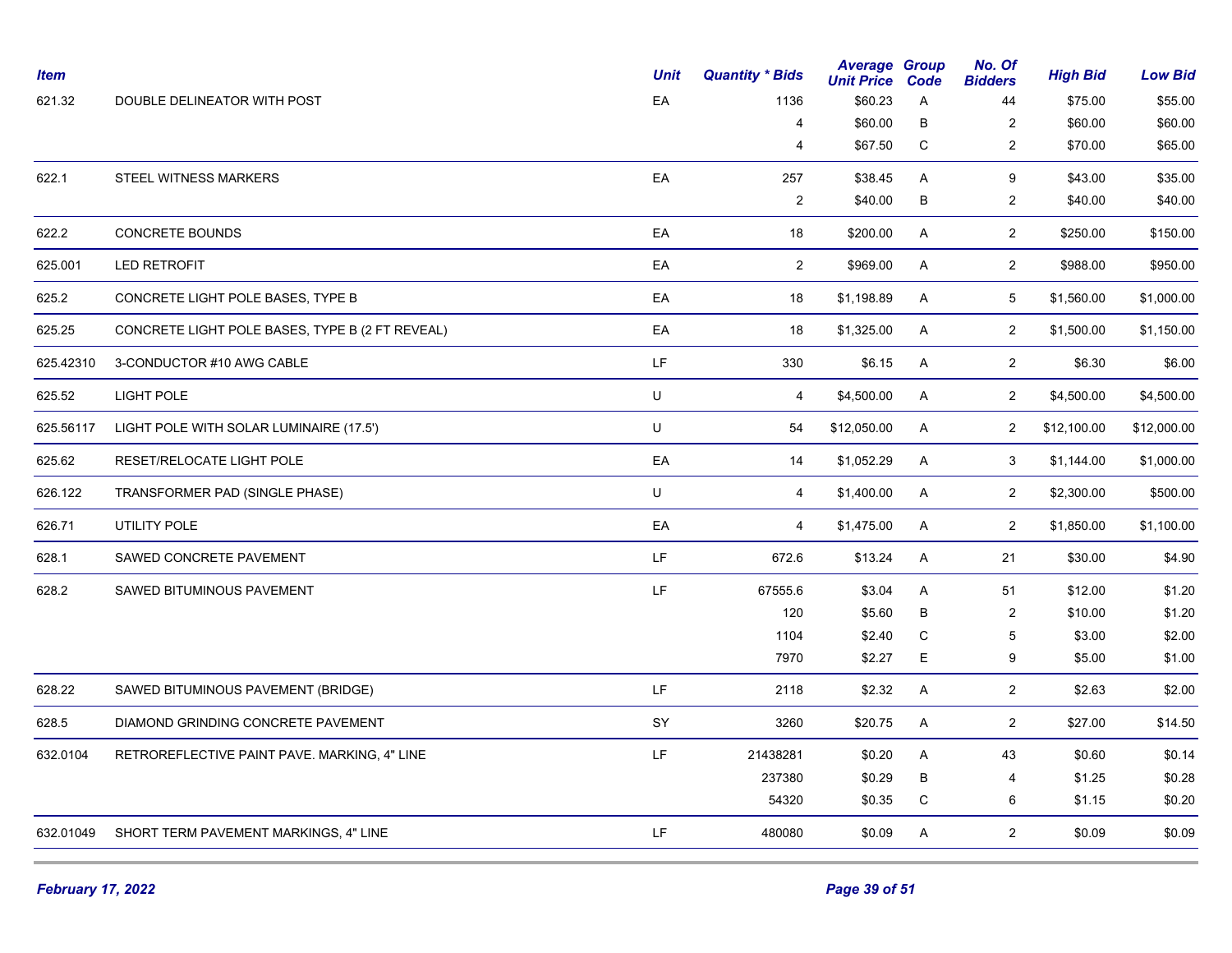| Item | | Unit | Quantity * Bids | Average Unit Price | Group Code | No. Of Bidders | High Bid | Low Bid |
|---|---|---|---|---|---|---|---|---|
| 621.32 | DOUBLE DELINEATOR WITH POST | EA | 1136 | $60.23 | A | 44 | $75.00 | $55.00 |
| | | | 4 | $60.00 | B | 2 | $60.00 | $60.00 |
| | | | 4 | $67.50 | C | 2 | $70.00 | $65.00 |
| 622.1 | STEEL WITNESS MARKERS | EA | 257 | $38.45 | A | 9 | $43.00 | $35.00 |
| | | | 2 | $40.00 | B | 2 | $40.00 | $40.00 |
| 622.2 | CONCRETE BOUNDS | EA | 18 | $200.00 | A | 2 | $250.00 | $150.00 |
| 625.001 | LED RETROFIT | EA | 2 | $969.00 | A | 2 | $988.00 | $950.00 |
| 625.2 | CONCRETE LIGHT POLE BASES, TYPE B | EA | 18 | $1,198.89 | A | 5 | $1,560.00 | $1,000.00 |
| 625.25 | CONCRETE LIGHT POLE BASES, TYPE B (2 FT REVEAL) | EA | 18 | $1,325.00 | A | 2 | $1,500.00 | $1,150.00 |
| 625.42310 | 3-CONDUCTOR #10 AWG CABLE | LF | 330 | $6.15 | A | 2 | $6.30 | $6.00 |
| 625.52 | LIGHT POLE | U | 4 | $4,500.00 | A | 2 | $4,500.00 | $4,500.00 |
| 625.56117 | LIGHT POLE WITH SOLAR LUMINAIRE (17.5') | U | 54 | $12,050.00 | A | 2 | $12,100.00 | $12,000.00 |
| 625.62 | RESET/RELOCATE LIGHT POLE | EA | 14 | $1,052.29 | A | 3 | $1,144.00 | $1,000.00 |
| 626.122 | TRANSFORMER PAD (SINGLE PHASE) | U | 4 | $1,400.00 | A | 2 | $2,300.00 | $500.00 |
| 626.71 | UTILITY POLE | EA | 4 | $1,475.00 | A | 2 | $1,850.00 | $1,100.00 |
| 628.1 | SAWED CONCRETE PAVEMENT | LF | 672.6 | $13.24 | A | 21 | $30.00 | $4.90 |
| 628.2 | SAWED BITUMINOUS PAVEMENT | LF | 67555.6 | $3.04 | A | 51 | $12.00 | $1.20 |
| | | | 120 | $5.60 | B | 2 | $10.00 | $1.20 |
| | | | 1104 | $2.40 | C | 5 | $3.00 | $2.00 |
| | | | 7970 | $2.27 | E | 9 | $5.00 | $1.00 |
| 628.22 | SAWED BITUMINOUS PAVEMENT (BRIDGE) | LF | 2118 | $2.32 | A | 2 | $2.63 | $2.00 |
| 628.5 | DIAMOND GRINDING CONCRETE PAVEMENT | SY | 3260 | $20.75 | A | 2 | $27.00 | $14.50 |
| 632.0104 | RETROREFLECTIVE PAINT PAVE. MARKING, 4" LINE | LF | 21438281 | $0.20 | A | 43 | $0.60 | $0.14 |
| | | | 237380 | $0.29 | B | 4 | $1.25 | $0.28 |
| | | | 54320 | $0.35 | C | 6 | $1.15 | $0.20 |
| 632.01049 | SHORT TERM PAVEMENT MARKINGS, 4" LINE | LF | 480080 | $0.09 | A | 2 | $0.09 | $0.09 |

*February 17, 2022*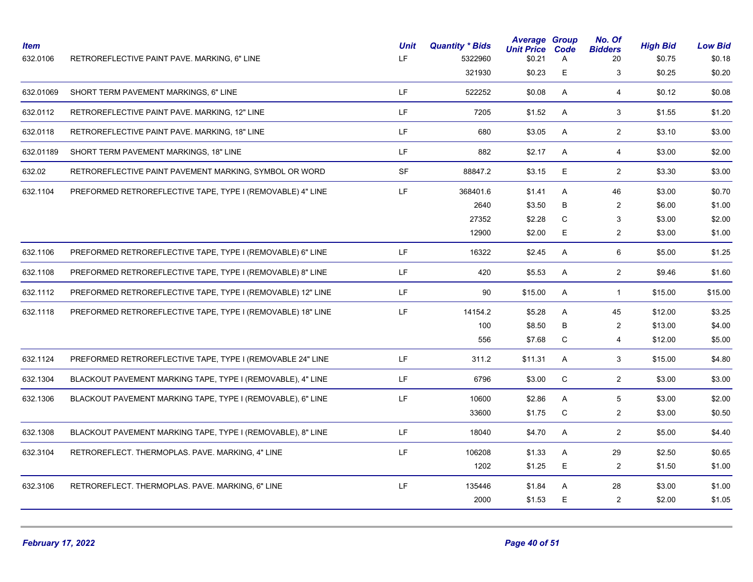| Item | | Unit | Quantity * Bids | Average Unit Price | Group Code | No. Of Bidders | High Bid | Low Bid |
|---|---|---|---|---|---|---|---|---|
| 632.0106 | RETROREFLECTIVE PAINT PAVE. MARKING, 6" LINE | LF | 5322960 | $0.21 | A | 20 | $0.75 | $0.18 |
| | | | 321930 | $0.23 | E | 3 | $0.25 | $0.20 |
| 632.01069 | SHORT TERM PAVEMENT MARKINGS, 6" LINE | LF | 522252 | $0.08 | A | 4 | $0.12 | $0.08 |
| 632.0112 | RETROREFLECTIVE PAINT PAVE. MARKING, 12" LINE | LF | 7205 | $1.52 | A | 3 | $1.55 | $1.20 |
| 632.0118 | RETROREFLECTIVE PAINT PAVE. MARKING, 18" LINE | LF | 680 | $3.05 | A | 2 | $3.10 | $3.00 |
| 632.01189 | SHORT TERM PAVEMENT MARKINGS, 18" LINE | LF | 882 | $2.17 | A | 4 | $3.00 | $2.00 |
| 632.02 | RETROREFLECTIVE PAINT PAVEMENT MARKING, SYMBOL OR WORD | SF | 88847.2 | $3.15 | E | 2 | $3.30 | $3.00 |
| 632.1104 | PREFORMED RETROREFLECTIVE TAPE, TYPE I (REMOVABLE) 4" LINE | LF | 368401.6 | $1.41 | A | 46 | $3.00 | $0.70 |
| | | | 2640 | $3.50 | B | 2 | $6.00 | $1.00 |
| | | | 27352 | $2.28 | C | 3 | $3.00 | $2.00 |
| | | | 12900 | $2.00 | E | 2 | $3.00 | $1.00 |
| 632.1106 | PREFORMED RETROREFLECTIVE TAPE, TYPE I (REMOVABLE) 6" LINE | LF | 16322 | $2.45 | A | 6 | $5.00 | $1.25 |
| 632.1108 | PREFORMED RETROREFLECTIVE TAPE, TYPE I (REMOVABLE) 8" LINE | LF | 420 | $5.53 | A | 2 | $9.46 | $1.60 |
| 632.1112 | PREFORMED RETROREFLECTIVE TAPE, TYPE I (REMOVABLE) 12" LINE | LF | 90 | $15.00 | A | 1 | $15.00 | $15.00 |
| 632.1118 | PREFORMED RETROREFLECTIVE TAPE, TYPE I (REMOVABLE) 18" LINE | LF | 14154.2 | $5.28 | A | 45 | $12.00 | $3.25 |
| | | | 100 | $8.50 | B | 2 | $13.00 | $4.00 |
| | | | 556 | $7.68 | C | 4 | $12.00 | $5.00 |
| 632.1124 | PREFORMED RETROREFLECTIVE TAPE, TYPE I (REMOVABLE 24" LINE | LF | 311.2 | $11.31 | A | 3 | $15.00 | $4.80 |
| 632.1304 | BLACKOUT PAVEMENT MARKING TAPE, TYPE I (REMOVABLE), 4" LINE | LF | 6796 | $3.00 | C | 2 | $3.00 | $3.00 |
| 632.1306 | BLACKOUT PAVEMENT MARKING TAPE, TYPE I (REMOVABLE), 6" LINE | LF | 10600 | $2.86 | A | 5 | $3.00 | $2.00 |
| | | | 33600 | $1.75 | C | 2 | $3.00 | $0.50 |
| 632.1308 | BLACKOUT PAVEMENT MARKING TAPE, TYPE I (REMOVABLE), 8" LINE | LF | 18040 | $4.70 | A | 2 | $5.00 | $4.40 |
| 632.3104 | RETROREFLECT. THERMOPLAS. PAVE. MARKING, 4" LINE | LF | 106208 | $1.33 | A | 29 | $2.50 | $0.65 |
| | | | 1202 | $1.25 | E | 2 | $1.50 | $1.00 |
| 632.3106 | RETROREFLECT. THERMOPLAS. PAVE. MARKING, 6" LINE | LF | 135446 | $1.84 | A | 28 | $3.00 | $1.00 |
| | | | 2000 | $1.53 | E | 2 | $2.00 | $1.05 |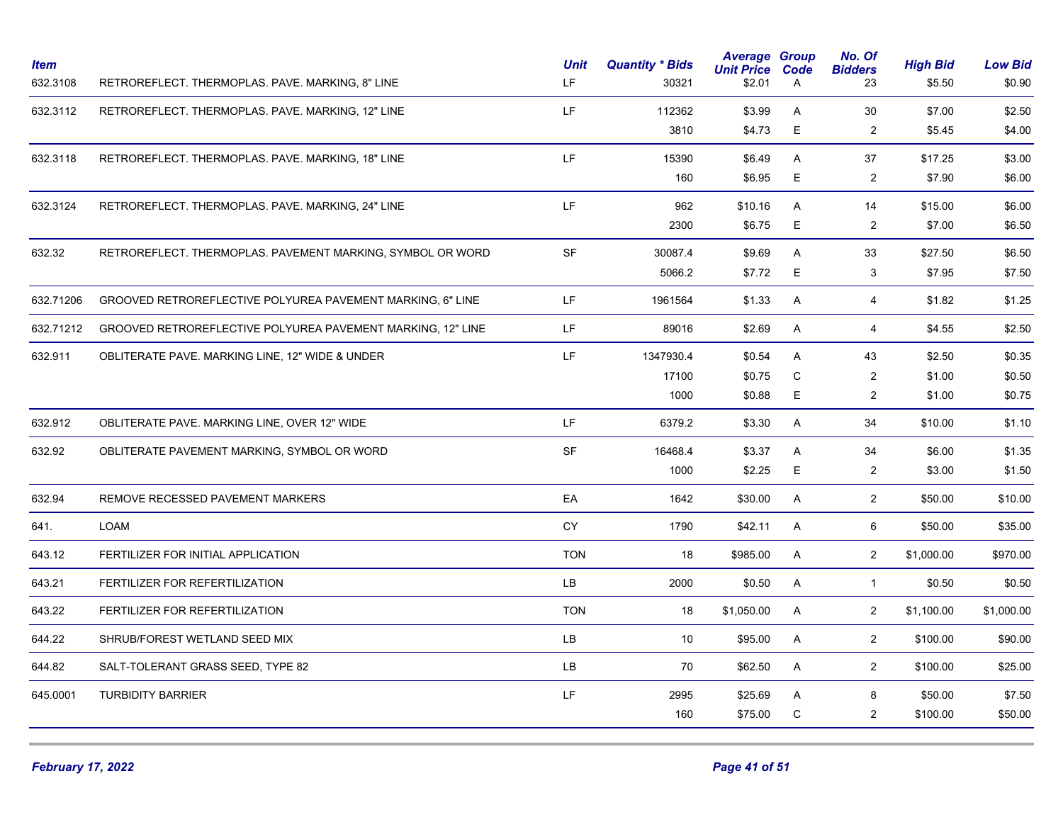| Item | | Unit | Quantity * Bids | Average Unit Price | Group Code | No. Of Bidders | High Bid | Low Bid |
|---|---|---|---|---|---|---|---|---|
| 632.3108 | RETROREFLECT. THERMOPLAS. PAVE. MARKING, 8" LINE | LF | 30321 | $2.01 | A | 23 | $5.50 | $0.90 |
| 632.3112 | RETROREFLECT. THERMOPLAS. PAVE. MARKING, 12" LINE | LF | 112362 | $3.99 | A | 30 | $7.00 | $2.50 |
| | | | 3810 | $4.73 | E | 2 | $5.45 | $4.00 |
| 632.3118 | RETROREFLECT. THERMOPLAS. PAVE. MARKING, 18" LINE | LF | 15390 | $6.49 | A | 37 | $17.25 | $3.00 |
| | | | 160 | $6.95 | E | 2 | $7.90 | $6.00 |
| 632.3124 | RETROREFLECT. THERMOPLAS. PAVE. MARKING, 24" LINE | LF | 962 | $10.16 | A | 14 | $15.00 | $6.00 |
| | | | 2300 | $6.75 | E | 2 | $7.00 | $6.50 |
| 632.32 | RETROREFLECT. THERMOPLAS. PAVEMENT MARKING, SYMBOL OR WORD | SF | 30087.4 | $9.69 | A | 33 | $27.50 | $6.50 |
| | | | 5066.2 | $7.72 | E | 3 | $7.95 | $7.50 |
| 632.71206 | GROOVED RETROREFLECTIVE POLYUREA PAVEMENT MARKING, 6" LINE | LF | 1961564 | $1.33 | A | 4 | $1.82 | $1.25 |
| 632.71212 | GROOVED RETROREFLECTIVE POLYUREA PAVEMENT MARKING, 12" LINE | LF | 89016 | $2.69 | A | 4 | $4.55 | $2.50 |
| 632.911 | OBLITERATE PAVE. MARKING LINE, 12" WIDE & UNDER | LF | 1347930.4 | $0.54 | A | 43 | $2.50 | $0.35 |
| | | | 17100 | $0.75 | C | 2 | $1.00 | $0.50 |
| | | | 1000 | $0.88 | E | 2 | $1.00 | $0.75 |
| 632.912 | OBLITERATE PAVE. MARKING LINE, OVER 12" WIDE | LF | 6379.2 | $3.30 | A | 34 | $10.00 | $1.10 |
| 632.92 | OBLITERATE PAVEMENT MARKING, SYMBOL OR WORD | SF | 16468.4 | $3.37 | A | 34 | $6.00 | $1.35 |
| | | | 1000 | $2.25 | E | 2 | $3.00 | $1.50 |
| 632.94 | REMOVE RECESSED PAVEMENT MARKERS | EA | 1642 | $30.00 | A | 2 | $50.00 | $10.00 |
| 641. | LOAM | CY | 1790 | $42.11 | A | 6 | $50.00 | $35.00 |
| 643.12 | FERTILIZER FOR INITIAL APPLICATION | TON | 18 | $985.00 | A | 2 | $1,000.00 | $970.00 |
| 643.21 | FERTILIZER FOR REFERTILIZATION | LB | 2000 | $0.50 | A | 1 | $0.50 | $0.50 |
| 643.22 | FERTILIZER FOR REFERTILIZATION | TON | 18 | $1,050.00 | A | 2 | $1,100.00 | $1,000.00 |
| 644.22 | SHRUB/FOREST WETLAND SEED MIX | LB | 10 | $95.00 | A | 2 | $100.00 | $90.00 |
| 644.82 | SALT-TOLERANT GRASS SEED, TYPE 82 | LB | 70 | $62.50 | A | 2 | $100.00 | $25.00 |
| 645.0001 | TURBIDITY BARRIER | LF | 2995 | $25.69 | A | 8 | $50.00 | $7.50 |
| | | | 160 | $75.00 | C | 2 | $100.00 | $50.00 |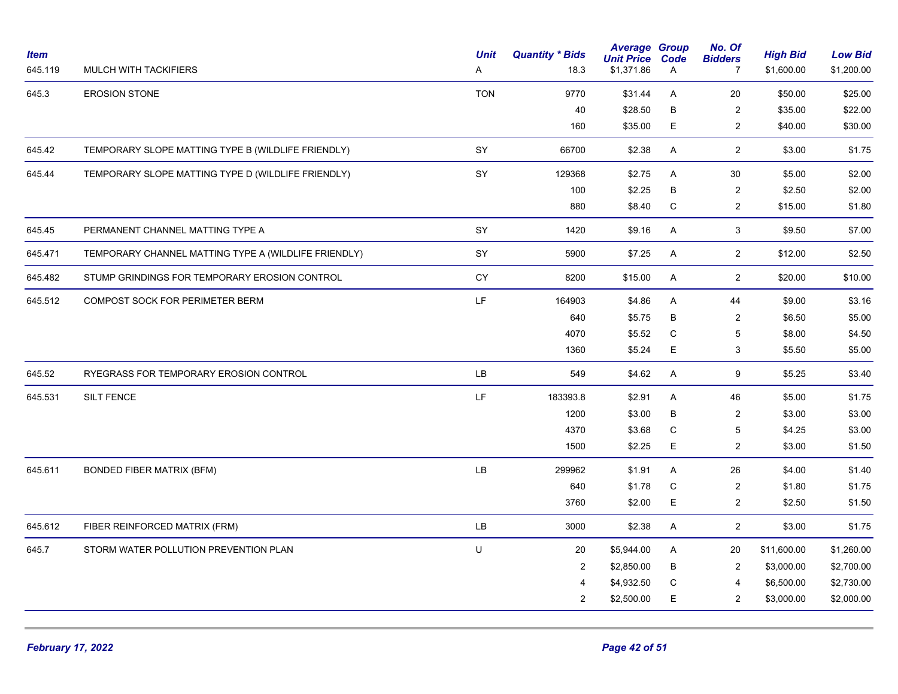| Item | | Unit | Quantity * Bids | Average Unit Price | Group Code | No. Of Bidders | High Bid | Low Bid |
|---|---|---|---|---|---|---|---|---|
| 645.119 | MULCH WITH TACKIFIERS | A | 18.3 | $1,371.86 | A | 7 | $1,600.00 | $1,200.00 |
| 645.3 | EROSION STONE | TON | 9770 | $31.44 | A | 20 | $50.00 | $25.00 |
| | | | 40 | $28.50 | B | 2 | $35.00 | $22.00 |
| | | | 160 | $35.00 | E | 2 | $40.00 | $30.00 |
| 645.42 | TEMPORARY SLOPE MATTING TYPE B (WILDLIFE FRIENDLY) | SY | 66700 | $2.38 | A | 2 | $3.00 | $1.75 |
| 645.44 | TEMPORARY SLOPE MATTING TYPE D (WILDLIFE FRIENDLY) | SY | 129368 | $2.75 | A | 30 | $5.00 | $2.00 |
| | | | 100 | $2.25 | B | 2 | $2.50 | $2.00 |
| | | | 880 | $8.40 | C | 2 | $15.00 | $1.80 |
| 645.45 | PERMANENT CHANNEL MATTING TYPE A | SY | 1420 | $9.16 | A | 3 | $9.50 | $7.00 |
| 645.471 | TEMPORARY CHANNEL MATTING TYPE A (WILDLIFE FRIENDLY) | SY | 5900 | $7.25 | A | 2 | $12.00 | $2.50 |
| 645.482 | STUMP GRINDINGS FOR TEMPORARY EROSION CONTROL | CY | 8200 | $15.00 | A | 2 | $20.00 | $10.00 |
| 645.512 | COMPOST SOCK FOR PERIMETER BERM | LF | 164903 | $4.86 | A | 44 | $9.00 | $3.16 |
| | | | 640 | $5.75 | B | 2 | $6.50 | $5.00 |
| | | | 4070 | $5.52 | C | 5 | $8.00 | $4.50 |
| | | | 1360 | $5.24 | E | 3 | $5.50 | $5.00 |
| 645.52 | RYEGRASS FOR TEMPORARY EROSION CONTROL | LB | 549 | $4.62 | A | 9 | $5.25 | $3.40 |
| 645.531 | SILT FENCE | LF | 183393.8 | $2.91 | A | 46 | $5.00 | $1.75 |
| | | | 1200 | $3.00 | B | 2 | $3.00 | $3.00 |
| | | | 4370 | $3.68 | C | 5 | $4.25 | $3.00 |
| | | | 1500 | $2.25 | E | 2 | $3.00 | $1.50 |
| 645.611 | BONDED FIBER MATRIX (BFM) | LB | 299962 | $1.91 | A | 26 | $4.00 | $1.40 |
| | | | 640 | $1.78 | C | 2 | $1.80 | $1.75 |
| | | | 3760 | $2.00 | E | 2 | $2.50 | $1.50 |
| 645.612 | FIBER REINFORCED MATRIX (FRM) | LB | 3000 | $2.38 | A | 2 | $3.00 | $1.75 |
| 645.7 | STORM WATER POLLUTION PREVENTION PLAN | U | 20 | $5,944.00 | A | 20 | $11,600.00 | $1,260.00 |
| | | | 2 | $2,850.00 | B | 2 | $3,000.00 | $2,700.00 |
| | | | 4 | $4,932.50 | C | 4 | $6,500.00 | $2,730.00 |
| | | | 2 | $2,500.00 | E | 2 | $3,000.00 | $2,000.00 |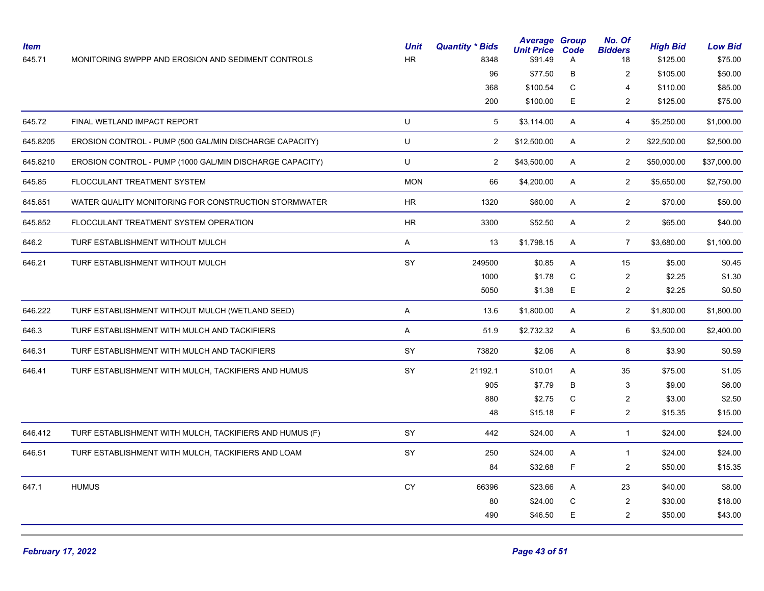| Item | | Unit | Quantity * Bids | Average Unit Price | Group Code | No. Of Bidders | High Bid | Low Bid |
|---|---|---|---|---|---|---|---|---|
| 645.71 | MONITORING SWPPP AND EROSION AND SEDIMENT CONTROLS | HR | 8348 | $91.49 | A | 18 | $125.00 | $75.00 |
| | | | 96 | $77.50 | B | 2 | $105.00 | $50.00 |
| | | | 368 | $100.54 | C | 4 | $110.00 | $85.00 |
| | | | 200 | $100.00 | E | 2 | $125.00 | $75.00 |
| 645.72 | FINAL WETLAND IMPACT REPORT | U | 5 | $3,114.00 | A | 4 | $5,250.00 | $1,000.00 |
| 645.8205 | EROSION CONTROL - PUMP (500 GAL/MIN DISCHARGE CAPACITY) | U | 2 | $12,500.00 | A | 2 | $22,500.00 | $2,500.00 |
| 645.8210 | EROSION CONTROL - PUMP (1000 GAL/MIN DISCHARGE CAPACITY) | U | 2 | $43,500.00 | A | 2 | $50,000.00 | $37,000.00 |
| 645.85 | FLOCCULANT TREATMENT SYSTEM | MON | 66 | $4,200.00 | A | 2 | $5,650.00 | $2,750.00 |
| 645.851 | WATER QUALITY MONITORING FOR CONSTRUCTION STORMWATER | HR | 1320 | $60.00 | A | 2 | $70.00 | $50.00 |
| 645.852 | FLOCCULANT TREATMENT SYSTEM OPERATION | HR | 3300 | $52.50 | A | 2 | $65.00 | $40.00 |
| 646.2 | TURF ESTABLISHMENT WITHOUT MULCH | A | 13 | $1,798.15 | A | 7 | $3,680.00 | $1,100.00 |
| 646.21 | TURF ESTABLISHMENT WITHOUT MULCH | SY | 249500 | $0.85 | A | 15 | $5.00 | $0.45 |
| | | | 1000 | $1.78 | C | 2 | $2.25 | $1.30 |
| | | | 5050 | $1.38 | E | 2 | $2.25 | $0.50 |
| 646.222 | TURF ESTABLISHMENT WITHOUT MULCH (WETLAND SEED) | A | 13.6 | $1,800.00 | A | 2 | $1,800.00 | $1,800.00 |
| 646.3 | TURF ESTABLISHMENT WITH MULCH AND TACKIFIERS | A | 51.9 | $2,732.32 | A | 6 | $3,500.00 | $2,400.00 |
| 646.31 | TURF ESTABLISHMENT WITH MULCH AND TACKIFIERS | SY | 73820 | $2.06 | A | 8 | $3.90 | $0.59 |
| 646.41 | TURF ESTABLISHMENT WITH MULCH, TACKIFIERS AND HUMUS | SY | 21192.1 | $10.01 | A | 35 | $75.00 | $1.05 |
| | | | 905 | $7.79 | B | 3 | $9.00 | $6.00 |
| | | | 880 | $2.75 | C | 2 | $3.00 | $2.50 |
| | | | 48 | $15.18 | F | 2 | $15.35 | $15.00 |
| 646.412 | TURF ESTABLISHMENT WITH MULCH, TACKIFIERS AND HUMUS (F) | SY | 442 | $24.00 | A | 1 | $24.00 | $24.00 |
| 646.51 | TURF ESTABLISHMENT WITH MULCH, TACKIFIERS AND LOAM | SY | 250 | $24.00 | A | 1 | $24.00 | $24.00 |
| | | | 84 | $32.68 | F | 2 | $50.00 | $15.35 |
| 647.1 | HUMUS | CY | 66396 | $23.66 | A | 23 | $40.00 | $8.00 |
| | | | 80 | $24.00 | C | 2 | $30.00 | $18.00 |
| | | | 490 | $46.50 | E | 2 | $50.00 | $43.00 |

*February 17, 2022*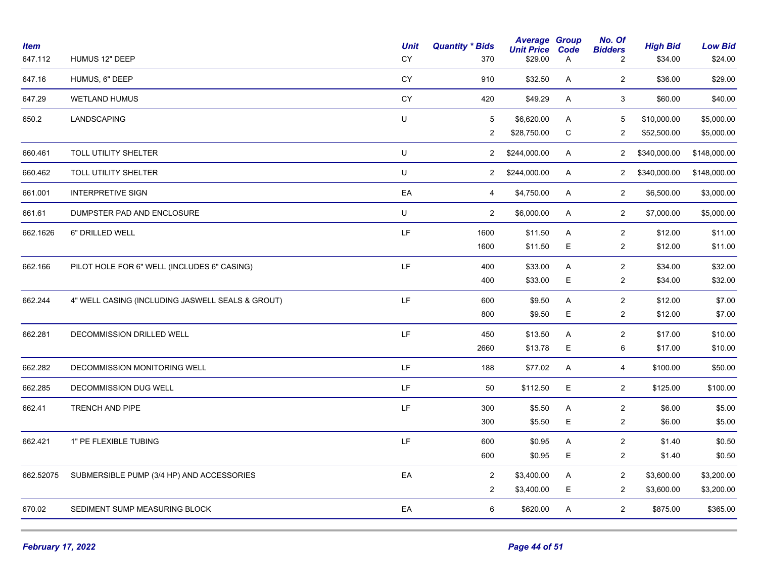| Item | | Unit | Quantity * Bids | Average Unit Price | Group Code | No. Of Bidders | High Bid | Low Bid |
|---|---|---|---|---|---|---|---|---|
| 647.112 | HUMUS 12" DEEP | CY | 370 | $29.00 | A | 2 | $34.00 | $24.00 |
| 647.16 | HUMUS, 6" DEEP | CY | 910 | $32.50 | A | 2 | $36.00 | $29.00 |
| 647.29 | WETLAND HUMUS | CY | 420 | $49.29 | A | 3 | $60.00 | $40.00 |
| 650.2 | LANDSCAPING | U | 5 | $6,620.00 | A | 5 | $10,000.00 | $5,000.00 |
| | | | 2 | $28,750.00 | C | 2 | $52,500.00 | $5,000.00 |
| 660.461 | TOLL UTILITY SHELTER | U | 2 | $244,000.00 | A | 2 | $340,000.00 | $148,000.00 |
| 660.462 | TOLL UTILITY SHELTER | U | 2 | $244,000.00 | A | 2 | $340,000.00 | $148,000.00 |
| 661.001 | INTERPRETIVE SIGN | EA | 4 | $4,750.00 | A | 2 | $6,500.00 | $3,000.00 |
| 661.61 | DUMPSTER PAD AND ENCLOSURE | U | 2 | $6,000.00 | A | 2 | $7,000.00 | $5,000.00 |
| 662.1626 | 6" DRILLED WELL | LF | 1600 | $11.50 | A | 2 | $12.00 | $11.00 |
| | | | 1600 | $11.50 | E | 2 | $12.00 | $11.00 |
| 662.166 | PILOT HOLE FOR 6" WELL (INCLUDES 6" CASING) | LF | 400 | $33.00 | A | 2 | $34.00 | $32.00 |
| | | | 400 | $33.00 | E | 2 | $34.00 | $32.00 |
| 662.244 | 4" WELL CASING (INCLUDING JASWELL SEALS & GROUT) | LF | 600 | $9.50 | A | 2 | $12.00 | $7.00 |
| | | | 800 | $9.50 | E | 2 | $12.00 | $7.00 |
| 662.281 | DECOMMISSION DRILLED WELL | LF | 450 | $13.50 | A | 2 | $17.00 | $10.00 |
| | | | 2660 | $13.78 | E | 6 | $17.00 | $10.00 |
| 662.282 | DECOMMISSION MONITORING WELL | LF | 188 | $77.02 | A | 4 | $100.00 | $50.00 |
| 662.285 | DECOMMISSION DUG WELL | LF | 50 | $112.50 | E | 2 | $125.00 | $100.00 |
| 662.41 | TRENCH AND PIPE | LF | 300 | $5.50 | A | 2 | $6.00 | $5.00 |
| | | | 300 | $5.50 | E | 2 | $6.00 | $5.00 |
| 662.421 | 1" PE FLEXIBLE TUBING | LF | 600 | $0.95 | A | 2 | $1.40 | $0.50 |
| | | | 600 | $0.95 | E | 2 | $1.40 | $0.50 |
| 662.52075 | SUBMERSIBLE PUMP (3/4 HP) AND ACCESSORIES | EA | 2 | $3,400.00 | A | 2 | $3,600.00 | $3,200.00 |
| | | | 2 | $3,400.00 | E | 2 | $3,600.00 | $3,200.00 |
| 670.02 | SEDIMENT SUMP MEASURING BLOCK | EA | 6 | $620.00 | A | 2 | $875.00 | $365.00 |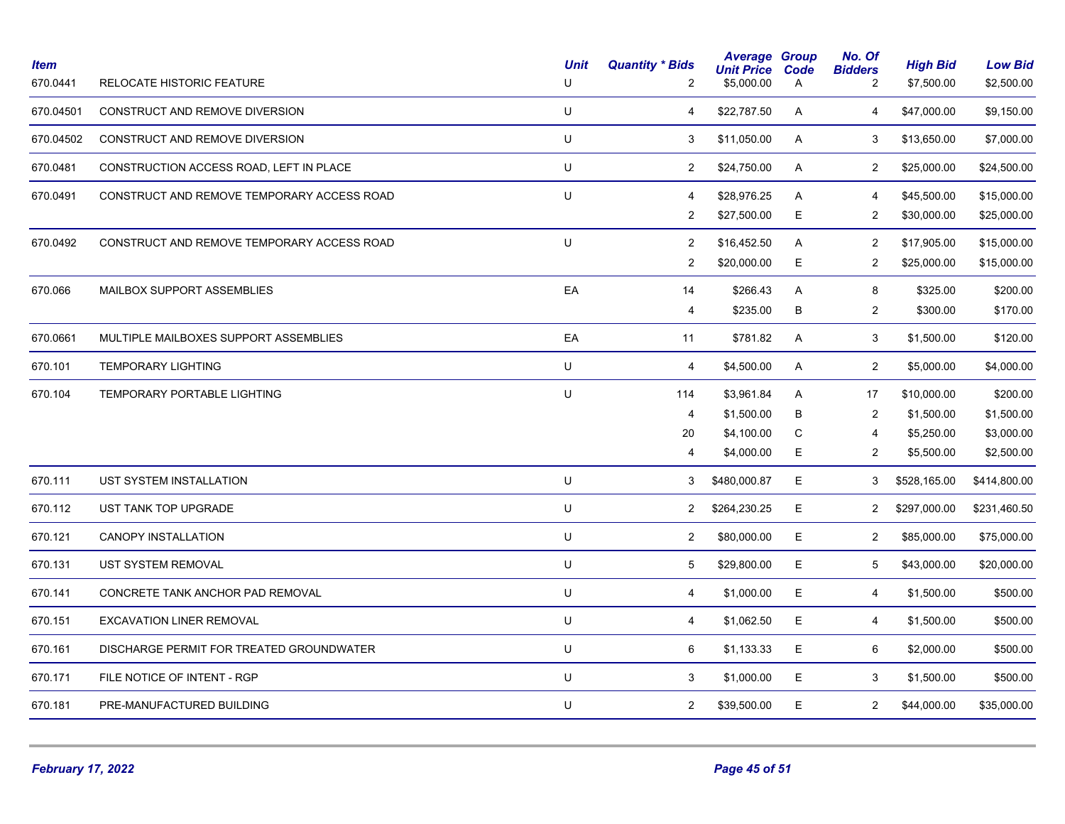| Item | | Unit | Quantity * Bids | Average Unit Price | Group Code | No. Of Bidders | High Bid | Low Bid |
|---|---|---|---|---|---|---|---|---|
| 670.0441 | RELOCATE HISTORIC FEATURE | U | 2 | $5,000.00 | A | 2 | $7,500.00 | $2,500.00 |
| 670.04501 | CONSTRUCT AND REMOVE DIVERSION | U | 4 | $22,787.50 | A | 4 | $47,000.00 | $9,150.00 |
| 670.04502 | CONSTRUCT AND REMOVE DIVERSION | U | 3 | $11,050.00 | A | 3 | $13,650.00 | $7,000.00 |
| 670.0481 | CONSTRUCTION ACCESS ROAD, LEFT IN PLACE | U | 2 | $24,750.00 | A | 2 | $25,000.00 | $24,500.00 |
| 670.0491 | CONSTRUCT AND REMOVE TEMPORARY ACCESS ROAD | U | 4 | $28,976.25 | A | 4 | $45,500.00 | $15,000.00 |
| | | | 2 | $27,500.00 | E | 2 | $30,000.00 | $25,000.00 |
| 670.0492 | CONSTRUCT AND REMOVE TEMPORARY ACCESS ROAD | U | 2 | $16,452.50 | A | 2 | $17,905.00 | $15,000.00 |
| | | | 2 | $20,000.00 | E | 2 | $25,000.00 | $15,000.00 |
| 670.066 | MAILBOX SUPPORT ASSEMBLIES | EA | 14 | $266.43 | A | 8 | $325.00 | $200.00 |
| | | | 4 | $235.00 | B | 2 | $300.00 | $170.00 |
| 670.0661 | MULTIPLE MAILBOXES SUPPORT ASSEMBLIES | EA | 11 | $781.82 | A | 3 | $1,500.00 | $120.00 |
| 670.101 | TEMPORARY LIGHTING | U | 4 | $4,500.00 | A | 2 | $5,000.00 | $4,000.00 |
| 670.104 | TEMPORARY PORTABLE LIGHTING | U | 114 | $3,961.84 | A | 17 | $10,000.00 | $200.00 |
| | | | 4 | $1,500.00 | B | 2 | $1,500.00 | $1,500.00 |
| | | | 20 | $4,100.00 | C | 4 | $5,250.00 | $3,000.00 |
| | | | 4 | $4,000.00 | E | 2 | $5,500.00 | $2,500.00 |
| 670.111 | UST SYSTEM INSTALLATION | U | 3 | $480,000.87 | E | 3 | $528,165.00 | $414,800.00 |
| 670.112 | UST TANK TOP UPGRADE | U | 2 | $264,230.25 | E | 2 | $297,000.00 | $231,460.50 |
| 670.121 | CANOPY INSTALLATION | U | 2 | $80,000.00 | E | 2 | $85,000.00 | $75,000.00 |
| 670.131 | UST SYSTEM REMOVAL | U | 5 | $29,800.00 | E | 5 | $43,000.00 | $20,000.00 |
| 670.141 | CONCRETE TANK ANCHOR PAD REMOVAL | U | 4 | $1,000.00 | E | 4 | $1,500.00 | $500.00 |
| 670.151 | EXCAVATION LINER REMOVAL | U | 4 | $1,062.50 | E | 4 | $1,500.00 | $500.00 |
| 670.161 | DISCHARGE PERMIT FOR TREATED GROUNDWATER | U | 6 | $1,133.33 | E | 6 | $2,000.00 | $500.00 |
| 670.171 | FILE NOTICE OF INTENT - RGP | U | 3 | $1,000.00 | E | 3 | $1,500.00 | $500.00 |
| 670.181 | PRE-MANUFACTURED BUILDING | U | 2 | $39,500.00 | E | 2 | $44,000.00 | $35,000.00 |

*February 17, 2022*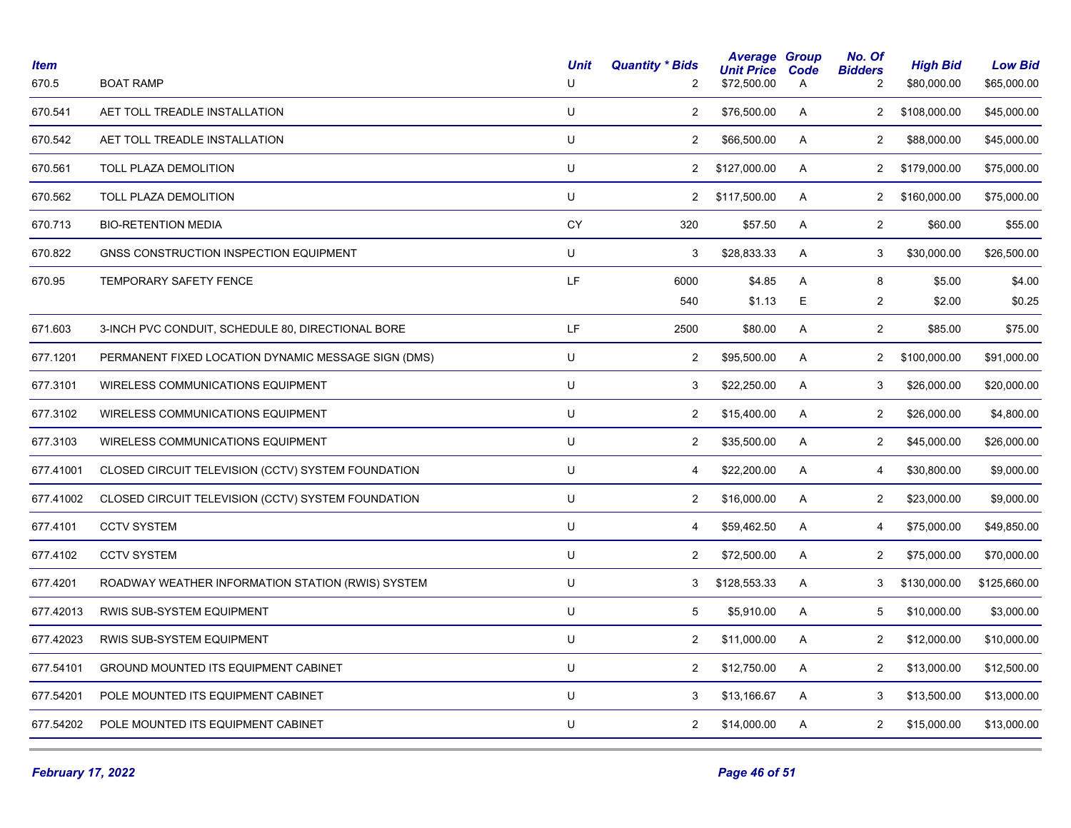| Item | | Unit | Quantity * Bids | Average Unit Price | Group Code | No. Of Bidders | High Bid | Low Bid |
|---|---|---|---|---|---|---|---|---|
| 670.5 | BOAT RAMP | U | 2 | $72,500.00 | A | 2 | $80,000.00 | $65,000.00 |
| 670.541 | AET TOLL TREADLE INSTALLATION | U | 2 | $76,500.00 | A | 2 | $108,000.00 | $45,000.00 |
| 670.542 | AET TOLL TREADLE INSTALLATION | U | 2 | $66,500.00 | A | 2 | $88,000.00 | $45,000.00 |
| 670.561 | TOLL PLAZA DEMOLITION | U | 2 | $127,000.00 | A | 2 | $179,000.00 | $75,000.00 |
| 670.562 | TOLL PLAZA DEMOLITION | U | 2 | $117,500.00 | A | 2 | $160,000.00 | $75,000.00 |
| 670.713 | BIO-RETENTION MEDIA | CY | 320 | $57.50 | A | 2 | $60.00 | $55.00 |
| 670.822 | GNSS CONSTRUCTION INSPECTION EQUIPMENT | U | 3 | $28,833.33 | A | 3 | $30,000.00 | $26,500.00 |
| 670.95 | TEMPORARY SAFETY FENCE | LF | 6000 | $4.85 | A | 8 | $5.00 | $4.00 |
| | | | 540 | $1.13 | E | 2 | $2.00 | $0.25 |
| 671.603 | 3-INCH PVC CONDUIT, SCHEDULE 80, DIRECTIONAL BORE | LF | 2500 | $80.00 | A | 2 | $85.00 | $75.00 |
| 677.1201 | PERMANENT FIXED LOCATION DYNAMIC MESSAGE SIGN (DMS) | U | 2 | $95,500.00 | A | 2 | $100,000.00 | $91,000.00 |
| 677.3101 | WIRELESS COMMUNICATIONS EQUIPMENT | U | 3 | $22,250.00 | A | 3 | $26,000.00 | $20,000.00 |
| 677.3102 | WIRELESS COMMUNICATIONS EQUIPMENT | U | 2 | $15,400.00 | A | 2 | $26,000.00 | $4,800.00 |
| 677.3103 | WIRELESS COMMUNICATIONS EQUIPMENT | U | 2 | $35,500.00 | A | 2 | $45,000.00 | $26,000.00 |
| 677.41001 | CLOSED CIRCUIT TELEVISION (CCTV) SYSTEM FOUNDATION | U | 4 | $22,200.00 | A | 4 | $30,800.00 | $9,000.00 |
| 677.41002 | CLOSED CIRCUIT TELEVISION (CCTV) SYSTEM FOUNDATION | U | 2 | $16,000.00 | A | 2 | $23,000.00 | $9,000.00 |
| 677.4101 | CCTV SYSTEM | U | 4 | $59,462.50 | A | 4 | $75,000.00 | $49,850.00 |
| 677.4102 | CCTV SYSTEM | U | 2 | $72,500.00 | A | 2 | $75,000.00 | $70,000.00 |
| 677.4201 | ROADWAY WEATHER INFORMATION STATION (RWIS) SYSTEM | U | 3 | $128,553.33 | A | 3 | $130,000.00 | $125,660.00 |
| 677.42013 | RWIS SUB-SYSTEM EQUIPMENT | U | 5 | $5,910.00 | A | 5 | $10,000.00 | $3,000.00 |
| 677.42023 | RWIS SUB-SYSTEM EQUIPMENT | U | 2 | $11,000.00 | A | 2 | $12,000.00 | $10,000.00 |
| 677.54101 | GROUND MOUNTED ITS EQUIPMENT CABINET | U | 2 | $12,750.00 | A | 2 | $13,000.00 | $12,500.00 |
| 677.54201 | POLE MOUNTED ITS EQUIPMENT CABINET | U | 3 | $13,166.67 | A | 3 | $13,500.00 | $13,000.00 |
| 677.54202 | POLE MOUNTED ITS EQUIPMENT CABINET | U | 2 | $14,000.00 | A | 2 | $15,000.00 | $13,000.00 |

*February 17, 2022*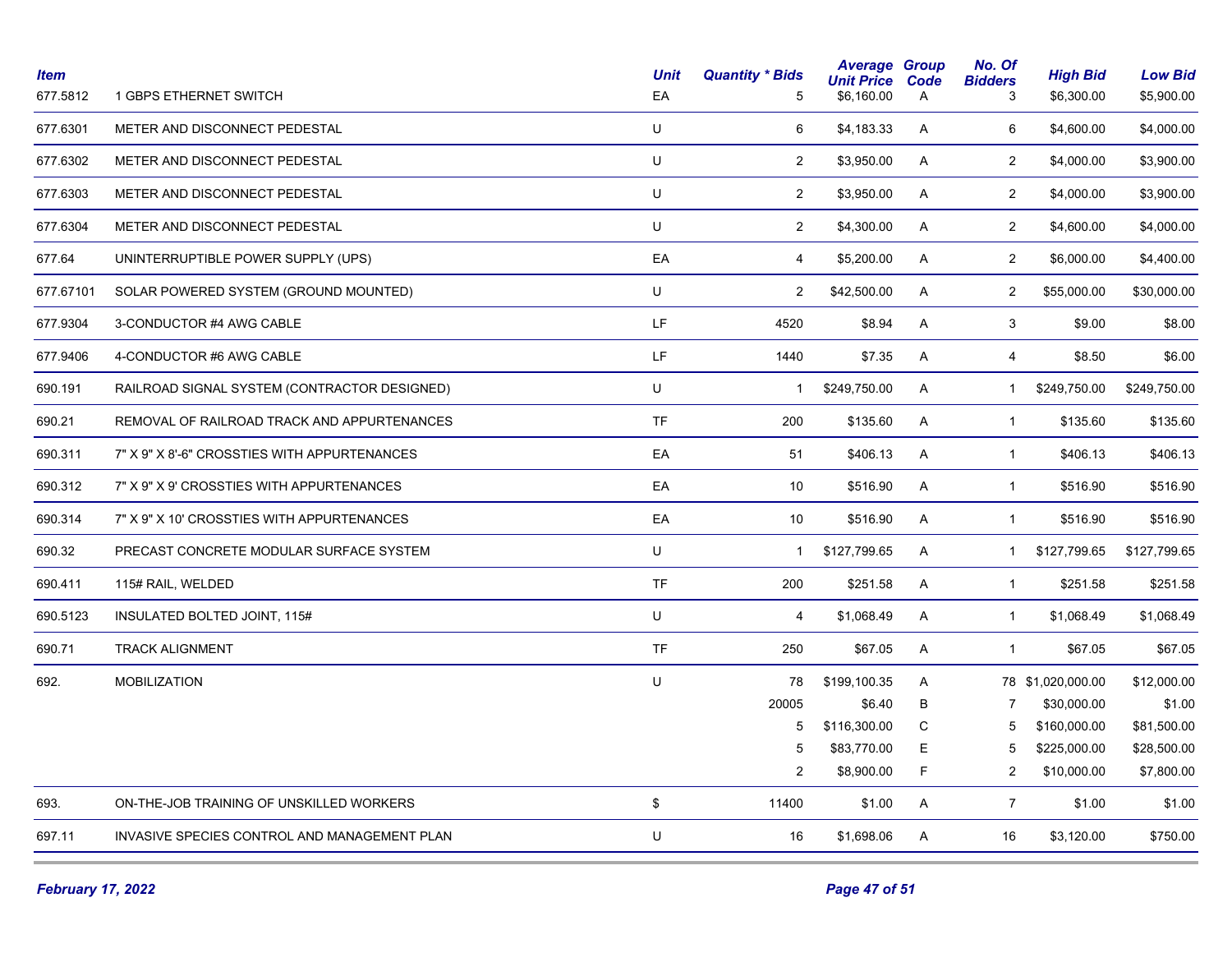| Item | | Unit | Quantity * Bids | Average Unit Price | Group Code | No. Of Bidders | High Bid | Low Bid |
|---|---|---|---|---|---|---|---|---|
| 677.5812 | 1 GBPS ETHERNET SWITCH | EA | 5 | $6,160.00 | A | 3 | $6,300.00 | $5,900.00 |
| 677.6301 | METER AND DISCONNECT PEDESTAL | U | 6 | $4,183.33 | A | 6 | $4,600.00 | $4,000.00 |
| 677.6302 | METER AND DISCONNECT PEDESTAL | U | 2 | $3,950.00 | A | 2 | $4,000.00 | $3,900.00 |
| 677.6303 | METER AND DISCONNECT PEDESTAL | U | 2 | $3,950.00 | A | 2 | $4,000.00 | $3,900.00 |
| 677.6304 | METER AND DISCONNECT PEDESTAL | U | 2 | $4,300.00 | A | 2 | $4,600.00 | $4,000.00 |
| 677.64 | UNINTERRUPTIBLE POWER SUPPLY (UPS) | EA | 4 | $5,200.00 | A | 2 | $6,000.00 | $4,400.00 |
| 677.67101 | SOLAR POWERED SYSTEM (GROUND MOUNTED) | U | 2 | $42,500.00 | A | 2 | $55,000.00 | $30,000.00 |
| 677.9304 | 3-CONDUCTOR #4 AWG CABLE | LF | 4520 | $8.94 | A | 3 | $9.00 | $8.00 |
| 677.9406 | 4-CONDUCTOR #6 AWG CABLE | LF | 1440 | $7.35 | A | 4 | $8.50 | $6.00 |
| 690.191 | RAILROAD SIGNAL SYSTEM (CONTRACTOR DESIGNED) | U | 1 | $249,750.00 | A | 1 | $249,750.00 | $249,750.00 |
| 690.21 | REMOVAL OF RAILROAD TRACK AND APPURTENANCES | TF | 200 | $135.60 | A | 1 | $135.60 | $135.60 |
| 690.311 | 7" X 9" X 8'-6" CROSSTIES WITH APPURTENANCES | EA | 51 | $406.13 | A | 1 | $406.13 | $406.13 |
| 690.312 | 7" X 9" X 9' CROSSTIES WITH APPURTENANCES | EA | 10 | $516.90 | A | 1 | $516.90 | $516.90 |
| 690.314 | 7" X 9" X 10' CROSSTIES WITH APPURTENANCES | EA | 10 | $516.90 | A | 1 | $516.90 | $516.90 |
| 690.32 | PRECAST CONCRETE MODULAR SURFACE SYSTEM | U | 1 | $127,799.65 | A | 1 | $127,799.65 | $127,799.65 |
| 690.411 | 115# RAIL, WELDED | TF | 200 | $251.58 | A | 1 | $251.58 | $251.58 |
| 690.5123 | INSULATED BOLTED JOINT, 115# | U | 4 | $1,068.49 | A | 1 | $1,068.49 | $1,068.49 |
| 690.71 | TRACK ALIGNMENT | TF | 250 | $67.05 | A | 1 | $67.05 | $67.05 |
| 692. | MOBILIZATION | U | 78 | $199,100.35 | A | 78 | $1,020,000.00 | $12,000.00 |
| | | | 20005 | $6.40 | B | 7 | $30,000.00 | $1.00 |
| | | | 5 | $116,300.00 | C | 5 | $160,000.00 | $81,500.00 |
| | | | 5 | $83,770.00 | E | 5 | $225,000.00 | $28,500.00 |
| | | | 2 | $8,900.00 | F | 2 | $10,000.00 | $7,800.00 |
| 693. | ON-THE-JOB TRAINING OF UNSKILLED WORKERS | $ | 11400 | $1.00 | A | 7 | $1.00 | $1.00 |
| 697.11 | INVASIVE SPECIES CONTROL AND MANAGEMENT PLAN | U | 16 | $1,698.06 | A | 16 | $3,120.00 | $750.00 |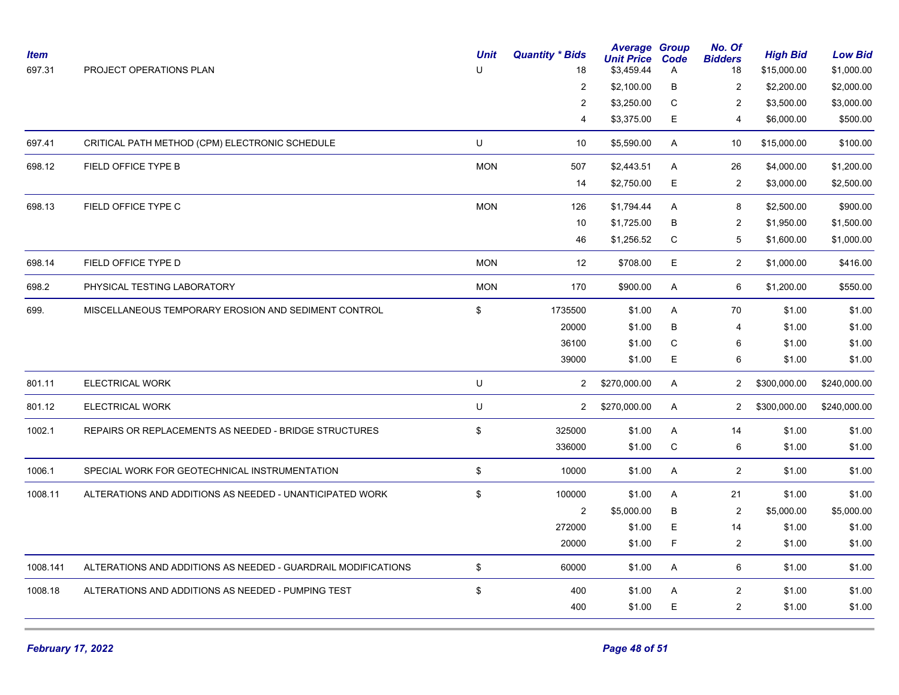| Item | | Unit | Quantity * Bids | Average Unit Price | Group Code | No. Of Bidders | High Bid | Low Bid |
|---|---|---|---|---|---|---|---|---|
| 697.31 | PROJECT OPERATIONS PLAN | U | 18 | $3,459.44 | A | 18 | $15,000.00 | $1,000.00 |
| | | | 2 | $2,100.00 | B | 2 | $2,200.00 | $2,000.00 |
| | | | 2 | $3,250.00 | C | 2 | $3,500.00 | $3,000.00 |
| | | | 4 | $3,375.00 | E | 4 | $6,000.00 | $500.00 |
| 697.41 | CRITICAL PATH METHOD (CPM) ELECTRONIC SCHEDULE | U | 10 | $5,590.00 | A | 10 | $15,000.00 | $100.00 |
| 698.12 | FIELD OFFICE TYPE B | MON | 507 | $2,443.51 | A | 26 | $4,000.00 | $1,200.00 |
| | | | 14 | $2,750.00 | E | 2 | $3,000.00 | $2,500.00 |
| 698.13 | FIELD OFFICE TYPE C | MON | 126 | $1,794.44 | A | 8 | $2,500.00 | $900.00 |
| | | | 10 | $1,725.00 | B | 2 | $1,950.00 | $1,500.00 |
| | | | 46 | $1,256.52 | C | 5 | $1,600.00 | $1,000.00 |
| 698.14 | FIELD OFFICE TYPE D | MON | 12 | $708.00 | E | 2 | $1,000.00 | $416.00 |
| 698.2 | PHYSICAL TESTING LABORATORY | MON | 170 | $900.00 | A | 6 | $1,200.00 | $550.00 |
| 699. | MISCELLANEOUS TEMPORARY EROSION AND SEDIMENT CONTROL | $ | 1735500 | $1.00 | A | 70 | $1.00 | $1.00 |
| | | | 20000 | $1.00 | B | 4 | $1.00 | $1.00 |
| | | | 36100 | $1.00 | C | 6 | $1.00 | $1.00 |
| | | | 39000 | $1.00 | E | 6 | $1.00 | $1.00 |
| 801.11 | ELECTRICAL WORK | U | 2 | $270,000.00 | A | 2 | $300,000.00 | $240,000.00 |
| 801.12 | ELECTRICAL WORK | U | 2 | $270,000.00 | A | 2 | $300,000.00 | $240,000.00 |
| 1002.1 | REPAIRS OR REPLACEMENTS AS NEEDED - BRIDGE STRUCTURES | $ | 325000 | $1.00 | A | 14 | $1.00 | $1.00 |
| | | | 336000 | $1.00 | C | 6 | $1.00 | $1.00 |
| 1006.1 | SPECIAL WORK FOR GEOTECHNICAL INSTRUMENTATION | $ | 10000 | $1.00 | A | 2 | $1.00 | $1.00 |
| 1008.11 | ALTERATIONS AND ADDITIONS AS NEEDED - UNANTICIPATED WORK | $ | 100000 | $1.00 | A | 21 | $1.00 | $1.00 |
| | | | 2 | $5,000.00 | B | 2 | $5,000.00 | $5,000.00 |
| | | | 272000 | $1.00 | E | 14 | $1.00 | $1.00 |
| | | | 20000 | $1.00 | F | 2 | $1.00 | $1.00 |
| 1008.141 | ALTERATIONS AND ADDITIONS AS NEEDED - GUARDRAIL MODIFICATIONS | $ | 60000 | $1.00 | A | 6 | $1.00 | $1.00 |
| 1008.18 | ALTERATIONS AND ADDITIONS AS NEEDED - PUMPING TEST | $ | 400 | $1.00 | A | 2 | $1.00 | $1.00 |
| | | | 400 | $1.00 | E | 2 | $1.00 | $1.00 |

*February 17, 2022*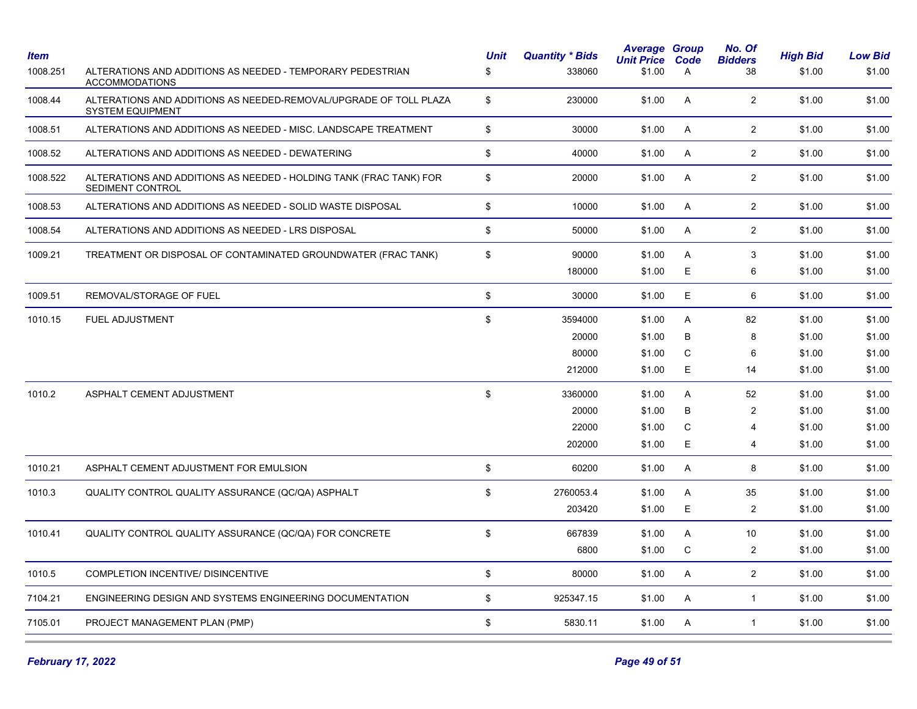| Item | | Unit | Quantity * Bids | Average Unit Price | Group Code | No. Of Bidders | High Bid | Low Bid |
|---|---|---|---|---|---|---|---|---|
| 1008.251 | ALTERATIONS AND ADDITIONS AS NEEDED - TEMPORARY PEDESTRIAN ACCOMMODATIONS | $ | 338060 | $1.00 | A | 38 | $1.00 | $1.00 |
| 1008.44 | ALTERATIONS AND ADDITIONS AS NEEDED-REMOVAL/UPGRADE OF TOLL PLAZA SYSTEM EQUIPMENT | $ | 230000 | $1.00 | A | 2 | $1.00 | $1.00 |
| 1008.51 | ALTERATIONS AND ADDITIONS AS NEEDED - MISC. LANDSCAPE TREATMENT | $ | 30000 | $1.00 | A | 2 | $1.00 | $1.00 |
| 1008.52 | ALTERATIONS AND ADDITIONS AS NEEDED - DEWATERING | $ | 40000 | $1.00 | A | 2 | $1.00 | $1.00 |
| 1008.522 | ALTERATIONS AND ADDITIONS AS NEEDED - HOLDING TANK (FRAC TANK) FOR SEDIMENT CONTROL | $ | 20000 | $1.00 | A | 2 | $1.00 | $1.00 |
| 1008.53 | ALTERATIONS AND ADDITIONS AS NEEDED - SOLID WASTE DISPOSAL | $ | 10000 | $1.00 | A | 2 | $1.00 | $1.00 |
| 1008.54 | ALTERATIONS AND ADDITIONS AS NEEDED - LRS DISPOSAL | $ | 50000 | $1.00 | A | 2 | $1.00 | $1.00 |
| 1009.21 | TREATMENT OR DISPOSAL OF CONTAMINATED GROUNDWATER (FRAC TANK) | $ | 90000 | $1.00 | A | 3 | $1.00 | $1.00 |
| | | | 180000 | $1.00 | E | 6 | $1.00 | $1.00 |
| 1009.51 | REMOVAL/STORAGE OF FUEL | $ | 30000 | $1.00 | E | 6 | $1.00 | $1.00 |
| 1010.15 | FUEL ADJUSTMENT | $ | 3594000 | $1.00 | A | 82 | $1.00 | $1.00 |
| | | | 20000 | $1.00 | B | 8 | $1.00 | $1.00 |
| | | | 80000 | $1.00 | C | 6 | $1.00 | $1.00 |
| | | | 212000 | $1.00 | E | 14 | $1.00 | $1.00 |
| 1010.2 | ASPHALT CEMENT ADJUSTMENT | $ | 3360000 | $1.00 | A | 52 | $1.00 | $1.00 |
| | | | 20000 | $1.00 | B | 2 | $1.00 | $1.00 |
| | | | 22000 | $1.00 | C | 4 | $1.00 | $1.00 |
| | | | 202000 | $1.00 | E | 4 | $1.00 | $1.00 |
| 1010.21 | ASPHALT CEMENT ADJUSTMENT FOR EMULSION | $ | 60200 | $1.00 | A | 8 | $1.00 | $1.00 |
| 1010.3 | QUALITY CONTROL QUALITY ASSURANCE (QC/QA) ASPHALT | $ | 2760053.4 | $1.00 | A | 35 | $1.00 | $1.00 |
| | | | 203420 | $1.00 | E | 2 | $1.00 | $1.00 |
| 1010.41 | QUALITY CONTROL QUALITY ASSURANCE (QC/QA) FOR CONCRETE | $ | 667839 | $1.00 | A | 10 | $1.00 | $1.00 |
| | | | 6800 | $1.00 | C | 2 | $1.00 | $1.00 |
| 1010.5 | COMPLETION INCENTIVE/ DISINCENTIVE | $ | 80000 | $1.00 | A | 2 | $1.00 | $1.00 |
| 7104.21 | ENGINEERING DESIGN AND SYSTEMS ENGINEERING DOCUMENTATION | $ | 925347.15 | $1.00 | A | 1 | $1.00 | $1.00 |
| 7105.01 | PROJECT MANAGEMENT PLAN (PMP) | $ | 5830.11 | $1.00 | A | 1 | $1.00 | $1.00 |

*February 17, 2022*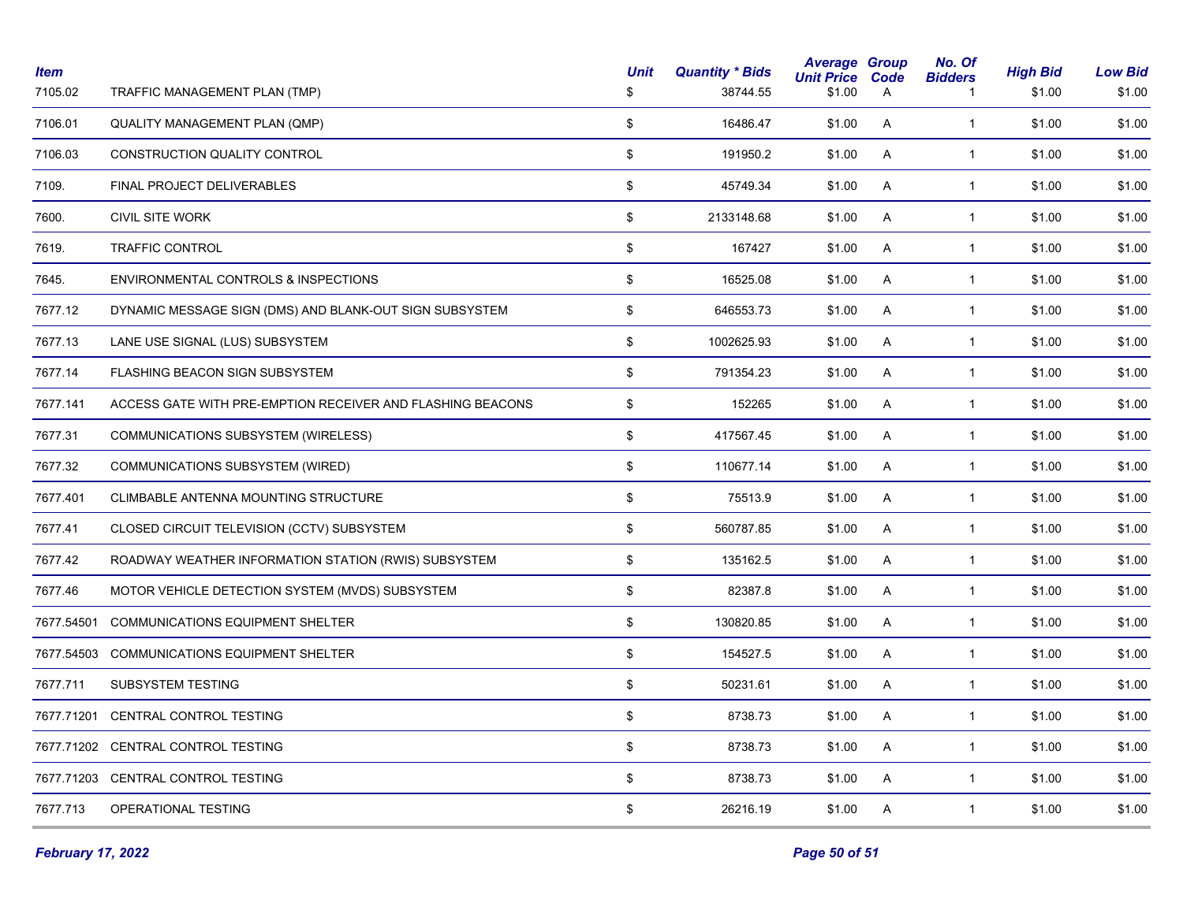| Item | | Unit | Quantity * Bids | Average Unit Price | Group Code | No. Of Bidders | High Bid | Low Bid |
|---|---|---|---|---|---|---|---|---|
| 7105.02 | TRAFFIC MANAGEMENT PLAN (TMP) | $ | 38744.55 | $1.00 | A | 1 | $1.00 | $1.00 |
| 7106.01 | QUALITY MANAGEMENT PLAN (QMP) | $ | 16486.47 | $1.00 | A | 1 | $1.00 | $1.00 |
| 7106.03 | CONSTRUCTION QUALITY CONTROL | $ | 191950.2 | $1.00 | A | 1 | $1.00 | $1.00 |
| 7109. | FINAL PROJECT DELIVERABLES | $ | 45749.34 | $1.00 | A | 1 | $1.00 | $1.00 |
| 7600. | CIVIL SITE WORK | $ | 2133148.68 | $1.00 | A | 1 | $1.00 | $1.00 |
| 7619. | TRAFFIC CONTROL | $ | 167427 | $1.00 | A | 1 | $1.00 | $1.00 |
| 7645. | ENVIRONMENTAL CONTROLS & INSPECTIONS | $ | 16525.08 | $1.00 | A | 1 | $1.00 | $1.00 |
| 7677.12 | DYNAMIC MESSAGE SIGN (DMS) AND BLANK-OUT SIGN SUBSYSTEM | $ | 646553.73 | $1.00 | A | 1 | $1.00 | $1.00 |
| 7677.13 | LANE USE SIGNAL (LUS) SUBSYSTEM | $ | 1002625.93 | $1.00 | A | 1 | $1.00 | $1.00 |
| 7677.14 | FLASHING BEACON SIGN SUBSYSTEM | $ | 791354.23 | $1.00 | A | 1 | $1.00 | $1.00 |
| 7677.141 | ACCESS GATE WITH PRE-EMPTION RECEIVER AND FLASHING BEACONS | $ | 152265 | $1.00 | A | 1 | $1.00 | $1.00 |
| 7677.31 | COMMUNICATIONS SUBSYSTEM (WIRELESS) | $ | 417567.45 | $1.00 | A | 1 | $1.00 | $1.00 |
| 7677.32 | COMMUNICATIONS SUBSYSTEM (WIRED) | $ | 110677.14 | $1.00 | A | 1 | $1.00 | $1.00 |
| 7677.401 | CLIMBABLE ANTENNA MOUNTING STRUCTURE | $ | 75513.9 | $1.00 | A | 1 | $1.00 | $1.00 |
| 7677.41 | CLOSED CIRCUIT TELEVISION (CCTV) SUBSYSTEM | $ | 560787.85 | $1.00 | A | 1 | $1.00 | $1.00 |
| 7677.42 | ROADWAY WEATHER INFORMATION STATION (RWIS) SUBSYSTEM | $ | 135162.5 | $1.00 | A | 1 | $1.00 | $1.00 |
| 7677.46 | MOTOR VEHICLE DETECTION SYSTEM (MVDS) SUBSYSTEM | $ | 82387.8 | $1.00 | A | 1 | $1.00 | $1.00 |
| 7677.54501 | COMMUNICATIONS EQUIPMENT SHELTER | $ | 130820.85 | $1.00 | A | 1 | $1.00 | $1.00 |
| 7677.54503 | COMMUNICATIONS EQUIPMENT SHELTER | $ | 154527.5 | $1.00 | A | 1 | $1.00 | $1.00 |
| 7677.711 | SUBSYSTEM TESTING | $ | 50231.61 | $1.00 | A | 1 | $1.00 | $1.00 |
| 7677.71201 | CENTRAL CONTROL TESTING | $ | 8738.73 | $1.00 | A | 1 | $1.00 | $1.00 |
| 7677.71202 | CENTRAL CONTROL TESTING | $ | 8738.73 | $1.00 | A | 1 | $1.00 | $1.00 |
| 7677.71203 | CENTRAL CONTROL TESTING | $ | 8738.73 | $1.00 | A | 1 | $1.00 | $1.00 |
| 7677.713 | OPERATIONAL TESTING | $ | 26216.19 | $1.00 | A | 1 | $1.00 | $1.00 |

*February 17, 2022*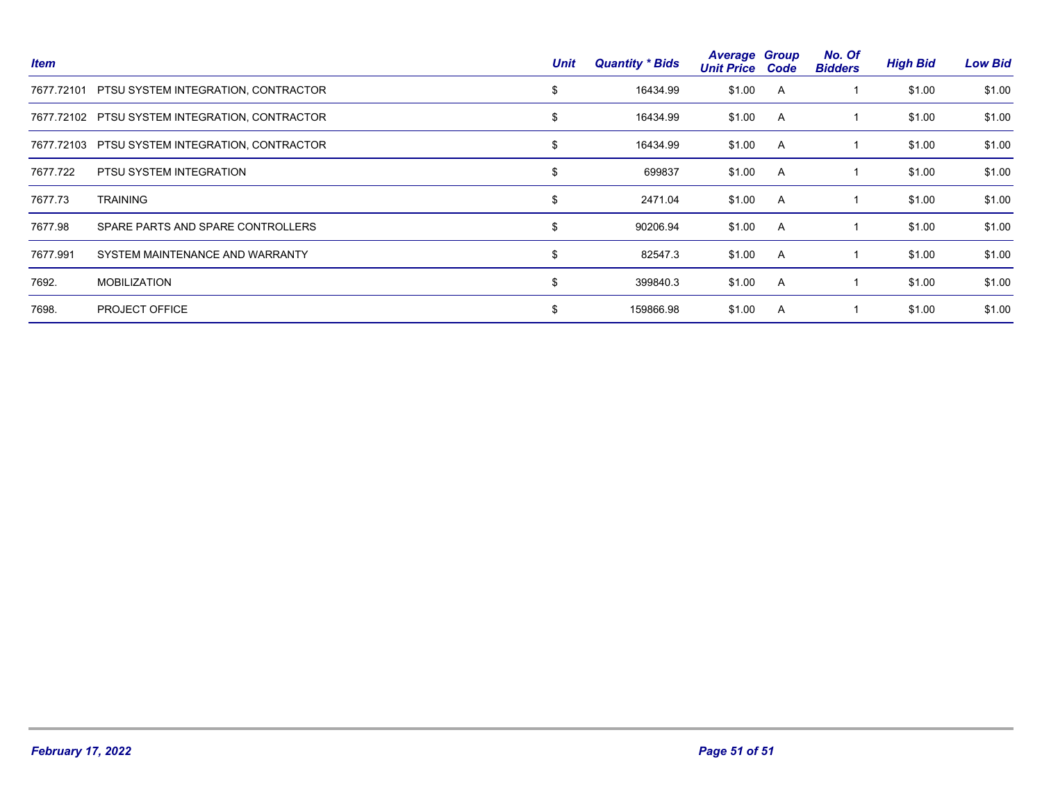| Item | | Unit | Quantity * Bids | Average Unit Price | Group Code | No. Of Bidders | High Bid | Low Bid |
|---|---|---|---|---|---|---|---|---|
| 7677.72101 | PTSU SYSTEM INTEGRATION, CONTRACTOR | $ | 16434.99 | $1.00 | A | 1 | $1.00 | $1.00 |
| 7677.72102 | PTSU SYSTEM INTEGRATION, CONTRACTOR | $ | 16434.99 | $1.00 | A | 1 | $1.00 | $1.00 |
| 7677.72103 | PTSU SYSTEM INTEGRATION, CONTRACTOR | $ | 16434.99 | $1.00 | A | 1 | $1.00 | $1.00 |
| 7677.722 | PTSU SYSTEM INTEGRATION | $ | 699837 | $1.00 | A | 1 | $1.00 | $1.00 |
| 7677.73 | TRAINING | $ | 2471.04 | $1.00 | A | 1 | $1.00 | $1.00 |
| 7677.98 | SPARE PARTS AND SPARE CONTROLLERS | $ | 90206.94 | $1.00 | A | 1 | $1.00 | $1.00 |
| 7677.991 | SYSTEM MAINTENANCE AND WARRANTY | $ | 82547.3 | $1.00 | A | 1 | $1.00 | $1.00 |
| 7692. | MOBILIZATION | $ | 399840.3 | $1.00 | A | 1 | $1.00 | $1.00 |
| 7698. | PROJECT OFFICE | $ | 159866.98 | $1.00 | A | 1 | $1.00 | $1.00 |